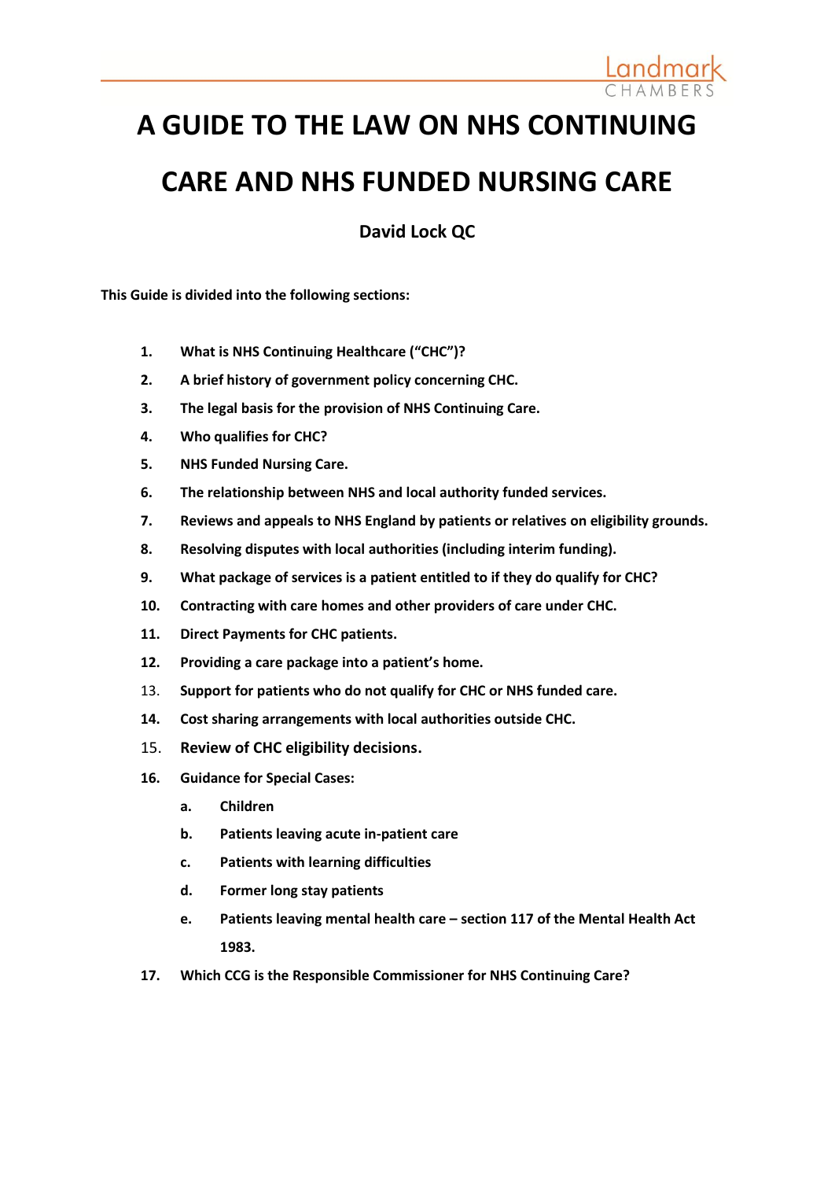# A GUIDE TO THE LAW ON NHS CONTINUING CARE AND NHS FUNDED NURSING CARE

**David Lock QC**

**This Guide is divided into the following sections:**

1. **What is NHS Continuing Healthcare ("CHC")?**
2. **A brief history of government policy concerning CHC.**
3. **The legal basis for the provision of NHS Continuing Care.**
4. **Who qualifies for CHC?**
5. **NHS Funded Nursing Care.**
6. **The relationship between NHS and local authority funded services.**
7. **Reviews and appeals to NHS England by patients or relatives on eligibility grounds.**
8. **Resolving disputes with local authorities (including interim funding).**
9. **What package of services is a patient entitled to if they do qualify for CHC?**
10. **Contracting with care homes and other providers of care under CHC.**
11. **Direct Payments for CHC patients.**
12. **Providing a care package into a patient's home.**
13. **Support for patients who do not qualify for CHC or NHS funded care.**
14. **Cost sharing arrangements with local authorities outside CHC.**
15. **Review of CHC eligibility decisions.**
16. **Guidance for Special Cases:**
    - a. **Children**
    - b. **Patients leaving acute in-patient care**
    - c. **Patients with learning difficulties**
    - d. **Former long stay patients**
    - e. **Patients leaving mental health care – section 117 of the Mental Health Act 1983.**
17. **Which CCG is the Responsible Commissioner for NHS Continuing Care?**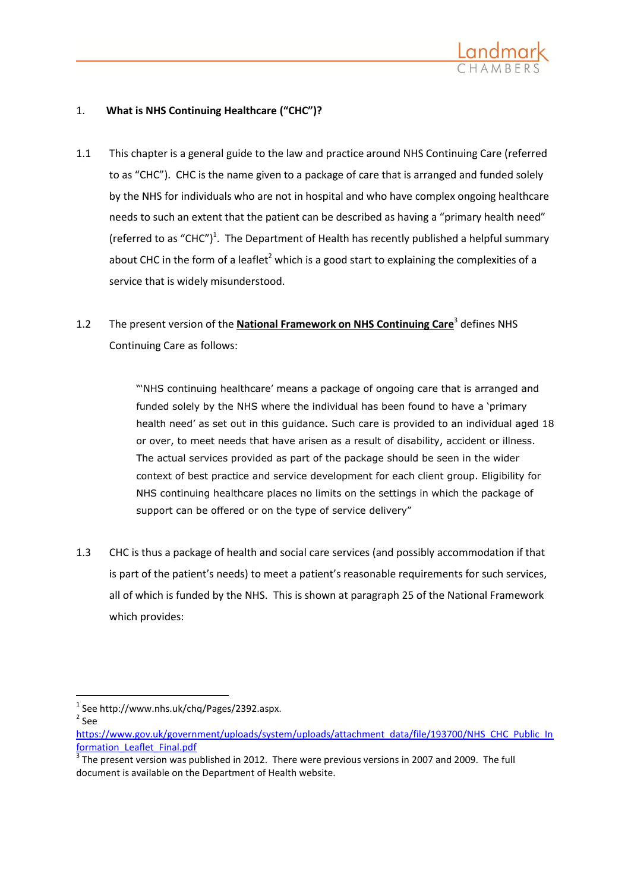## 1. What is NHS Continuing Healthcare ("CHC")?

1.1 This chapter is a general guide to the law and practice around NHS Continuing Care (referred to as "CHC"). CHC is the name given to a package of care that is arranged and funded solely by the NHS for individuals who are not in hospital and who have complex ongoing healthcare needs to such an extent that the patient can be described as having a "primary health need" (referred to as "CHC")[1]. The Department of Health has recently published a helpful summary about CHC in the form of a leaflet[2] which is a good start to explaining the complexities of a service that is widely misunderstood.

1.2 The present version of the **National Framework on NHS Continuing Care**[3] defines NHS Continuing Care as follows:

> "'NHS continuing healthcare' means a package of ongoing care that is arranged and funded solely by the NHS where the individual has been found to have a 'primary health need' as set out in this guidance. Such care is provided to an individual aged 18 or over, to meet needs that have arisen as a result of disability, accident or illness. The actual services provided as part of the package should be seen in the wider context of best practice and service development for each client group. Eligibility for NHS continuing healthcare places no limits on the settings in which the package of support can be offered or on the type of service delivery"

1.3 CHC is thus a package of health and social care services (and possibly accommodation if that is part of the patient's needs) to meet a patient's reasonable requirements for such services, all of which is funded by the NHS. This is shown at paragraph 25 of the National Framework which provides:

---

[1] See http://www.nhs.uk/chq/Pages/2392.aspx.

[2] See https://www.gov.uk/government/uploads/system/uploads/attachment_data/file/193700/NHS_CHC_Public_Information_Leaflet_Final.pdf

[3] The present version was published in 2012. There were previous versions in 2007 and 2009. The full document is available on the Department of Health website.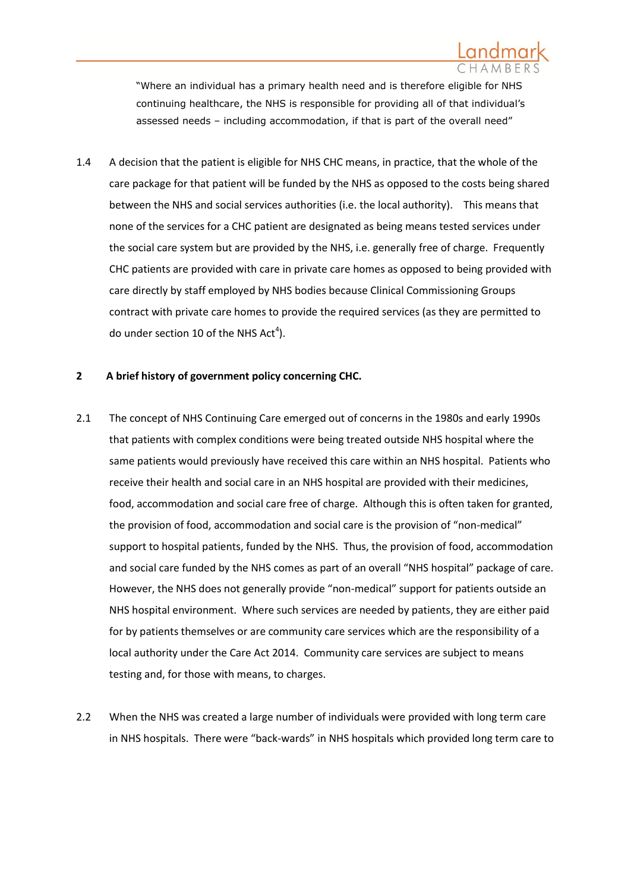"Where an individual has a primary health need and is therefore eligible for NHS continuing healthcare, the NHS is responsible for providing all of that individual's assessed needs – including accommodation, if that is part of the overall need"

1.4 A decision that the patient is eligible for NHS CHC means, in practice, that the whole of the care package for that patient will be funded by the NHS as opposed to the costs being shared between the NHS and social services authorities (i.e. the local authority). This means that none of the services for a CHC patient are designated as being means tested services under the social care system but are provided by the NHS, i.e. generally free of charge. Frequently CHC patients are provided with care in private care homes as opposed to being provided with care directly by staff employed by NHS bodies because Clinical Commissioning Groups contract with private care homes to provide the required services (as they are permitted to do under section 10 of the NHS Act[4]).

## 2 A brief history of government policy concerning CHC.

2.1 The concept of NHS Continuing Care emerged out of concerns in the 1980s and early 1990s that patients with complex conditions were being treated outside NHS hospital where the same patients would previously have received this care within an NHS hospital. Patients who receive their health and social care in an NHS hospital are provided with their medicines, food, accommodation and social care free of charge. Although this is often taken for granted, the provision of food, accommodation and social care is the provision of "non-medical" support to hospital patients, funded by the NHS. Thus, the provision of food, accommodation and social care funded by the NHS comes as part of an overall "NHS hospital" package of care. However, the NHS does not generally provide "non-medical" support for patients outside an NHS hospital environment. Where such services are needed by patients, they are either paid for by patients themselves or are community care services which are the responsibility of a local authority under the Care Act 2014. Community care services are subject to means testing and, for those with means, to charges.

2.2 When the NHS was created a large number of individuals were provided with long term care in NHS hospitals. There were "back-wards" in NHS hospitals which provided long term care to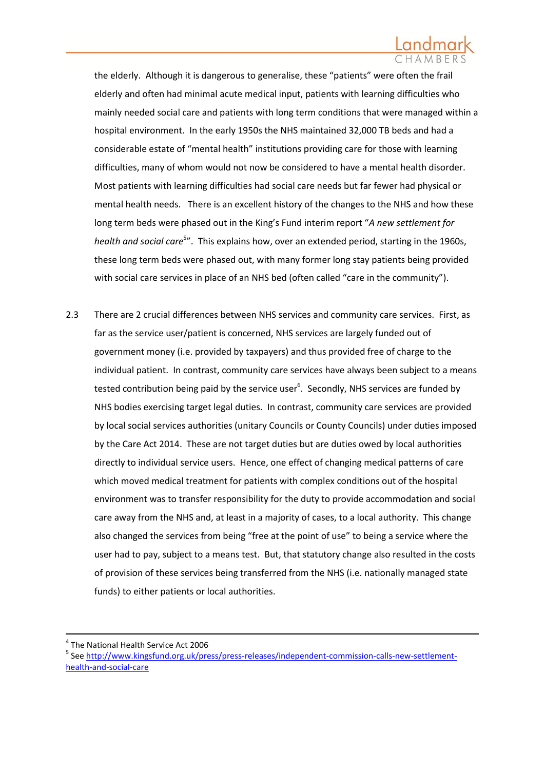the elderly. Although it is dangerous to generalise, these "patients" were often the frail elderly and often had minimal acute medical input, patients with learning difficulties who mainly needed social care and patients with long term conditions that were managed within a hospital environment. In the early 1950s the NHS maintained 32,000 TB beds and had a considerable estate of "mental health" institutions providing care for those with learning difficulties, many of whom would not now be considered to have a mental health disorder. Most patients with learning difficulties had social care needs but far fewer had physical or mental health needs. There is an excellent history of the changes to the NHS and how these long term beds were phased out in the King's Fund interim report "*A new settlement for health and social care*[5]". This explains how, over an extended period, starting in the 1960s, these long term beds were phased out, with many former long stay patients being provided with social care services in place of an NHS bed (often called "care in the community").

2.3 There are 2 crucial differences between NHS services and community care services. First, as far as the service user/patient is concerned, NHS services are largely funded out of government money (i.e. provided by taxpayers) and thus provided free of charge to the individual patient. In contrast, community care services have always been subject to a means tested contribution being paid by the service user[6]. Secondly, NHS services are funded by NHS bodies exercising target legal duties. In contrast, community care services are provided by local social services authorities (unitary Councils or County Councils) under duties imposed by the Care Act 2014. These are not target duties but are duties owed by local authorities directly to individual service users. Hence, one effect of changing medical patterns of care which moved medical treatment for patients with complex conditions out of the hospital environment was to transfer responsibility for the duty to provide accommodation and social care away from the NHS and, at least in a majority of cases, to a local authority. This change also changed the services from being "free at the point of use" to being a service where the user had to pay, subject to a means test. But, that statutory change also resulted in the costs of provision of these services being transferred from the NHS (i.e. nationally managed state funds) to either patients or local authorities.

---

[4] The National Health Service Act 2006

[5] See http://www.kingsfund.org.uk/press/press-releases/independent-commission-calls-new-settlement-health-and-social-care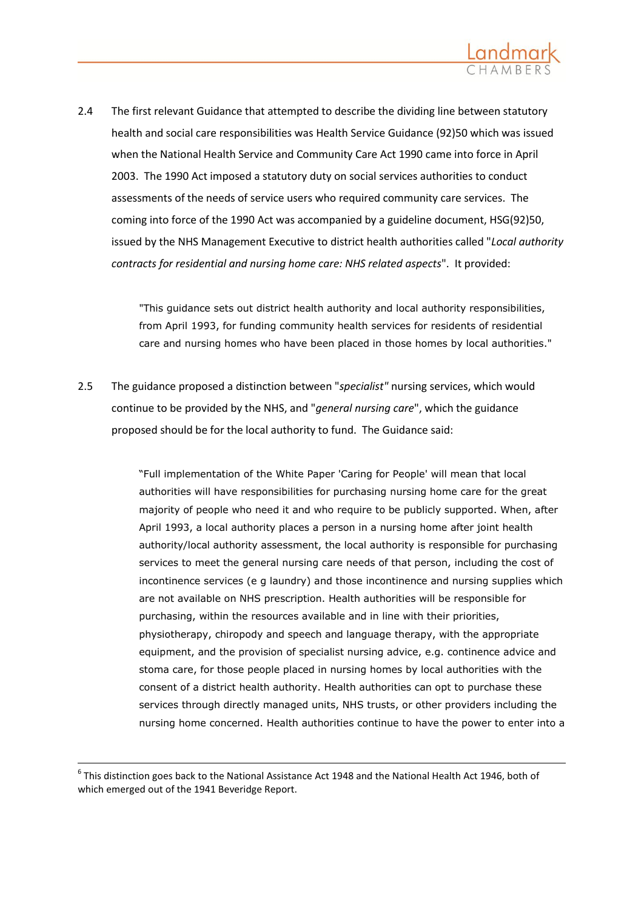2.4 The first relevant Guidance that attempted to describe the dividing line between statutory health and social care responsibilities was Health Service Guidance (92)50 which was issued when the National Health Service and Community Care Act 1990 came into force in April 2003. The 1990 Act imposed a statutory duty on social services authorities to conduct assessments of the needs of service users who required community care services. The coming into force of the 1990 Act was accompanied by a guideline document, HSG(92)50, issued by the NHS Management Executive to district health authorities called "*Local authority contracts for residential and nursing home care: NHS related aspects*". It provided:

> "This guidance sets out district health authority and local authority responsibilities, from April 1993, for funding community health services for residents of residential care and nursing homes who have been placed in those homes by local authorities."

2.5 The guidance proposed a distinction between "*specialist"* nursing services, which would continue to be provided by the NHS, and "*general nursing care*", which the guidance proposed should be for the local authority to fund. The Guidance said:

> "Full implementation of the White Paper 'Caring for People' will mean that local authorities will have responsibilities for purchasing nursing home care for the great majority of people who need it and who require to be publicly supported. When, after April 1993, a local authority places a person in a nursing home after joint health authority/local authority assessment, the local authority is responsible for purchasing services to meet the general nursing care needs of that person, including the cost of incontinence services (e g laundry) and those incontinence and nursing supplies which are not available on NHS prescription. Health authorities will be responsible for purchasing, within the resources available and in line with their priorities, physiotherapy, chiropody and speech and language therapy, with the appropriate equipment, and the provision of specialist nursing advice, e.g. continence advice and stoma care, for those people placed in nursing homes by local authorities with the consent of a district health authority. Health authorities can opt to purchase these services through directly managed units, NHS trusts, or other providers including the nursing home concerned. Health authorities continue to have the power to enter into a

---

[6] This distinction goes back to the National Assistance Act 1948 and the National Health Act 1946, both of which emerged out of the 1941 Beveridge Report.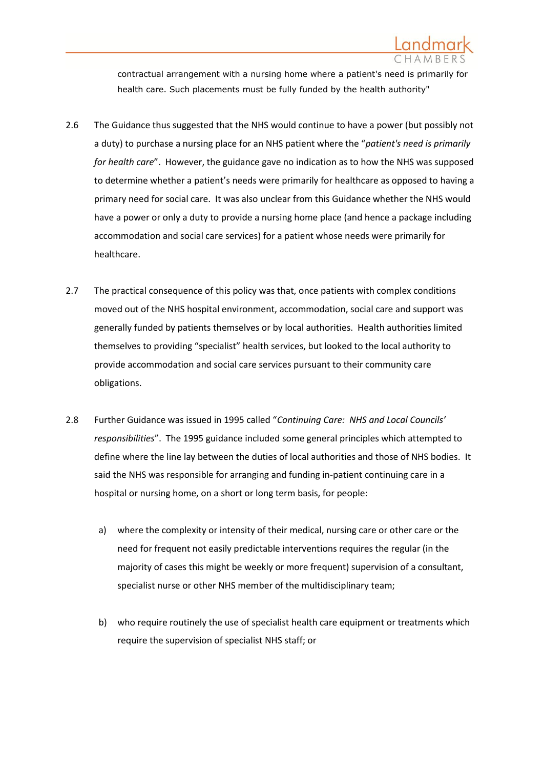contractual arrangement with a nursing home where a patient's need is primarily for health care. Such placements must be fully funded by the health authority"

2.6 The Guidance thus suggested that the NHS would continue to have a power (but possibly not a duty) to purchase a nursing place for an NHS patient where the "*patient's need is primarily for health care*". However, the guidance gave no indication as to how the NHS was supposed to determine whether a patient's needs were primarily for healthcare as opposed to having a primary need for social care. It was also unclear from this Guidance whether the NHS would have a power or only a duty to provide a nursing home place (and hence a package including accommodation and social care services) for a patient whose needs were primarily for healthcare.

2.7 The practical consequence of this policy was that, once patients with complex conditions moved out of the NHS hospital environment, accommodation, social care and support was generally funded by patients themselves or by local authorities. Health authorities limited themselves to providing "specialist" health services, but looked to the local authority to provide accommodation and social care services pursuant to their community care obligations.

2.8 Further Guidance was issued in 1995 called "*Continuing Care: NHS and Local Councils' responsibilities*". The 1995 guidance included some general principles which attempted to define where the line lay between the duties of local authorities and those of NHS bodies. It said the NHS was responsible for arranging and funding in-patient continuing care in a hospital or nursing home, on a short or long term basis, for people:

a) where the complexity or intensity of their medical, nursing care or other care or the need for frequent not easily predictable interventions requires the regular (in the majority of cases this might be weekly or more frequent) supervision of a consultant, specialist nurse or other NHS member of the multidisciplinary team;

b) who require routinely the use of specialist health care equipment or treatments which require the supervision of specialist NHS staff; or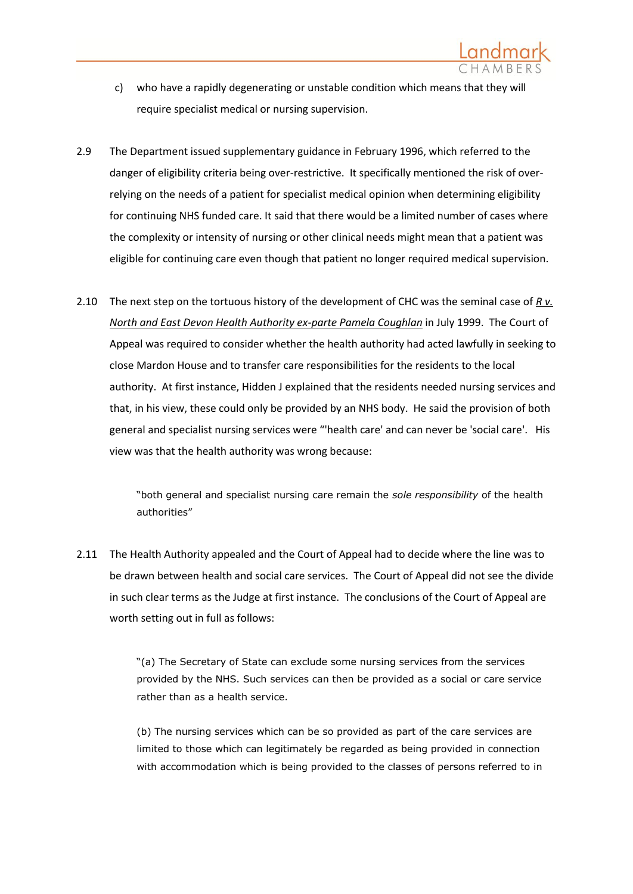c) who have a rapidly degenerating or unstable condition which means that they will require specialist medical or nursing supervision.

2.9 The Department issued supplementary guidance in February 1996, which referred to the danger of eligibility criteria being over-restrictive. It specifically mentioned the risk of over-relying on the needs of a patient for specialist medical opinion when determining eligibility for continuing NHS funded care. It said that there would be a limited number of cases where the complexity or intensity of nursing or other clinical needs might mean that a patient was eligible for continuing care even though that patient no longer required medical supervision.

2.10 The next step on the tortuous history of the development of CHC was the seminal case of *R v. North and East Devon Health Authority ex-parte Pamela Coughlan* in July 1999. The Court of Appeal was required to consider whether the health authority had acted lawfully in seeking to close Mardon House and to transfer care responsibilities for the residents to the local authority. At first instance, Hidden J explained that the residents needed nursing services and that, in his view, these could only be provided by an NHS body. He said the provision of both general and specialist nursing services were "'health care' and can never be 'social care'. His view was that the health authority was wrong because:

> "both general and specialist nursing care remain the *sole responsibility* of the health authorities"

2.11 The Health Authority appealed and the Court of Appeal had to decide where the line was to be drawn between health and social care services. The Court of Appeal did not see the divide in such clear terms as the Judge at first instance. The conclusions of the Court of Appeal are worth setting out in full as follows:

> "(a) The Secretary of State can exclude some nursing services from the services provided by the NHS. Such services can then be provided as a social or care service rather than as a health service.
>
> (b) The nursing services which can be so provided as part of the care services are limited to those which can legitimately be regarded as being provided in connection with accommodation which is being provided to the classes of persons referred to in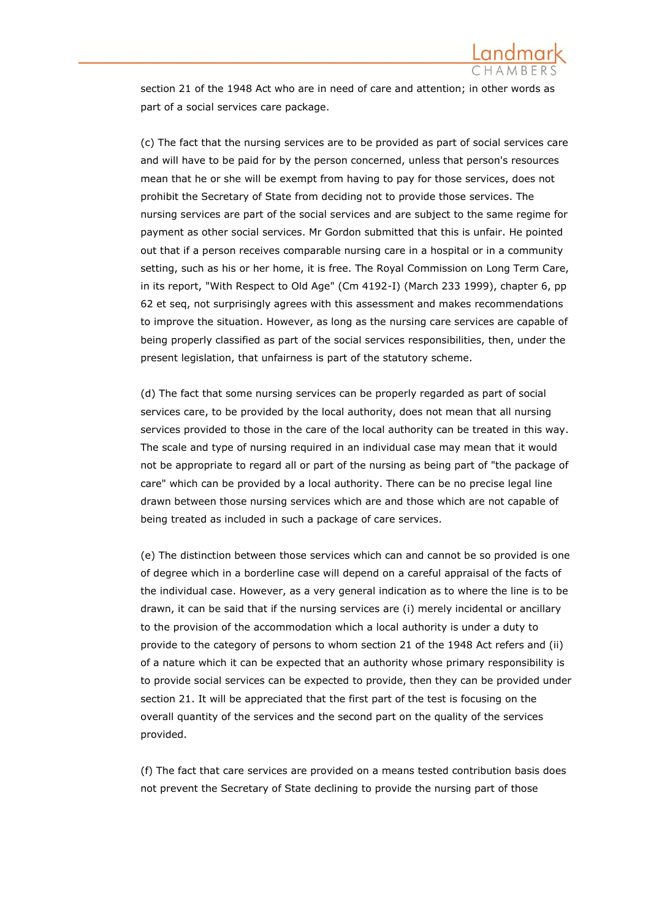section 21 of the 1948 Act who are in need of care and attention; in other words as part of a social services care package.

(c) The fact that the nursing services are to be provided as part of social services care and will have to be paid for by the person concerned, unless that person's resources mean that he or she will be exempt from having to pay for those services, does not prohibit the Secretary of State from deciding not to provide those services. The nursing services are part of the social services and are subject to the same regime for payment as other social services. Mr Gordon submitted that this is unfair. He pointed out that if a person receives comparable nursing care in a hospital or in a community setting, such as his or her home, it is free. The Royal Commission on Long Term Care, in its report, "With Respect to Old Age" (Cm 4192-I) (March 233 1999), chapter 6, pp 62 et seq, not surprisingly agrees with this assessment and makes recommendations to improve the situation. However, as long as the nursing care services are capable of being properly classified as part of the social services responsibilities, then, under the present legislation, that unfairness is part of the statutory scheme.

(d) The fact that some nursing services can be properly regarded as part of social services care, to be provided by the local authority, does not mean that all nursing services provided to those in the care of the local authority can be treated in this way. The scale and type of nursing required in an individual case may mean that it would not be appropriate to regard all or part of the nursing as being part of "the package of care" which can be provided by a local authority. There can be no precise legal line drawn between those nursing services which are and those which are not capable of being treated as included in such a package of care services.

(e) The distinction between those services which can and cannot be so provided is one of degree which in a borderline case will depend on a careful appraisal of the facts of the individual case. However, as a very general indication as to where the line is to be drawn, it can be said that if the nursing services are (i) merely incidental or ancillary to the provision of the accommodation which a local authority is under a duty to provide to the category of persons to whom section 21 of the 1948 Act refers and (ii) of a nature which it can be expected that an authority whose primary responsibility is to provide social services can be expected to provide, then they can be provided under section 21. It will be appreciated that the first part of the test is focusing on the overall quantity of the services and the second part on the quality of the services provided.

(f) The fact that care services are provided on a means tested contribution basis does not prevent the Secretary of State declining to provide the nursing part of those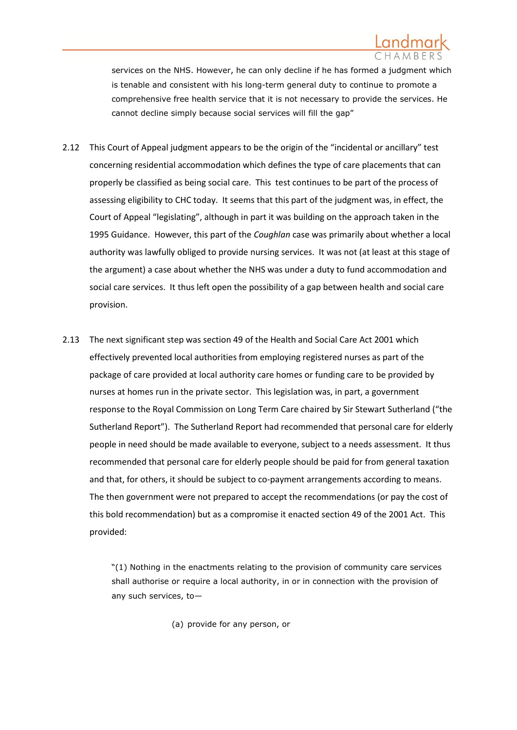services on the NHS. However, he can only decline if he has formed a judgment which is tenable and consistent with his long-term general duty to continue to promote a comprehensive free health service that it is not necessary to provide the services. He cannot decline simply because social services will fill the gap"

2.12 This Court of Appeal judgment appears to be the origin of the "incidental or ancillary" test concerning residential accommodation which defines the type of care placements that can properly be classified as being social care. This test continues to be part of the process of assessing eligibility to CHC today. It seems that this part of the judgment was, in effect, the Court of Appeal "legislating", although in part it was building on the approach taken in the 1995 Guidance. However, this part of the *Coughlan* case was primarily about whether a local authority was lawfully obliged to provide nursing services. It was not (at least at this stage of the argument) a case about whether the NHS was under a duty to fund accommodation and social care services. It thus left open the possibility of a gap between health and social care provision.

2.13 The next significant step was section 49 of the Health and Social Care Act 2001 which effectively prevented local authorities from employing registered nurses as part of the package of care provided at local authority care homes or funding care to be provided by nurses at homes run in the private sector. This legislation was, in part, a government response to the Royal Commission on Long Term Care chaired by Sir Stewart Sutherland ("the Sutherland Report"). The Sutherland Report had recommended that personal care for elderly people in need should be made available to everyone, subject to a needs assessment. It thus recommended that personal care for elderly people should be paid for from general taxation and that, for others, it should be subject to co-payment arrangements according to means. The then government were not prepared to accept the recommendations (or pay the cost of this bold recommendation) but as a compromise it enacted section 49 of the 2001 Act. This provided:

> "(1) Nothing in the enactments relating to the provision of community care services shall authorise or require a local authority, in or in connection with the provision of any such services, to—
>
> (a) provide for any person, or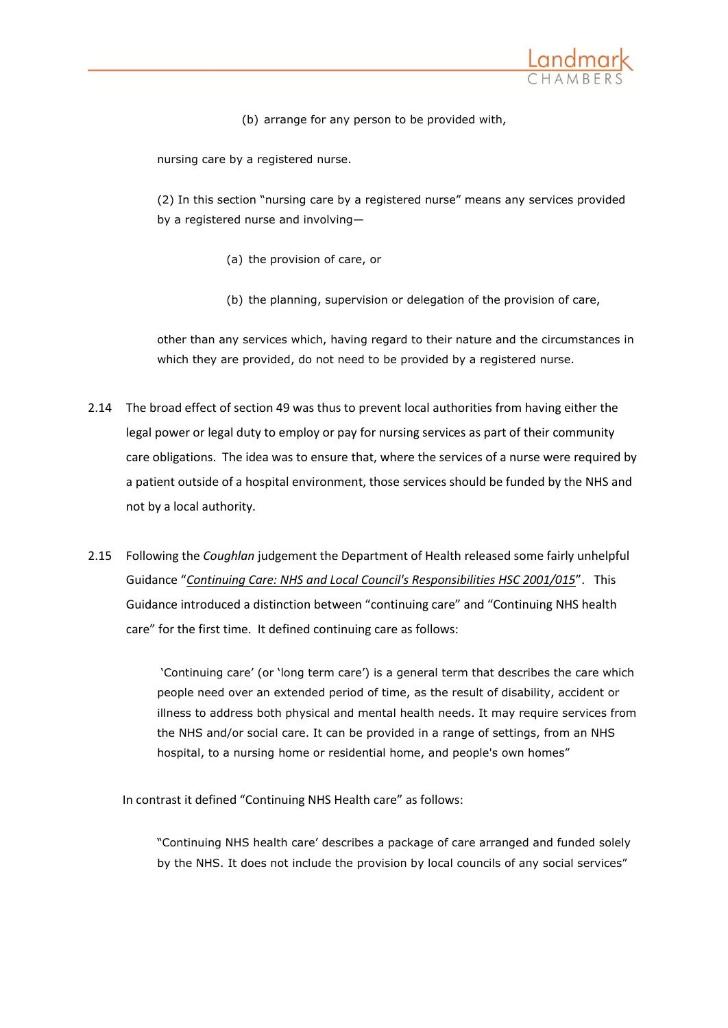> (b) arrange for any person to be provided with,
>
> nursing care by a registered nurse.
>
> (2) In this section "nursing care by a registered nurse" means any services provided by a registered nurse and involving—
>
> (a) the provision of care, or
>
> (b) the planning, supervision or delegation of the provision of care,
>
> other than any services which, having regard to their nature and the circumstances in which they are provided, do not need to be provided by a registered nurse.

2.14 The broad effect of section 49 was thus to prevent local authorities from having either the legal power or legal duty to employ or pay for nursing services as part of their community care obligations. The idea was to ensure that, where the services of a nurse were required by a patient outside of a hospital environment, those services should be funded by the NHS and not by a local authority.

2.15 Following the *Coughlan* judgement the Department of Health released some fairly unhelpful Guidance "*Continuing Care: NHS and Local Council's Responsibilities HSC 2001/015*". This Guidance introduced a distinction between "continuing care" and "Continuing NHS health care" for the first time. It defined continuing care as follows:

> 'Continuing care' (or 'long term care') is a general term that describes the care which people need over an extended period of time, as the result of disability, accident or illness to address both physical and mental health needs. It may require services from the NHS and/or social care. It can be provided in a range of settings, from an NHS hospital, to a nursing home or residential home, and people's own homes"

In contrast it defined "Continuing NHS Health care" as follows:

> "Continuing NHS health care' describes a package of care arranged and funded solely by the NHS. It does not include the provision by local councils of any social services"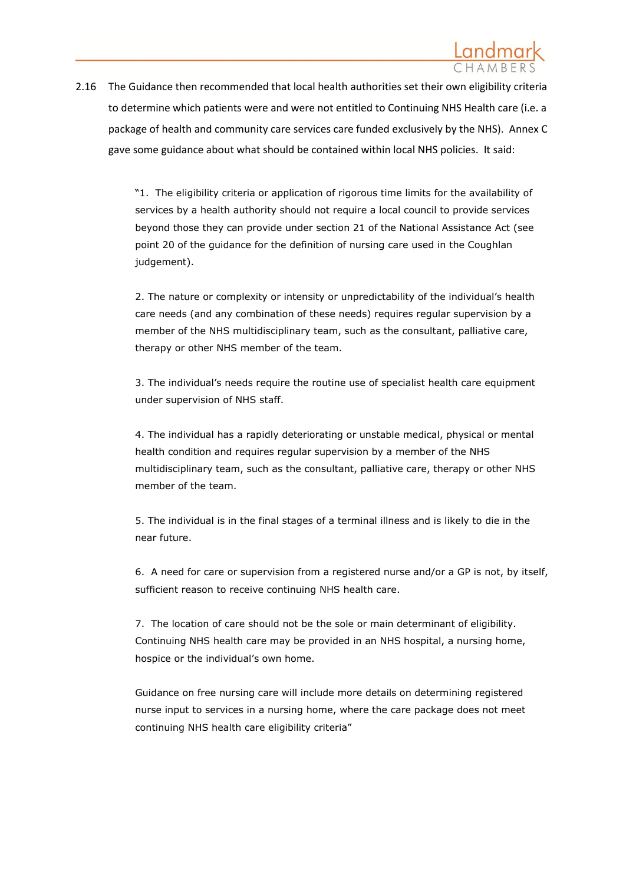2.16 The Guidance then recommended that local health authorities set their own eligibility criteria to determine which patients were and were not entitled to Continuing NHS Health care (i.e. a package of health and community care services care funded exclusively by the NHS). Annex C gave some guidance about what should be contained within local NHS policies. It said:

> "1. The eligibility criteria or application of rigorous time limits for the availability of services by a health authority should not require a local council to provide services beyond those they can provide under section 21 of the National Assistance Act (see point 20 of the guidance for the definition of nursing care used in the Coughlan judgement).
>
> 2. The nature or complexity or intensity or unpredictability of the individual's health care needs (and any combination of these needs) requires regular supervision by a member of the NHS multidisciplinary team, such as the consultant, palliative care, therapy or other NHS member of the team.
>
> 3. The individual's needs require the routine use of specialist health care equipment under supervision of NHS staff.
>
> 4. The individual has a rapidly deteriorating or unstable medical, physical or mental health condition and requires regular supervision by a member of the NHS multidisciplinary team, such as the consultant, palliative care, therapy or other NHS member of the team.
>
> 5. The individual is in the final stages of a terminal illness and is likely to die in the near future.
>
> 6. A need for care or supervision from a registered nurse and/or a GP is not, by itself, sufficient reason to receive continuing NHS health care.
>
> 7. The location of care should not be the sole or main determinant of eligibility. Continuing NHS health care may be provided in an NHS hospital, a nursing home, hospice or the individual's own home.
>
> Guidance on free nursing care will include more details on determining registered nurse input to services in a nursing home, where the care package does not meet continuing NHS health care eligibility criteria"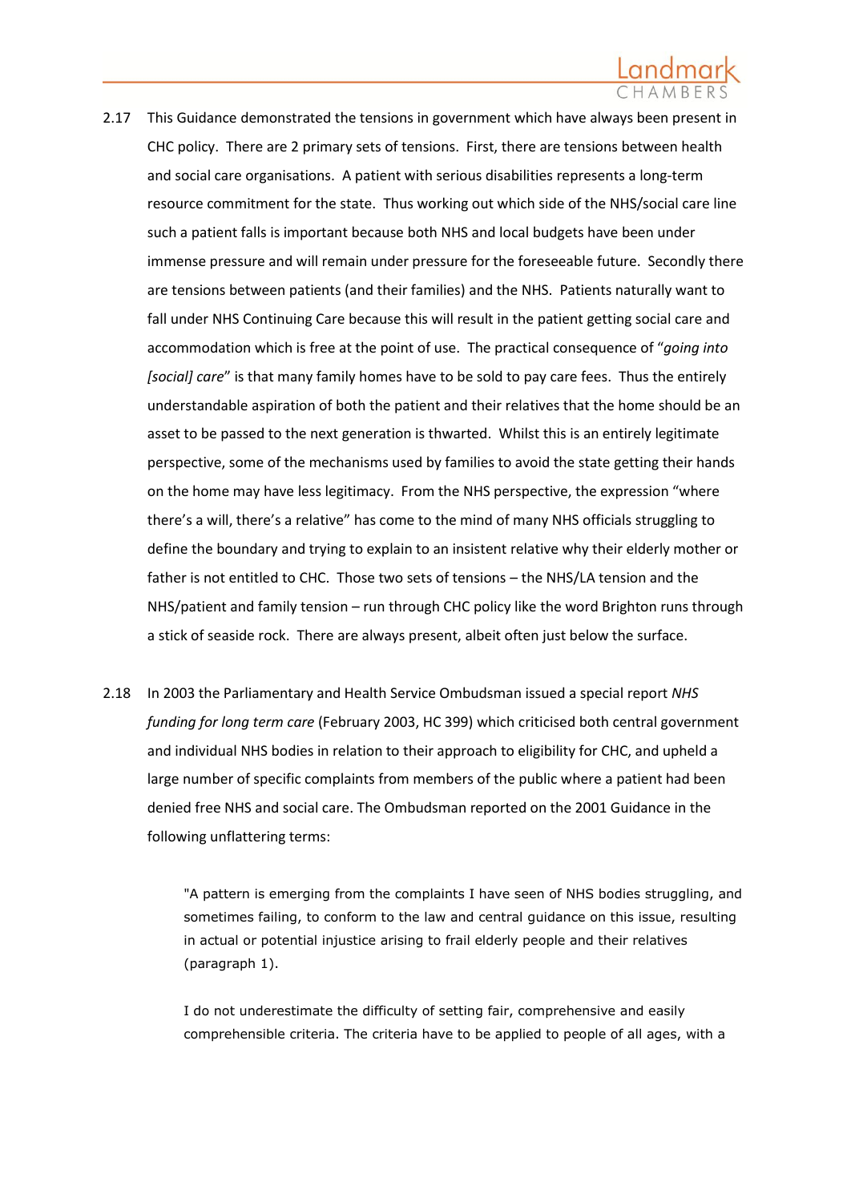2.17 This Guidance demonstrated the tensions in government which have always been present in CHC policy. There are 2 primary sets of tensions. First, there are tensions between health and social care organisations. A patient with serious disabilities represents a long-term resource commitment for the state. Thus working out which side of the NHS/social care line such a patient falls is important because both NHS and local budgets have been under immense pressure and will remain under pressure for the foreseeable future. Secondly there are tensions between patients (and their families) and the NHS. Patients naturally want to fall under NHS Continuing Care because this will result in the patient getting social care and accommodation which is free at the point of use. The practical consequence of "*going into [social] care*" is that many family homes have to be sold to pay care fees. Thus the entirely understandable aspiration of both the patient and their relatives that the home should be an asset to be passed to the next generation is thwarted. Whilst this is an entirely legitimate perspective, some of the mechanisms used by families to avoid the state getting their hands on the home may have less legitimacy. From the NHS perspective, the expression "where there's a will, there's a relative" has come to the mind of many NHS officials struggling to define the boundary and trying to explain to an insistent relative why their elderly mother or father is not entitled to CHC. Those two sets of tensions – the NHS/LA tension and the NHS/patient and family tension – run through CHC policy like the word Brighton runs through a stick of seaside rock. There are always present, albeit often just below the surface.

2.18 In 2003 the Parliamentary and Health Service Ombudsman issued a special report *NHS funding for long term care* (February 2003, HC 399) which criticised both central government and individual NHS bodies in relation to their approach to eligibility for CHC, and upheld a large number of specific complaints from members of the public where a patient had been denied free NHS and social care. The Ombudsman reported on the 2001 Guidance in the following unflattering terms:

> "A pattern is emerging from the complaints I have seen of NHS bodies struggling, and sometimes failing, to conform to the law and central guidance on this issue, resulting in actual or potential injustice arising to frail elderly people and their relatives (paragraph 1).
>
> I do not underestimate the difficulty of setting fair, comprehensive and easily comprehensible criteria. The criteria have to be applied to people of all ages, with a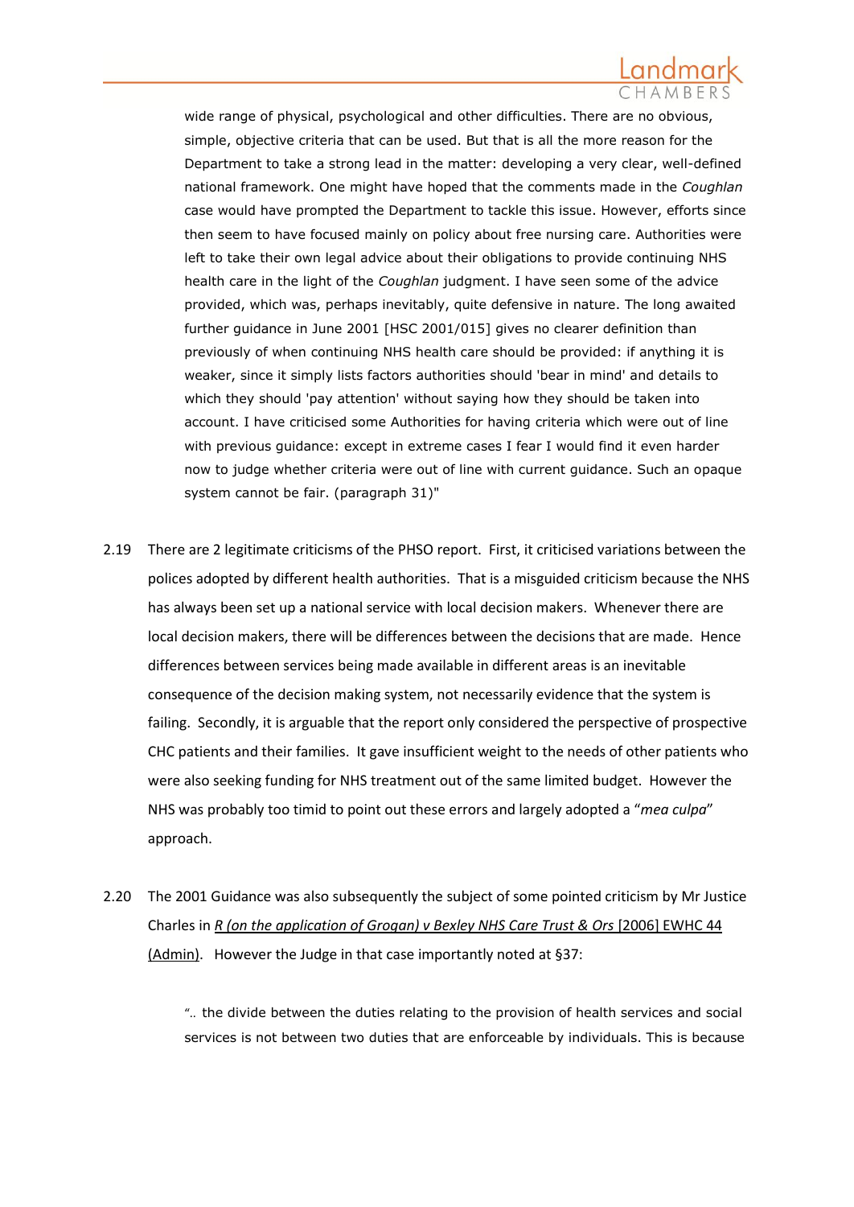> wide range of physical, psychological and other difficulties. There are no obvious, simple, objective criteria that can be used. But that is all the more reason for the Department to take a strong lead in the matter: developing a very clear, well-defined national framework. One might have hoped that the comments made in the *Coughlan* case would have prompted the Department to tackle this issue. However, efforts since then seem to have focused mainly on policy about free nursing care. Authorities were left to take their own legal advice about their obligations to provide continuing NHS health care in the light of the *Coughlan* judgment. I have seen some of the advice provided, which was, perhaps inevitably, quite defensive in nature. The long awaited further guidance in June 2001 [HSC 2001/015] gives no clearer definition than previously of when continuing NHS health care should be provided: if anything it is weaker, since it simply lists factors authorities should 'bear in mind' and details to which they should 'pay attention' without saying how they should be taken into account. I have criticised some Authorities for having criteria which were out of line with previous guidance: except in extreme cases I fear I would find it even harder now to judge whether criteria were out of line with current guidance. Such an opaque system cannot be fair. (paragraph 31)"

2.19 There are 2 legitimate criticisms of the PHSO report. First, it criticised variations between the polices adopted by different health authorities. That is a misguided criticism because the NHS has always been set up a national service with local decision makers. Whenever there are local decision makers, there will be differences between the decisions that are made. Hence differences between services being made available in different areas is an inevitable consequence of the decision making system, not necessarily evidence that the system is failing. Secondly, it is arguable that the report only considered the perspective of prospective CHC patients and their families. It gave insufficient weight to the needs of other patients who were also seeking funding for NHS treatment out of the same limited budget. However the NHS was probably too timid to point out these errors and largely adopted a "*mea culpa*" approach.

2.20 The 2001 Guidance was also subsequently the subject of some pointed criticism by Mr Justice Charles in *R (on the application of Grogan) v Bexley NHS Care Trust & Ors* [2006] EWHC 44 (Admin). However the Judge in that case importantly noted at §37:

> ".. the divide between the duties relating to the provision of health services and social services is not between two duties that are enforceable by individuals. This is because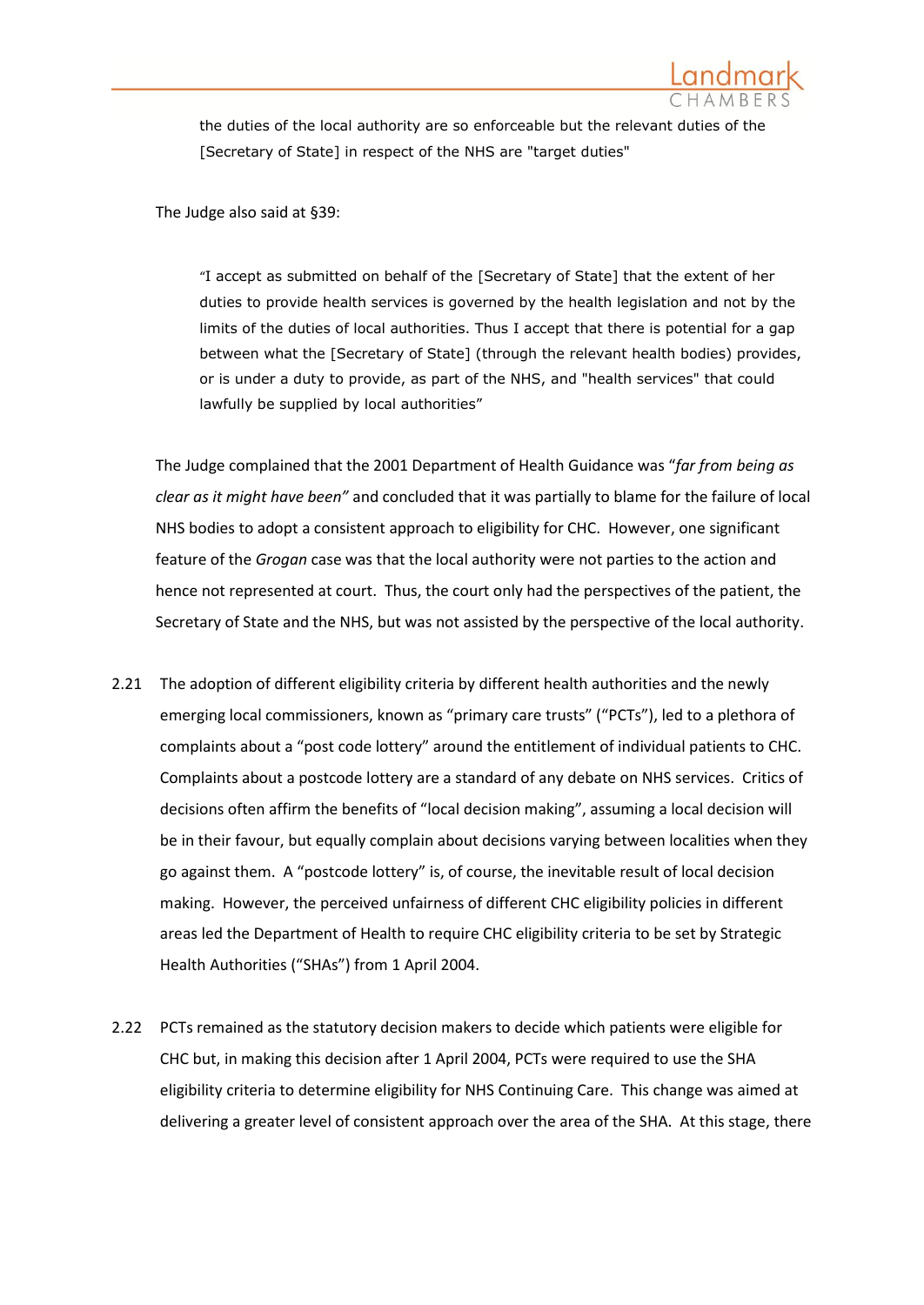> the duties of the local authority are so enforceable but the relevant duties of the [Secretary of State] in respect of the NHS are "target duties"

The Judge also said at §39:

> "I accept as submitted on behalf of the [Secretary of State] that the extent of her duties to provide health services is governed by the health legislation and not by the limits of the duties of local authorities. Thus I accept that there is potential for a gap between what the [Secretary of State] (through the relevant health bodies) provides, or is under a duty to provide, as part of the NHS, and "health services" that could lawfully be supplied by local authorities"

The Judge complained that the 2001 Department of Health Guidance was "*far from being as clear as it might have been"* and concluded that it was partially to blame for the failure of local NHS bodies to adopt a consistent approach to eligibility for CHC. However, one significant feature of the *Grogan* case was that the local authority were not parties to the action and hence not represented at court. Thus, the court only had the perspectives of the patient, the Secretary of State and the NHS, but was not assisted by the perspective of the local authority.

2.21 The adoption of different eligibility criteria by different health authorities and the newly emerging local commissioners, known as "primary care trusts" ("PCTs"), led to a plethora of complaints about a "post code lottery" around the entitlement of individual patients to CHC. Complaints about a postcode lottery are a standard of any debate on NHS services. Critics of decisions often affirm the benefits of "local decision making", assuming a local decision will be in their favour, but equally complain about decisions varying between localities when they go against them. A "postcode lottery" is, of course, the inevitable result of local decision making. However, the perceived unfairness of different CHC eligibility policies in different areas led the Department of Health to require CHC eligibility criteria to be set by Strategic Health Authorities ("SHAs") from 1 April 2004.

2.22 PCTs remained as the statutory decision makers to decide which patients were eligible for CHC but, in making this decision after 1 April 2004, PCTs were required to use the SHA eligibility criteria to determine eligibility for NHS Continuing Care. This change was aimed at delivering a greater level of consistent approach over the area of the SHA. At this stage, there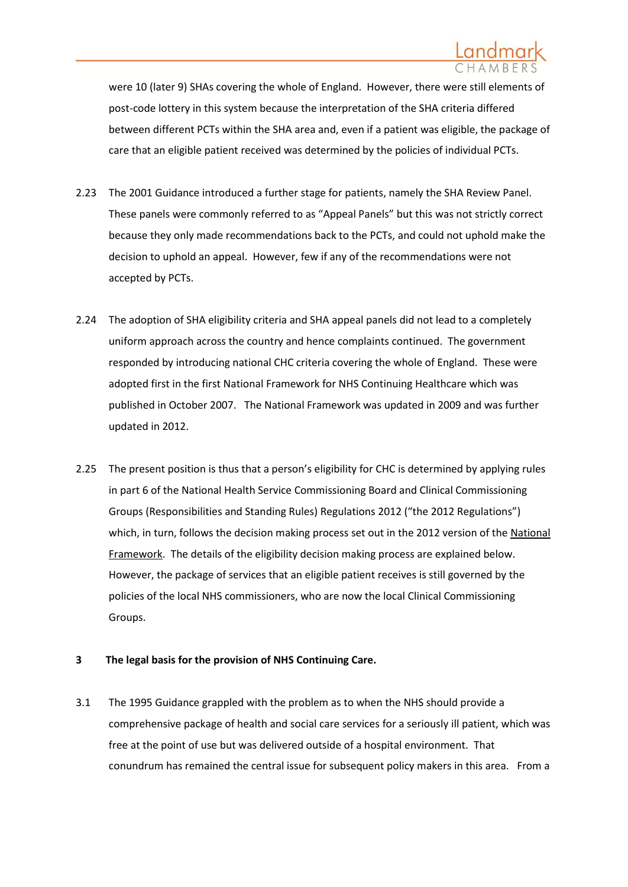were 10 (later 9) SHAs covering the whole of England. However, there were still elements of post-code lottery in this system because the interpretation of the SHA criteria differed between different PCTs within the SHA area and, even if a patient was eligible, the package of care that an eligible patient received was determined by the policies of individual PCTs.

2.23 The 2001 Guidance introduced a further stage for patients, namely the SHA Review Panel. These panels were commonly referred to as "Appeal Panels" but this was not strictly correct because they only made recommendations back to the PCTs, and could not uphold make the decision to uphold an appeal. However, few if any of the recommendations were not accepted by PCTs.

2.24 The adoption of SHA eligibility criteria and SHA appeal panels did not lead to a completely uniform approach across the country and hence complaints continued. The government responded by introducing national CHC criteria covering the whole of England. These were adopted first in the first National Framework for NHS Continuing Healthcare which was published in October 2007. The National Framework was updated in 2009 and was further updated in 2012.

2.25 The present position is thus that a person's eligibility for CHC is determined by applying rules in part 6 of the National Health Service Commissioning Board and Clinical Commissioning Groups (Responsibilities and Standing Rules) Regulations 2012 ("the 2012 Regulations") which, in turn, follows the decision making process set out in the 2012 version of the National Framework. The details of the eligibility decision making process are explained below. However, the package of services that an eligible patient receives is still governed by the policies of the local NHS commissioners, who are now the local Clinical Commissioning Groups.

## 3 The legal basis for the provision of NHS Continuing Care.

3.1 The 1995 Guidance grappled with the problem as to when the NHS should provide a comprehensive package of health and social care services for a seriously ill patient, which was free at the point of use but was delivered outside of a hospital environment. That conundrum has remained the central issue for subsequent policy makers in this area. From a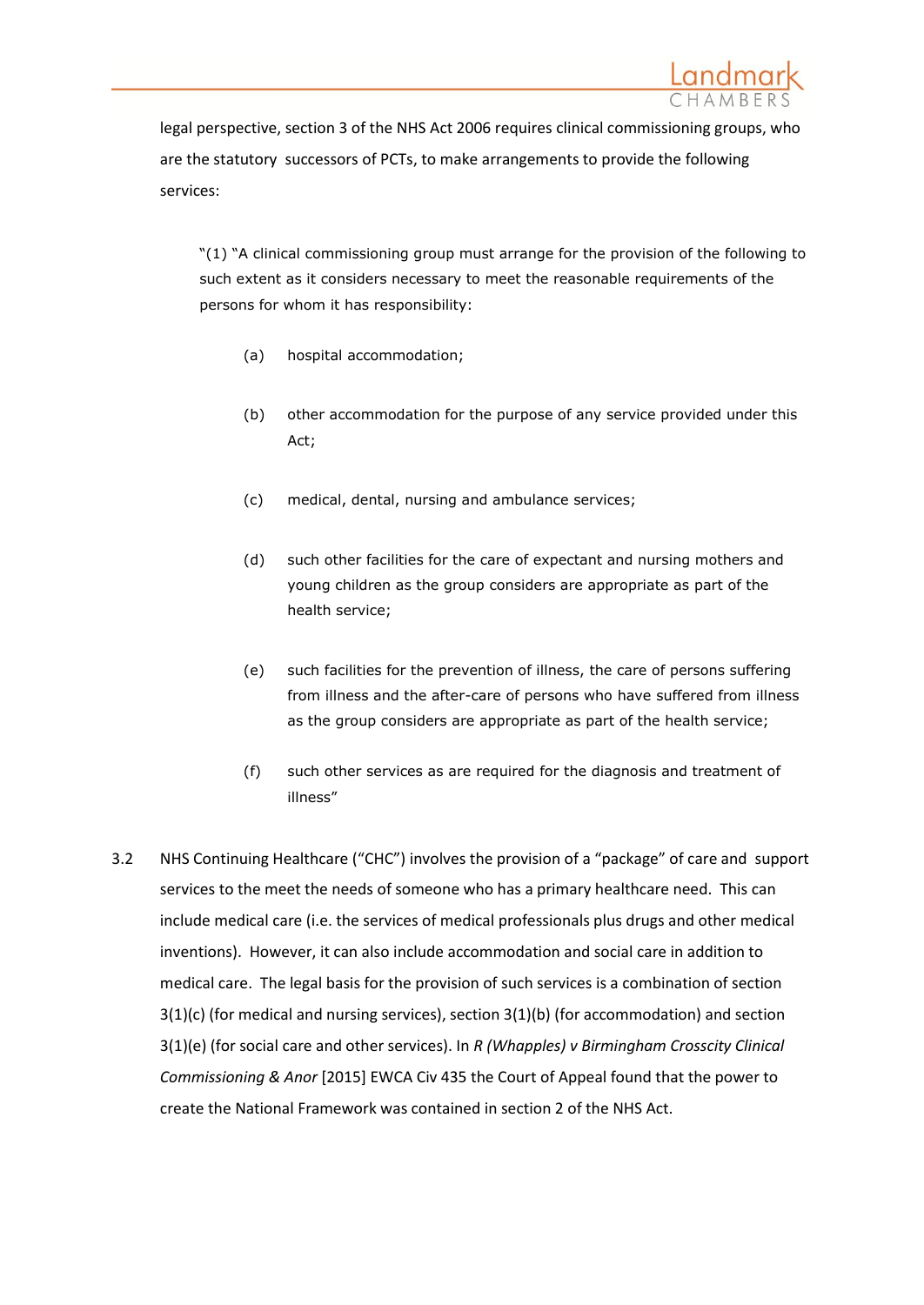legal perspective, section 3 of the NHS Act 2006 requires clinical commissioning groups, who are the statutory successors of PCTs, to make arrangements to provide the following services:

> "(1) "A clinical commissioning group must arrange for the provision of the following to such extent as it considers necessary to meet the reasonable requirements of the persons for whom it has responsibility:
>
> (a) hospital accommodation;
>
> (b) other accommodation for the purpose of any service provided under this Act;
>
> (c) medical, dental, nursing and ambulance services;
>
> (d) such other facilities for the care of expectant and nursing mothers and young children as the group considers are appropriate as part of the health service;
>
> (e) such facilities for the prevention of illness, the care of persons suffering from illness and the after-care of persons who have suffered from illness as the group considers are appropriate as part of the health service;
>
> (f) such other services as are required for the diagnosis and treatment of illness"

3.2 NHS Continuing Healthcare ("CHC") involves the provision of a "package" of care and support services to the meet the needs of someone who has a primary healthcare need. This can include medical care (i.e. the services of medical professionals plus drugs and other medical inventions). However, it can also include accommodation and social care in addition to medical care. The legal basis for the provision of such services is a combination of section 3(1)(c) (for medical and nursing services), section 3(1)(b) (for accommodation) and section 3(1)(e) (for social care and other services). In *R (Whapples) v Birmingham Crosscity Clinical Commissioning & Anor* [2015] EWCA Civ 435 the Court of Appeal found that the power to create the National Framework was contained in section 2 of the NHS Act.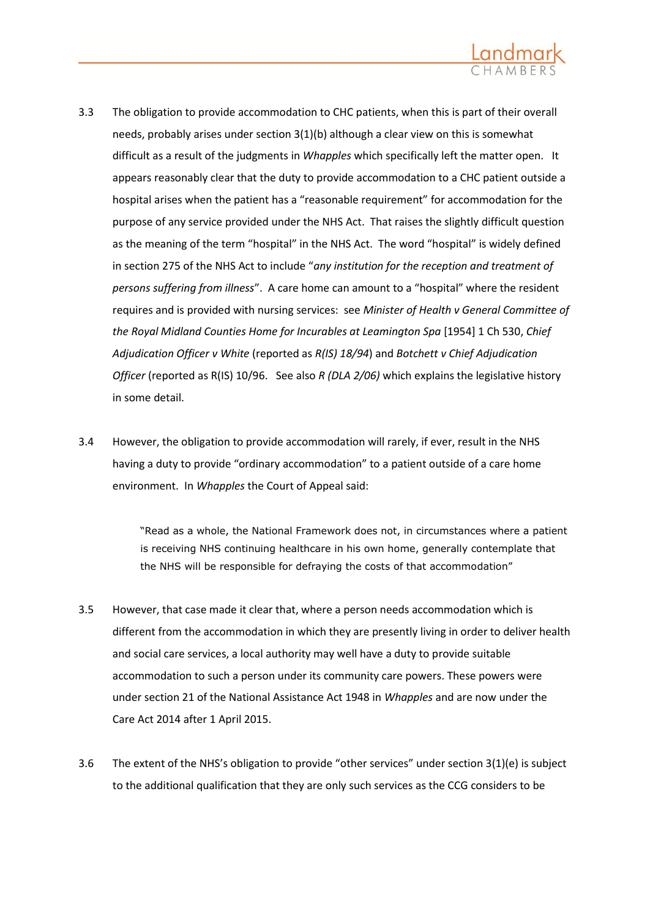3.3 The obligation to provide accommodation to CHC patients, when this is part of their overall needs, probably arises under section 3(1)(b) although a clear view on this is somewhat difficult as a result of the judgments in *Whapples* which specifically left the matter open. It appears reasonably clear that the duty to provide accommodation to a CHC patient outside a hospital arises when the patient has a "reasonable requirement" for accommodation for the purpose of any service provided under the NHS Act. That raises the slightly difficult question as the meaning of the term "hospital" in the NHS Act. The word "hospital" is widely defined in section 275 of the NHS Act to include "*any institution for the reception and treatment of persons suffering from illness*". A care home can amount to a "hospital" where the resident requires and is provided with nursing services: see *Minister of Health v General Committee of the Royal Midland Counties Home for Incurables at Leamington Spa* [1954] 1 Ch 530, *Chief Adjudication Officer v White* (reported as *R(IS) 18/94*) and *Botchett v Chief Adjudication Officer* (reported as R(IS) 10/96. See also *R (DLA 2/06)* which explains the legislative history in some detail.

3.4 However, the obligation to provide accommodation will rarely, if ever, result in the NHS having a duty to provide "ordinary accommodation" to a patient outside of a care home environment. In *Whapples* the Court of Appeal said:

> "Read as a whole, the National Framework does not, in circumstances where a patient is receiving NHS continuing healthcare in his own home, generally contemplate that the NHS will be responsible for defraying the costs of that accommodation"

3.5 However, that case made it clear that, where a person needs accommodation which is different from the accommodation in which they are presently living in order to deliver health and social care services, a local authority may well have a duty to provide suitable accommodation to such a person under its community care powers. These powers were under section 21 of the National Assistance Act 1948 in *Whapples* and are now under the Care Act 2014 after 1 April 2015.

3.6 The extent of the NHS's obligation to provide "other services" under section 3(1)(e) is subject to the additional qualification that they are only such services as the CCG considers to be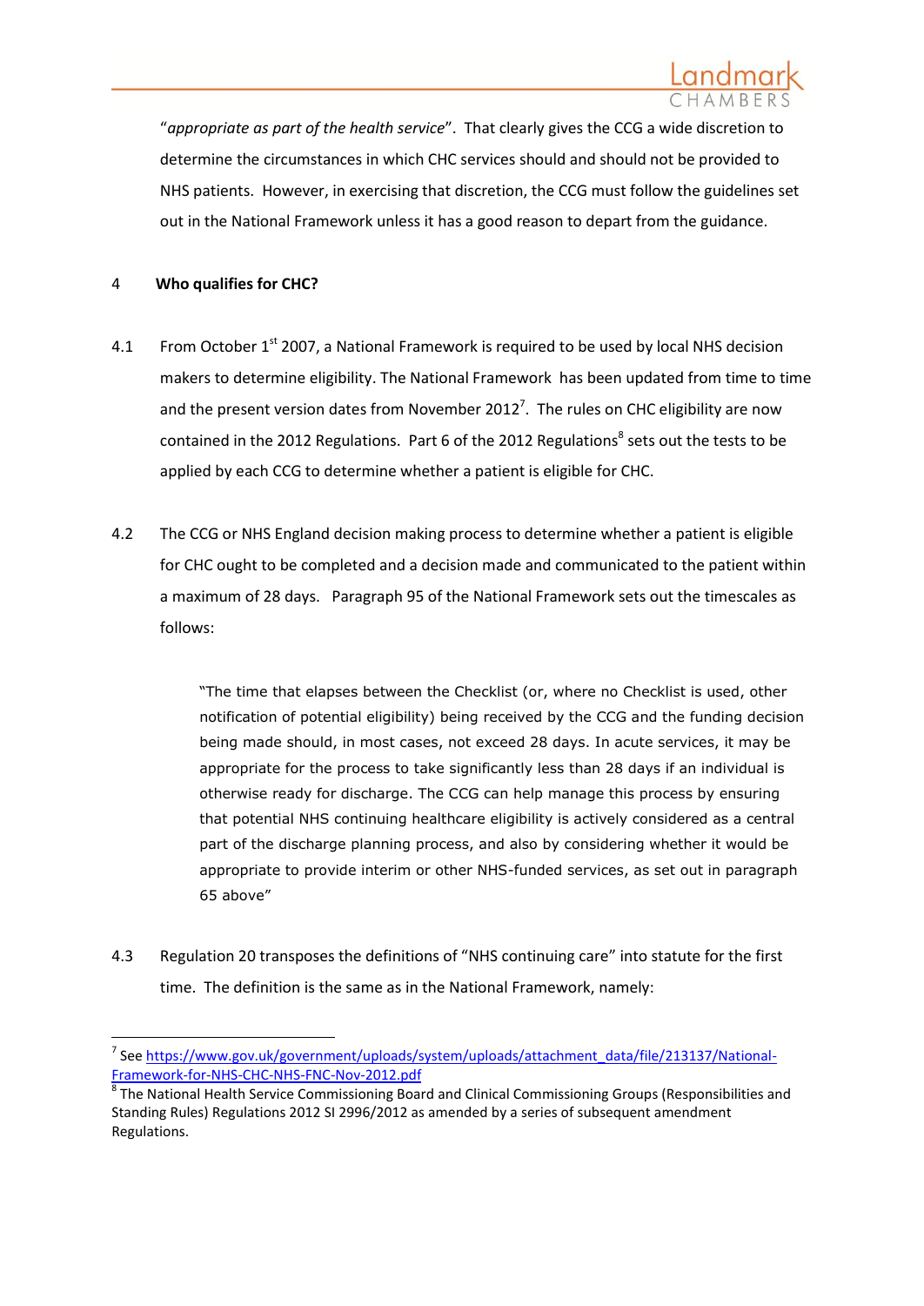"*appropriate as part of the health service*". That clearly gives the CCG a wide discretion to determine the circumstances in which CHC services should and should not be provided to NHS patients. However, in exercising that discretion, the CCG must follow the guidelines set out in the National Framework unless it has a good reason to depart from the guidance.

## 4 Who qualifies for CHC?

4.1 From October 1st 2007, a National Framework is required to be used by local NHS decision makers to determine eligibility. The National Framework has been updated from time to time and the present version dates from November 2012[7]. The rules on CHC eligibility are now contained in the 2012 Regulations. Part 6 of the 2012 Regulations[8] sets out the tests to be applied by each CCG to determine whether a patient is eligible for CHC.

4.2 The CCG or NHS England decision making process to determine whether a patient is eligible for CHC ought to be completed and a decision made and communicated to the patient within a maximum of 28 days. Paragraph 95 of the National Framework sets out the timescales as follows:

> "The time that elapses between the Checklist (or, where no Checklist is used, other notification of potential eligibility) being received by the CCG and the funding decision being made should, in most cases, not exceed 28 days. In acute services, it may be appropriate for the process to take significantly less than 28 days if an individual is otherwise ready for discharge. The CCG can help manage this process by ensuring that potential NHS continuing healthcare eligibility is actively considered as a central part of the discharge planning process, and also by considering whether it would be appropriate to provide interim or other NHS-funded services, as set out in paragraph 65 above"

4.3 Regulation 20 transposes the definitions of "NHS continuing care" into statute for the first time. The definition is the same as in the National Framework, namely:

---

[7] See https://www.gov.uk/government/uploads/system/uploads/attachment_data/file/213137/National-Framework-for-NHS-CHC-NHS-FNC-Nov-2012.pdf

[8] The National Health Service Commissioning Board and Clinical Commissioning Groups (Responsibilities and Standing Rules) Regulations 2012 SI 2996/2012 as amended by a series of subsequent amendment Regulations.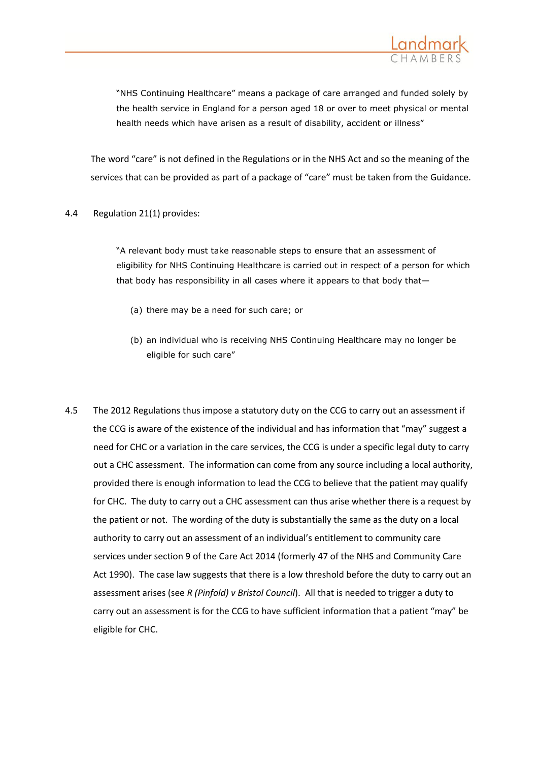> "NHS Continuing Healthcare" means a package of care arranged and funded solely by the health service in England for a person aged 18 or over to meet physical or mental health needs which have arisen as a result of disability, accident or illness"

The word "care" is not defined in the Regulations or in the NHS Act and so the meaning of the services that can be provided as part of a package of "care" must be taken from the Guidance.

4.4 Regulation 21(1) provides:

> "A relevant body must take reasonable steps to ensure that an assessment of eligibility for NHS Continuing Healthcare is carried out in respect of a person for which that body has responsibility in all cases where it appears to that body that—
>
> (a) there may be a need for such care; or
>
> (b) an individual who is receiving NHS Continuing Healthcare may no longer be eligible for such care"

4.5 The 2012 Regulations thus impose a statutory duty on the CCG to carry out an assessment if the CCG is aware of the existence of the individual and has information that "may" suggest a need for CHC or a variation in the care services, the CCG is under a specific legal duty to carry out a CHC assessment. The information can come from any source including a local authority, provided there is enough information to lead the CCG to believe that the patient may qualify for CHC. The duty to carry out a CHC assessment can thus arise whether there is a request by the patient or not. The wording of the duty is substantially the same as the duty on a local authority to carry out an assessment of an individual's entitlement to community care services under section 9 of the Care Act 2014 (formerly 47 of the NHS and Community Care Act 1990). The case law suggests that there is a low threshold before the duty to carry out an assessment arises (see *R (Pinfold) v Bristol Council*). All that is needed to trigger a duty to carry out an assessment is for the CCG to have sufficient information that a patient "may" be eligible for CHC.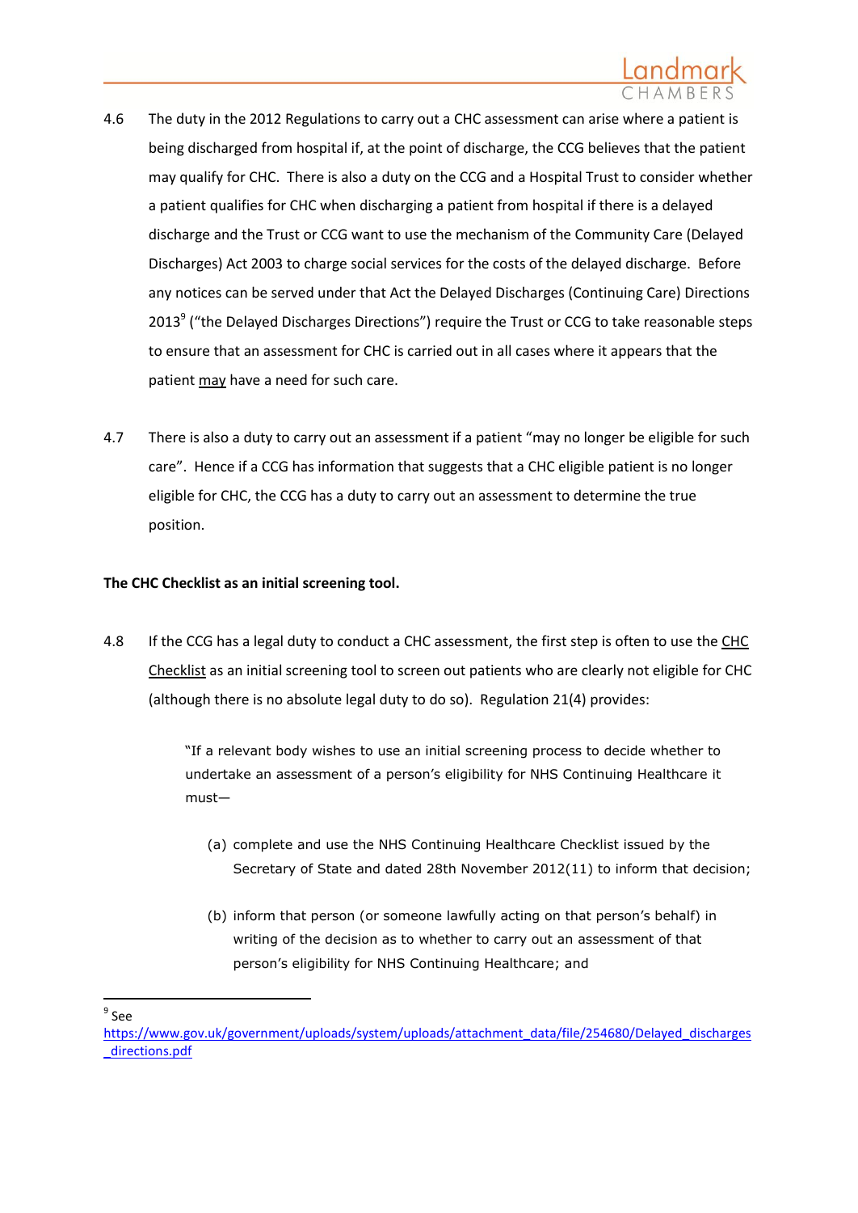4.6 The duty in the 2012 Regulations to carry out a CHC assessment can arise where a patient is being discharged from hospital if, at the point of discharge, the CCG believes that the patient may qualify for CHC. There is also a duty on the CCG and a Hospital Trust to consider whether a patient qualifies for CHC when discharging a patient from hospital if there is a delayed discharge and the Trust or CCG want to use the mechanism of the Community Care (Delayed Discharges) Act 2003 to charge social services for the costs of the delayed discharge. Before any notices can be served under that Act the Delayed Discharges (Continuing Care) Directions 2013[9] ("the Delayed Discharges Directions") require the Trust or CCG to take reasonable steps to ensure that an assessment for CHC is carried out in all cases where it appears that the patient <u>may</u> have a need for such care.

4.7 There is also a duty to carry out an assessment if a patient "may no longer be eligible for such care". Hence if a CCG has information that suggests that a CHC eligible patient is no longer eligible for CHC, the CCG has a duty to carry out an assessment to determine the true position.

**The CHC Checklist as an initial screening tool.**

4.8 If the CCG has a legal duty to conduct a CHC assessment, the first step is often to use the <u>CHC Checklist</u> as an initial screening tool to screen out patients who are clearly not eligible for CHC (although there is no absolute legal duty to do so). Regulation 21(4) provides:

> "If a relevant body wishes to use an initial screening process to decide whether to undertake an assessment of a person's eligibility for NHS Continuing Healthcare it must—
>
> (a) complete and use the NHS Continuing Healthcare Checklist issued by the Secretary of State and dated 28th November 2012(11) to inform that decision;
>
> (b) inform that person (or someone lawfully acting on that person's behalf) in writing of the decision as to whether to carry out an assessment of that person's eligibility for NHS Continuing Healthcare; and

---

[9] See https://www.gov.uk/government/uploads/system/uploads/attachment_data/file/254680/Delayed_discharges_directions.pdf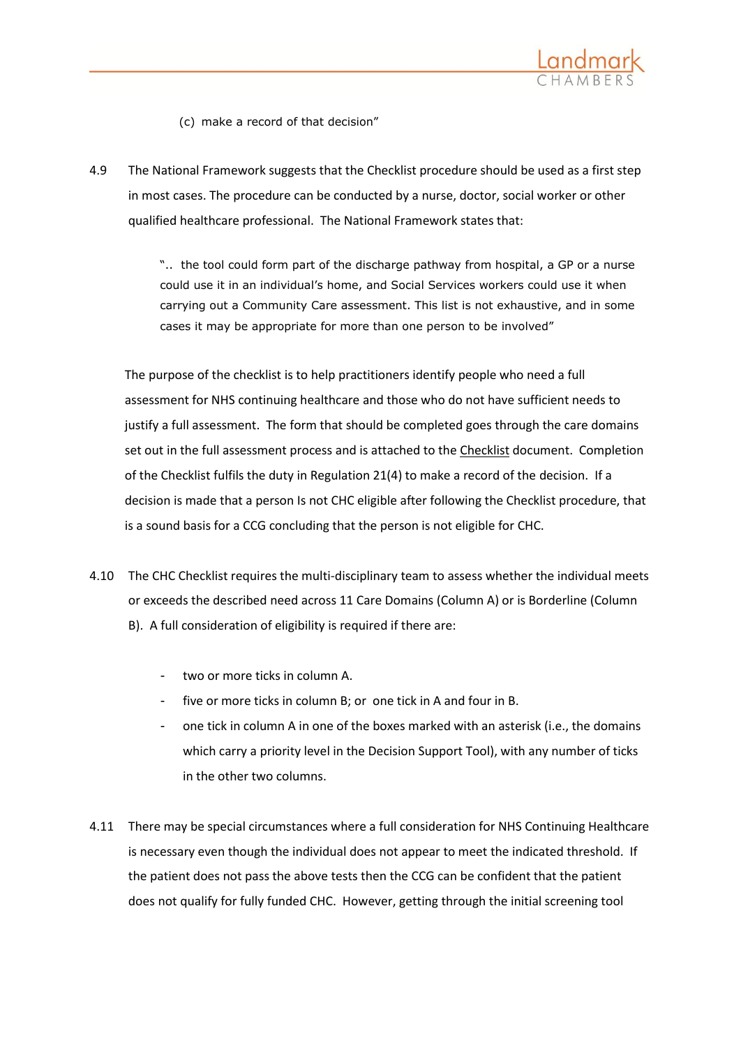(c) make a record of that decision"

4.9 The National Framework suggests that the Checklist procedure should be used as a first step in most cases. The procedure can be conducted by a nurse, doctor, social worker or other qualified healthcare professional. The National Framework states that:

> ".. the tool could form part of the discharge pathway from hospital, a GP or a nurse could use it in an individual's home, and Social Services workers could use it when carrying out a Community Care assessment. This list is not exhaustive, and in some cases it may be appropriate for more than one person to be involved"

The purpose of the checklist is to help practitioners identify people who need a full assessment for NHS continuing healthcare and those who do not have sufficient needs to justify a full assessment. The form that should be completed goes through the care domains set out in the full assessment process and is attached to the Checklist document. Completion of the Checklist fulfils the duty in Regulation 21(4) to make a record of the decision. If a decision is made that a person Is not CHC eligible after following the Checklist procedure, that is a sound basis for a CCG concluding that the person is not eligible for CHC.

4.10 The CHC Checklist requires the multi-disciplinary team to assess whether the individual meets or exceeds the described need across 11 Care Domains (Column A) or is Borderline (Column B). A full consideration of eligibility is required if there are:

- two or more ticks in column A.
- five or more ticks in column B; or one tick in A and four in B.
- one tick in column A in one of the boxes marked with an asterisk (i.e., the domains which carry a priority level in the Decision Support Tool), with any number of ticks in the other two columns.

4.11 There may be special circumstances where a full consideration for NHS Continuing Healthcare is necessary even though the individual does not appear to meet the indicated threshold. If the patient does not pass the above tests then the CCG can be confident that the patient does not qualify for fully funded CHC. However, getting through the initial screening tool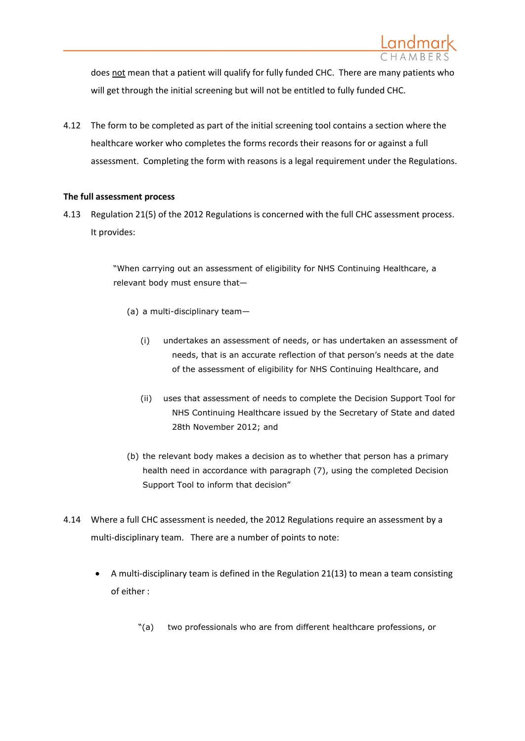does <u>not</u> mean that a patient will qualify for fully funded CHC. There are many patients who will get through the initial screening but will not be entitled to fully funded CHC.

4.12 The form to be completed as part of the initial screening tool contains a section where the healthcare worker who completes the forms records their reasons for or against a full assessment. Completing the form with reasons is a legal requirement under the Regulations.

**The full assessment process**

4.13 Regulation 21(5) of the 2012 Regulations is concerned with the full CHC assessment process. It provides:

> "When carrying out an assessment of eligibility for NHS Continuing Healthcare, a relevant body must ensure that—
>
> (a) a multi-disciplinary team—
>
> (i) undertakes an assessment of needs, or has undertaken an assessment of needs, that is an accurate reflection of that person's needs at the date of the assessment of eligibility for NHS Continuing Healthcare, and
>
> (ii) uses that assessment of needs to complete the Decision Support Tool for NHS Continuing Healthcare issued by the Secretary of State and dated 28th November 2012; and
>
> (b) the relevant body makes a decision as to whether that person has a primary health need in accordance with paragraph (7), using the completed Decision Support Tool to inform that decision"

4.14 Where a full CHC assessment is needed, the 2012 Regulations require an assessment by a multi-disciplinary team. There are a number of points to note:

- A multi-disciplinary team is defined in the Regulation 21(13) to mean a team consisting of either :

  "(a) two professionals who are from different healthcare professions, or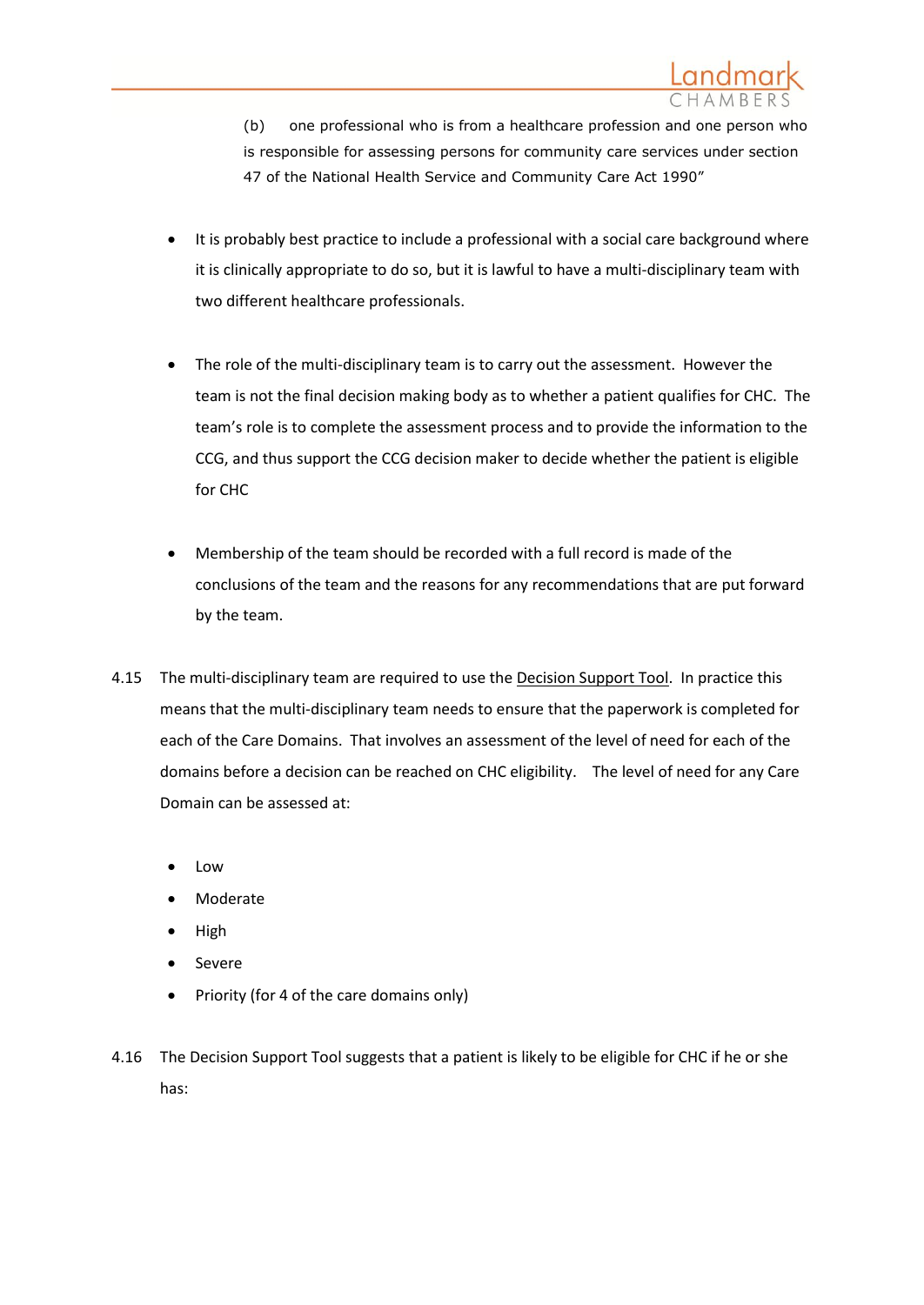(b) one professional who is from a healthcare profession and one person who is responsible for assessing persons for community care services under section 47 of the National Health Service and Community Care Act 1990"

- It is probably best practice to include a professional with a social care background where it is clinically appropriate to do so, but it is lawful to have a multi-disciplinary team with two different healthcare professionals.

- The role of the multi-disciplinary team is to carry out the assessment. However the team is not the final decision making body as to whether a patient qualifies for CHC. The team's role is to complete the assessment process and to provide the information to the CCG, and thus support the CCG decision maker to decide whether the patient is eligible for CHC

- Membership of the team should be recorded with a full record is made of the conclusions of the team and the reasons for any recommendations that are put forward by the team.

4.15 The multi-disciplinary team are required to use the Decision Support Tool. In practice this means that the multi-disciplinary team needs to ensure that the paperwork is completed for each of the Care Domains. That involves an assessment of the level of need for each of the domains before a decision can be reached on CHC eligibility. The level of need for any Care Domain can be assessed at:

- Low
- Moderate
- High
- Severe
- Priority (for 4 of the care domains only)

4.16 The Decision Support Tool suggests that a patient is likely to be eligible for CHC if he or she has: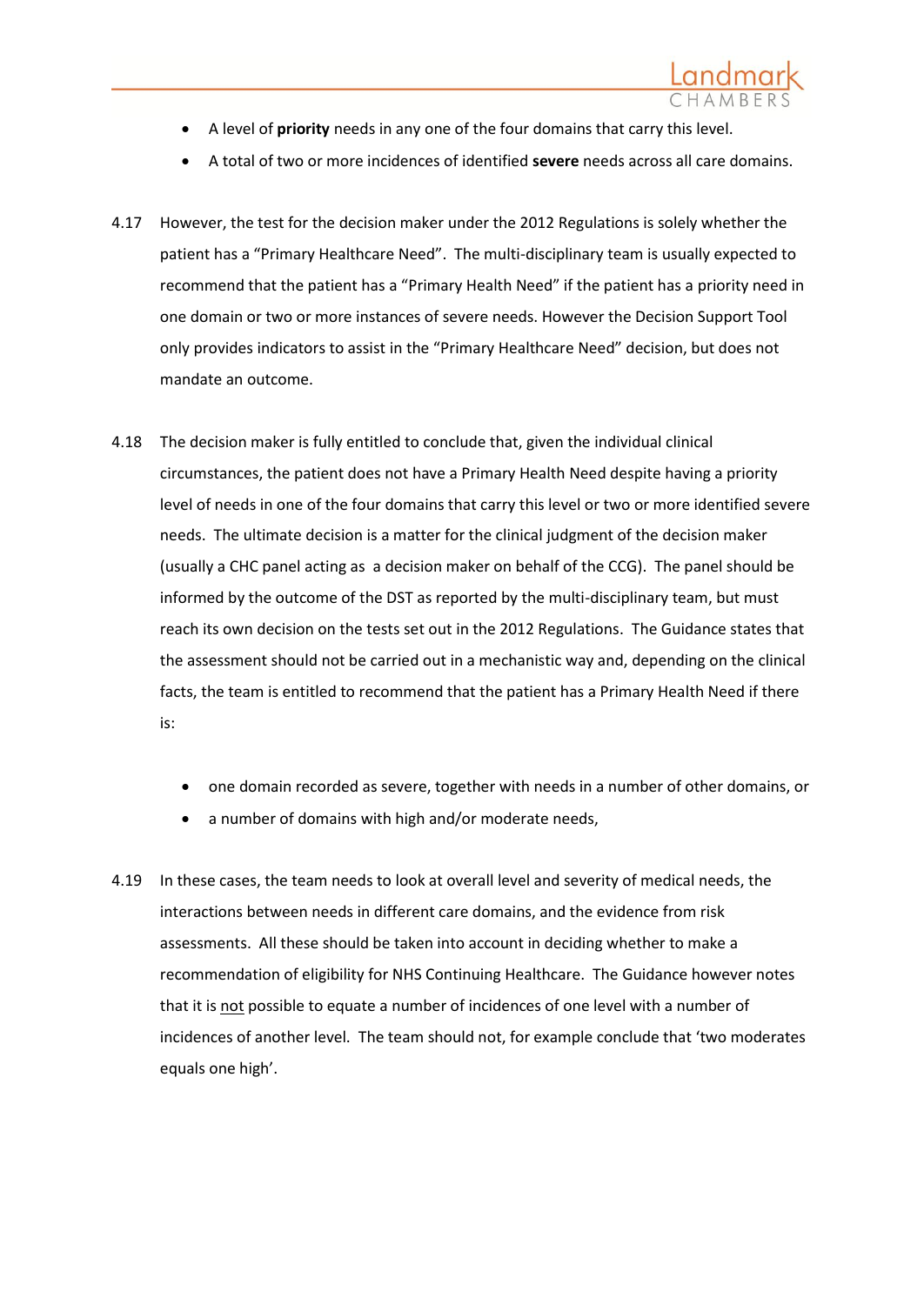- A level of **priority** needs in any one of the four domains that carry this level.
- A total of two or more incidences of identified **severe** needs across all care domains.

4.17 However, the test for the decision maker under the 2012 Regulations is solely whether the patient has a "Primary Healthcare Need". The multi-disciplinary team is usually expected to recommend that the patient has a "Primary Health Need" if the patient has a priority need in one domain or two or more instances of severe needs. However the Decision Support Tool only provides indicators to assist in the "Primary Healthcare Need" decision, but does not mandate an outcome.

4.18 The decision maker is fully entitled to conclude that, given the individual clinical circumstances, the patient does not have a Primary Health Need despite having a priority level of needs in one of the four domains that carry this level or two or more identified severe needs. The ultimate decision is a matter for the clinical judgment of the decision maker (usually a CHC panel acting as a decision maker on behalf of the CCG). The panel should be informed by the outcome of the DST as reported by the multi-disciplinary team, but must reach its own decision on the tests set out in the 2012 Regulations. The Guidance states that the assessment should not be carried out in a mechanistic way and, depending on the clinical facts, the team is entitled to recommend that the patient has a Primary Health Need if there is:

- one domain recorded as severe, together with needs in a number of other domains, or
- a number of domains with high and/or moderate needs,

4.19 In these cases, the team needs to look at overall level and severity of medical needs, the interactions between needs in different care domains, and the evidence from risk assessments. All these should be taken into account in deciding whether to make a recommendation of eligibility for NHS Continuing Healthcare. The Guidance however notes that it is <u>not</u> possible to equate a number of incidences of one level with a number of incidences of another level. The team should not, for example conclude that 'two moderates equals one high'.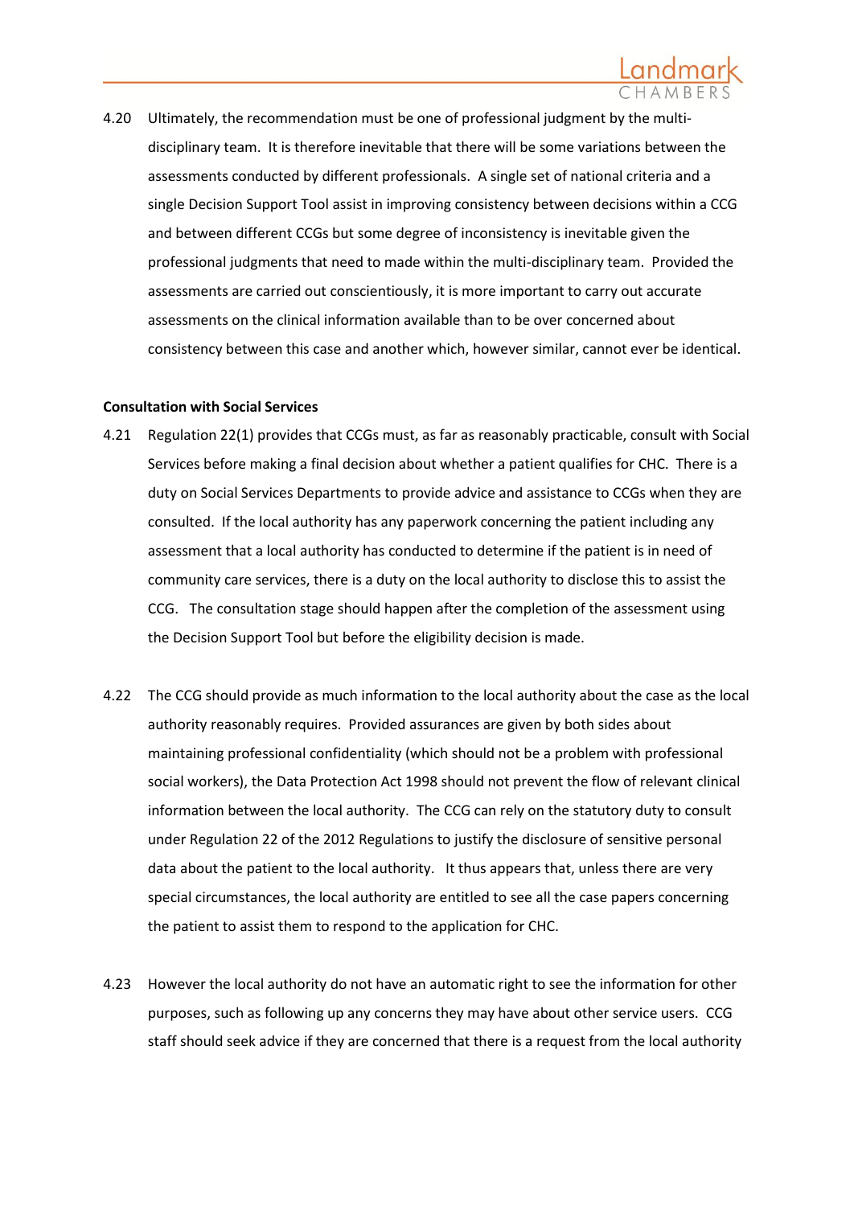4.20 Ultimately, the recommendation must be one of professional judgment by the multi-disciplinary team. It is therefore inevitable that there will be some variations between the assessments conducted by different professionals. A single set of national criteria and a single Decision Support Tool assist in improving consistency between decisions within a CCG and between different CCGs but some degree of inconsistency is inevitable given the professional judgments that need to made within the multi-disciplinary team. Provided the assessments are carried out conscientiously, it is more important to carry out accurate assessments on the clinical information available than to be over concerned about consistency between this case and another which, however similar, cannot ever be identical.

**Consultation with Social Services**

4.21 Regulation 22(1) provides that CCGs must, as far as reasonably practicable, consult with Social Services before making a final decision about whether a patient qualifies for CHC. There is a duty on Social Services Departments to provide advice and assistance to CCGs when they are consulted. If the local authority has any paperwork concerning the patient including any assessment that a local authority has conducted to determine if the patient is in need of community care services, there is a duty on the local authority to disclose this to assist the CCG. The consultation stage should happen after the completion of the assessment using the Decision Support Tool but before the eligibility decision is made.

4.22 The CCG should provide as much information to the local authority about the case as the local authority reasonably requires. Provided assurances are given by both sides about maintaining professional confidentiality (which should not be a problem with professional social workers), the Data Protection Act 1998 should not prevent the flow of relevant clinical information between the local authority. The CCG can rely on the statutory duty to consult under Regulation 22 of the 2012 Regulations to justify the disclosure of sensitive personal data about the patient to the local authority. It thus appears that, unless there are very special circumstances, the local authority are entitled to see all the case papers concerning the patient to assist them to respond to the application for CHC.

4.23 However the local authority do not have an automatic right to see the information for other purposes, such as following up any concerns they may have about other service users. CCG staff should seek advice if they are concerned that there is a request from the local authority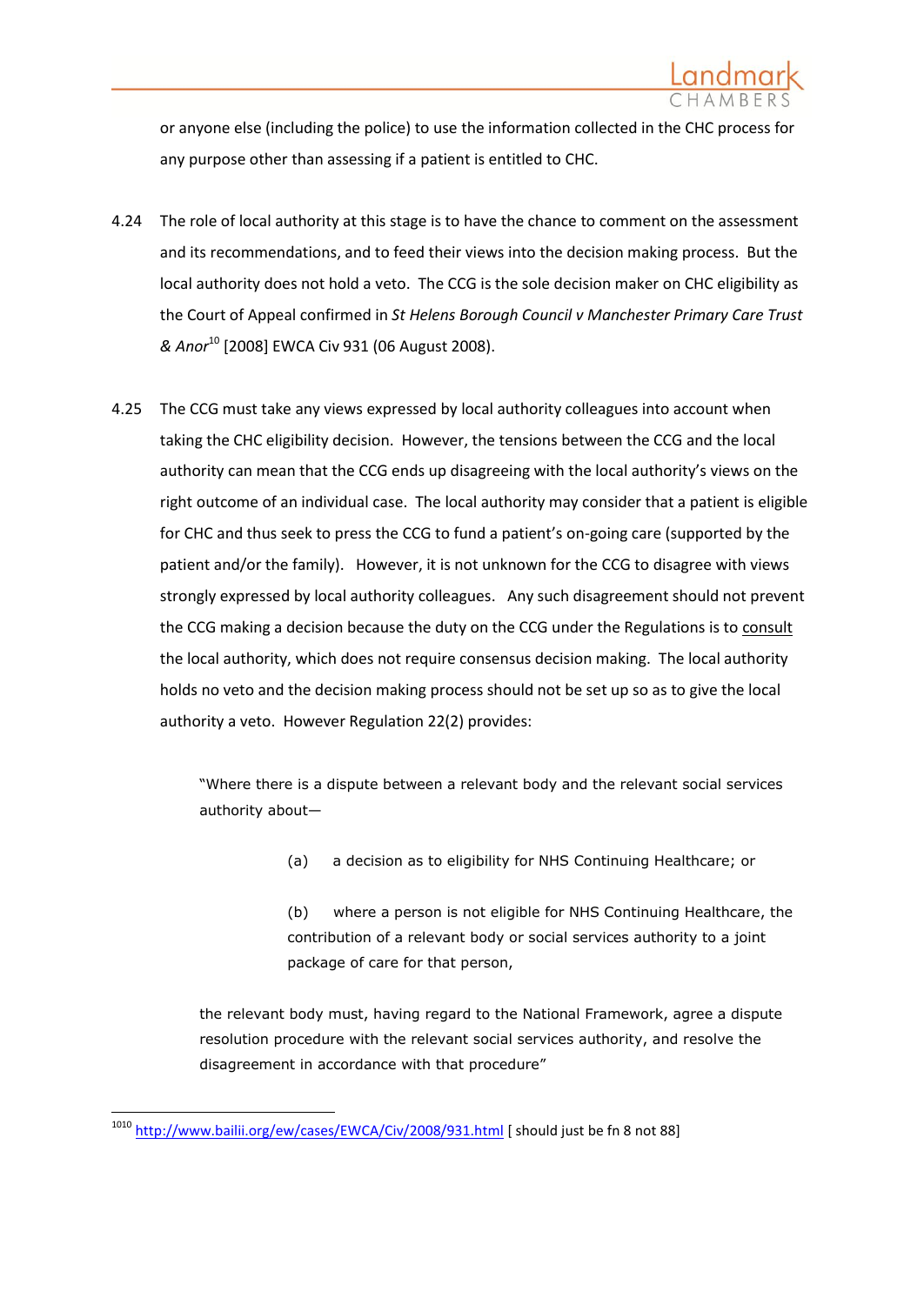or anyone else (including the police) to use the information collected in the CHC process for any purpose other than assessing if a patient is entitled to CHC.

4.24 The role of local authority at this stage is to have the chance to comment on the assessment and its recommendations, and to feed their views into the decision making process. But the local authority does not hold a veto. The CCG is the sole decision maker on CHC eligibility as the Court of Appeal confirmed in *St Helens Borough Council v Manchester Primary Care Trust & Anor*[10] [2008] EWCA Civ 931 (06 August 2008).

4.25 The CCG must take any views expressed by local authority colleagues into account when taking the CHC eligibility decision. However, the tensions between the CCG and the local authority can mean that the CCG ends up disagreeing with the local authority's views on the right outcome of an individual case. The local authority may consider that a patient is eligible for CHC and thus seek to press the CCG to fund a patient's on-going care (supported by the patient and/or the family). However, it is not unknown for the CCG to disagree with views strongly expressed by local authority colleagues. Any such disagreement should not prevent the CCG making a decision because the duty on the CCG under the Regulations is to <u>consult</u> the local authority, which does not require consensus decision making. The local authority holds no veto and the decision making process should not be set up so as to give the local authority a veto. However Regulation 22(2) provides:

> "Where there is a dispute between a relevant body and the relevant social services authority about—
>
> (a) a decision as to eligibility for NHS Continuing Healthcare; or
>
> (b) where a person is not eligible for NHS Continuing Healthcare, the contribution of a relevant body or social services authority to a joint package of care for that person,
>
> the relevant body must, having regard to the National Framework, agree a dispute resolution procedure with the relevant social services authority, and resolve the disagreement in accordance with that procedure"

---

[1010] http://www.bailii.org/ew/cases/EWCA/Civ/2008/931.html [ should just be fn 8 not 88]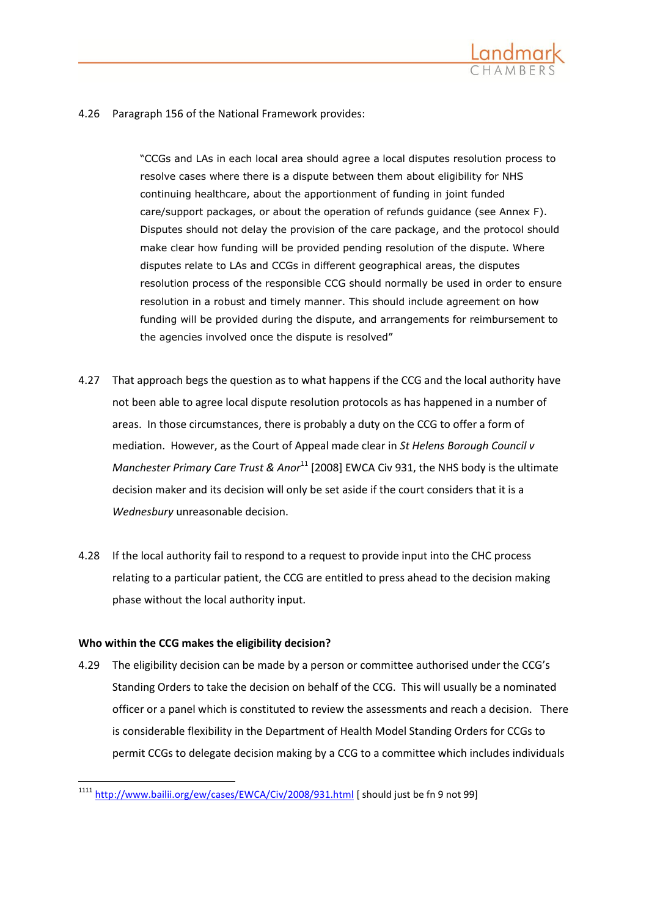4.26 Paragraph 156 of the National Framework provides:

> "CCGs and LAs in each local area should agree a local disputes resolution process to resolve cases where there is a dispute between them about eligibility for NHS continuing healthcare, about the apportionment of funding in joint funded care/support packages, or about the operation of refunds guidance (see Annex F). Disputes should not delay the provision of the care package, and the protocol should make clear how funding will be provided pending resolution of the dispute. Where disputes relate to LAs and CCGs in different geographical areas, the disputes resolution process of the responsible CCG should normally be used in order to ensure resolution in a robust and timely manner. This should include agreement on how funding will be provided during the dispute, and arrangements for reimbursement to the agencies involved once the dispute is resolved"

4.27 That approach begs the question as to what happens if the CCG and the local authority have not been able to agree local dispute resolution protocols as has happened in a number of areas. In those circumstances, there is probably a duty on the CCG to offer a form of mediation. However, as the Court of Appeal made clear in *St Helens Borough Council v Manchester Primary Care Trust & Anor*[11] [2008] EWCA Civ 931, the NHS body is the ultimate decision maker and its decision will only be set aside if the court considers that it is a *Wednesbury* unreasonable decision.

4.28 If the local authority fail to respond to a request to provide input into the CHC process relating to a particular patient, the CCG are entitled to press ahead to the decision making phase without the local authority input.

**Who within the CCG makes the eligibility decision?**

4.29 The eligibility decision can be made by a person or committee authorised under the CCG's Standing Orders to take the decision on behalf of the CCG. This will usually be a nominated officer or a panel which is constituted to review the assessments and reach a decision. There is considerable flexibility in the Department of Health Model Standing Orders for CCGs to permit CCGs to delegate decision making by a CCG to a committee which includes individuals

---

[1111] http://www.bailii.org/ew/cases/EWCA/Civ/2008/931.html [ should just be fn 9 not 99]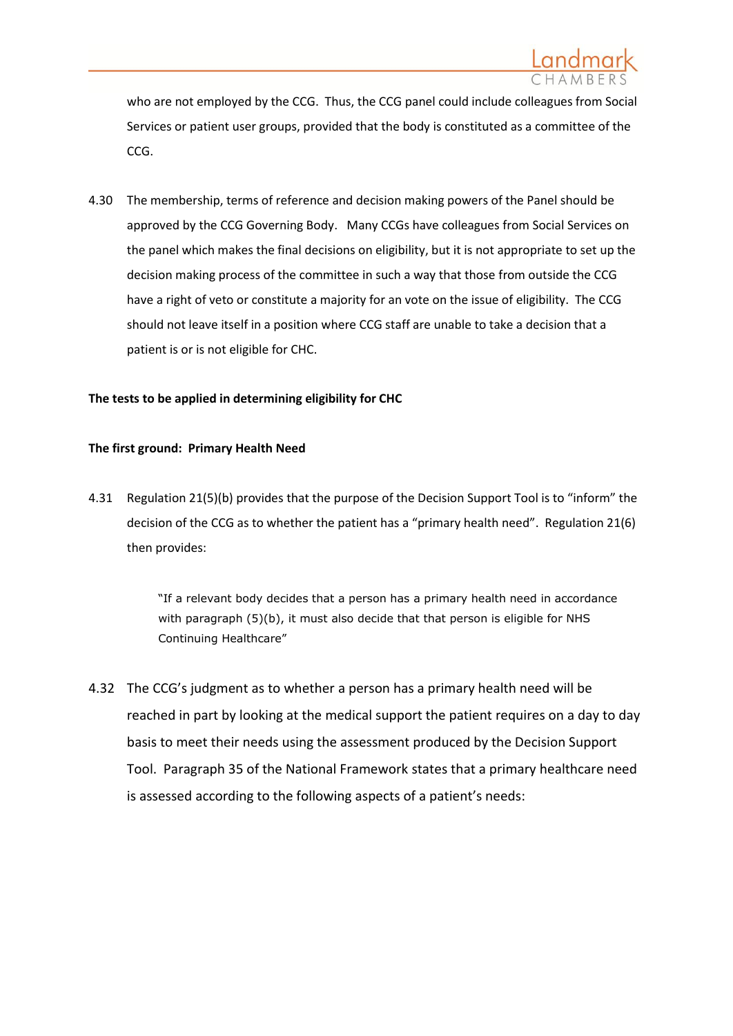who are not employed by the CCG. Thus, the CCG panel could include colleagues from Social Services or patient user groups, provided that the body is constituted as a committee of the CCG.

4.30 The membership, terms of reference and decision making powers of the Panel should be approved by the CCG Governing Body. Many CCGs have colleagues from Social Services on the panel which makes the final decisions on eligibility, but it is not appropriate to set up the decision making process of the committee in such a way that those from outside the CCG have a right of veto or constitute a majority for an vote on the issue of eligibility. The CCG should not leave itself in a position where CCG staff are unable to take a decision that a patient is or is not eligible for CHC.

**The tests to be applied in determining eligibility for CHC**

**The first ground: Primary Health Need**

4.31 Regulation 21(5)(b) provides that the purpose of the Decision Support Tool is to "inform" the decision of the CCG as to whether the patient has a "primary health need". Regulation 21(6) then provides:

> "If a relevant body decides that a person has a primary health need in accordance with paragraph (5)(b), it must also decide that that person is eligible for NHS Continuing Healthcare"

4.32 The CCG's judgment as to whether a person has a primary health need will be reached in part by looking at the medical support the patient requires on a day to day basis to meet their needs using the assessment produced by the Decision Support Tool. Paragraph 35 of the National Framework states that a primary healthcare need is assessed according to the following aspects of a patient's needs: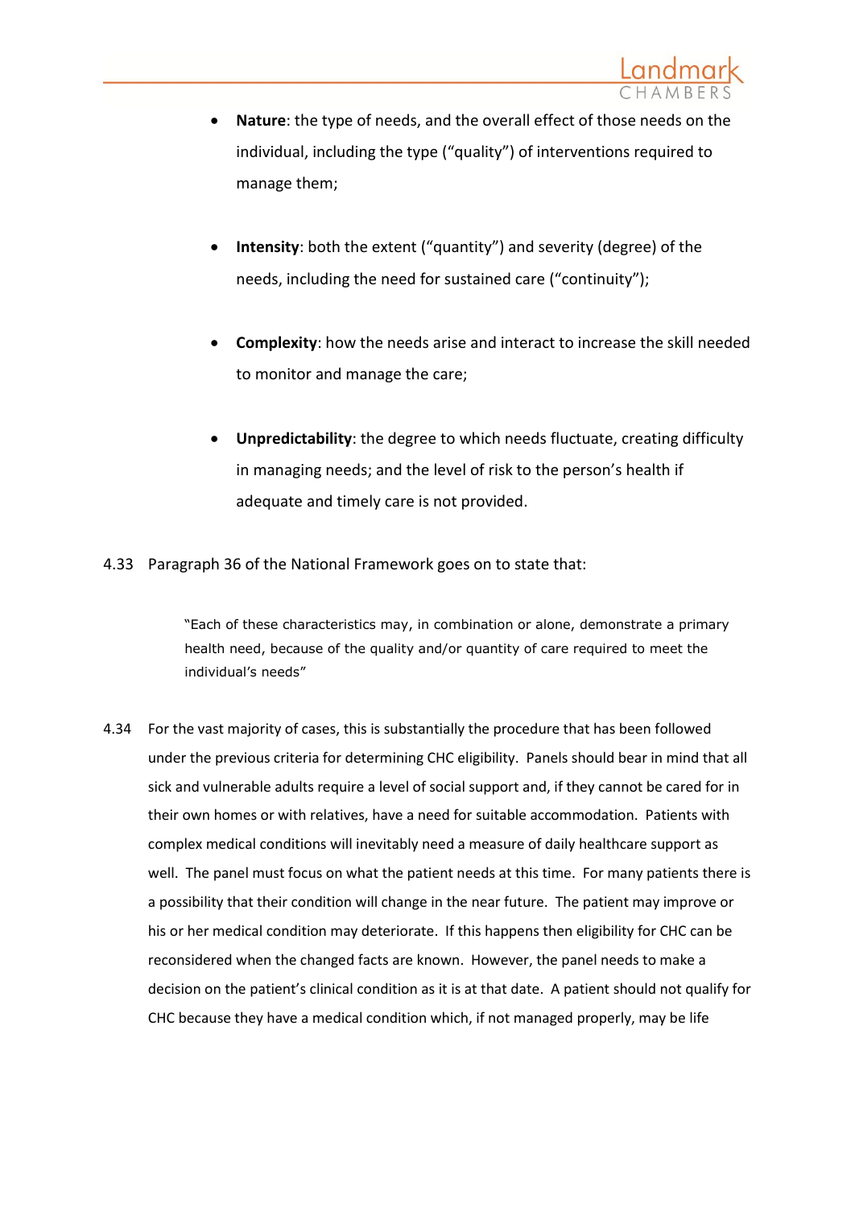- **Nature**: the type of needs, and the overall effect of those needs on the individual, including the type ("quality") of interventions required to manage them;

- **Intensity**: both the extent ("quantity") and severity (degree) of the needs, including the need for sustained care ("continuity");

- **Complexity**: how the needs arise and interact to increase the skill needed to monitor and manage the care;

- **Unpredictability**: the degree to which needs fluctuate, creating difficulty in managing needs; and the level of risk to the person's health if adequate and timely care is not provided.

4.33 Paragraph 36 of the National Framework goes on to state that:

> "Each of these characteristics may, in combination or alone, demonstrate a primary health need, because of the quality and/or quantity of care required to meet the individual's needs"

4.34 For the vast majority of cases, this is substantially the procedure that has been followed under the previous criteria for determining CHC eligibility. Panels should bear in mind that all sick and vulnerable adults require a level of social support and, if they cannot be cared for in their own homes or with relatives, have a need for suitable accommodation. Patients with complex medical conditions will inevitably need a measure of daily healthcare support as well. The panel must focus on what the patient needs at this time. For many patients there is a possibility that their condition will change in the near future. The patient may improve or his or her medical condition may deteriorate. If this happens then eligibility for CHC can be reconsidered when the changed facts are known. However, the panel needs to make a decision on the patient's clinical condition as it is at that date. A patient should not qualify for CHC because they have a medical condition which, if not managed properly, may be life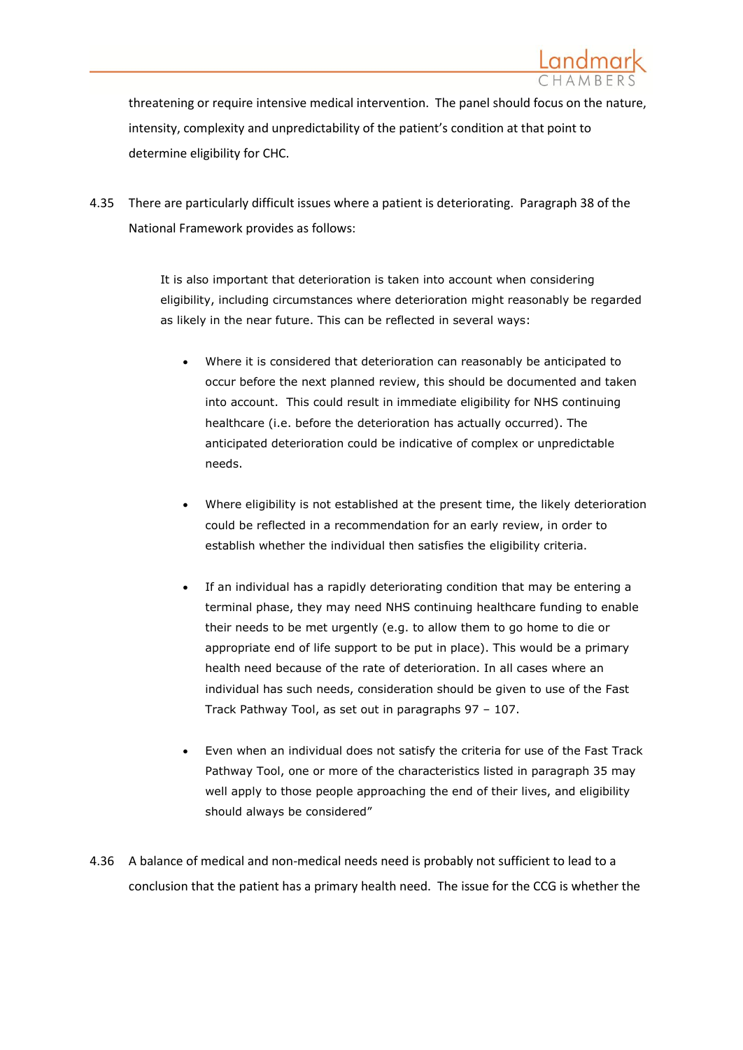threatening or require intensive medical intervention. The panel should focus on the nature, intensity, complexity and unpredictability of the patient's condition at that point to determine eligibility for CHC.

4.35 There are particularly difficult issues where a patient is deteriorating. Paragraph 38 of the National Framework provides as follows:

> It is also important that deterioration is taken into account when considering eligibility, including circumstances where deterioration might reasonably be regarded as likely in the near future. This can be reflected in several ways:
>
> - Where it is considered that deterioration can reasonably be anticipated to occur before the next planned review, this should be documented and taken into account. This could result in immediate eligibility for NHS continuing healthcare (i.e. before the deterioration has actually occurred). The anticipated deterioration could be indicative of complex or unpredictable needs.
>
> - Where eligibility is not established at the present time, the likely deterioration could be reflected in a recommendation for an early review, in order to establish whether the individual then satisfies the eligibility criteria.
>
> - If an individual has a rapidly deteriorating condition that may be entering a terminal phase, they may need NHS continuing healthcare funding to enable their needs to be met urgently (e.g. to allow them to go home to die or appropriate end of life support to be put in place). This would be a primary health need because of the rate of deterioration. In all cases where an individual has such needs, consideration should be given to use of the Fast Track Pathway Tool, as set out in paragraphs 97 – 107.
>
> - Even when an individual does not satisfy the criteria for use of the Fast Track Pathway Tool, one or more of the characteristics listed in paragraph 35 may well apply to those people approaching the end of their lives, and eligibility should always be considered"

4.36 A balance of medical and non-medical needs need is probably not sufficient to lead to a conclusion that the patient has a primary health need. The issue for the CCG is whether the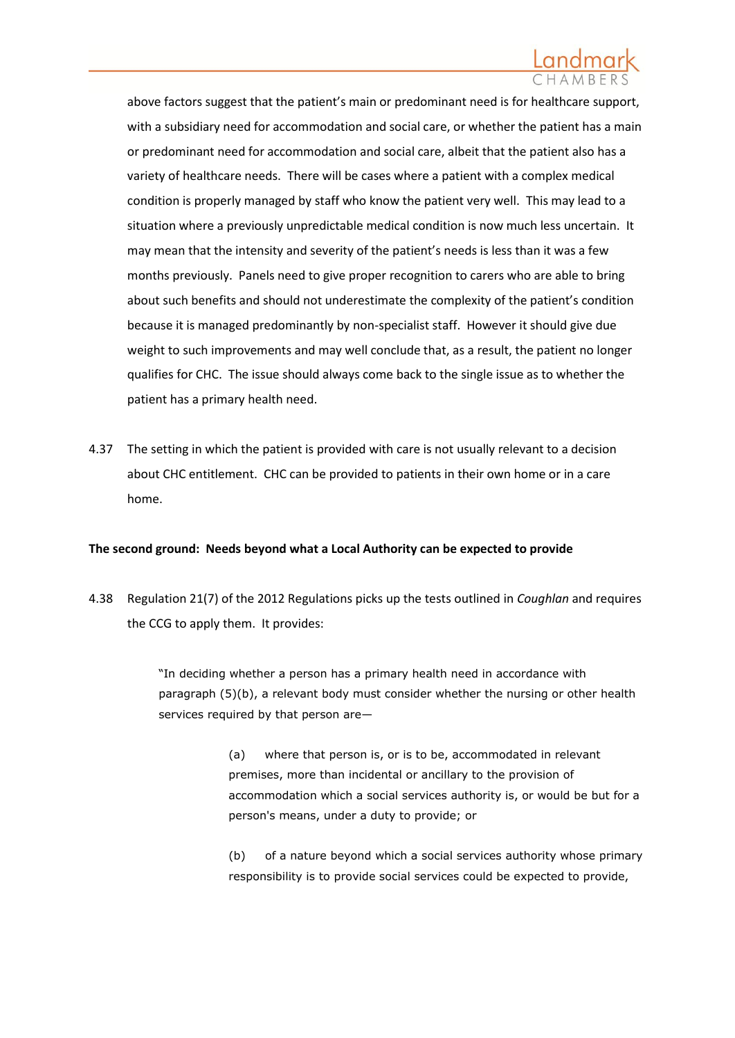above factors suggest that the patient's main or predominant need is for healthcare support, with a subsidiary need for accommodation and social care, or whether the patient has a main or predominant need for accommodation and social care, albeit that the patient also has a variety of healthcare needs. There will be cases where a patient with a complex medical condition is properly managed by staff who know the patient very well. This may lead to a situation where a previously unpredictable medical condition is now much less uncertain. It may mean that the intensity and severity of the patient's needs is less than it was a few months previously. Panels need to give proper recognition to carers who are able to bring about such benefits and should not underestimate the complexity of the patient's condition because it is managed predominantly by non-specialist staff. However it should give due weight to such improvements and may well conclude that, as a result, the patient no longer qualifies for CHC. The issue should always come back to the single issue as to whether the patient has a primary health need.

4.37 The setting in which the patient is provided with care is not usually relevant to a decision about CHC entitlement. CHC can be provided to patients in their own home or in a care home.

**The second ground: Needs beyond what a Local Authority can be expected to provide**

4.38 Regulation 21(7) of the 2012 Regulations picks up the tests outlined in *Coughlan* and requires the CCG to apply them. It provides:

> "In deciding whether a person has a primary health need in accordance with paragraph (5)(b), a relevant body must consider whether the nursing or other health services required by that person are—
>
> > (a) where that person is, or is to be, accommodated in relevant premises, more than incidental or ancillary to the provision of accommodation which a social services authority is, or would be but for a person's means, under a duty to provide; or
> >
> > (b) of a nature beyond which a social services authority whose primary responsibility is to provide social services could be expected to provide,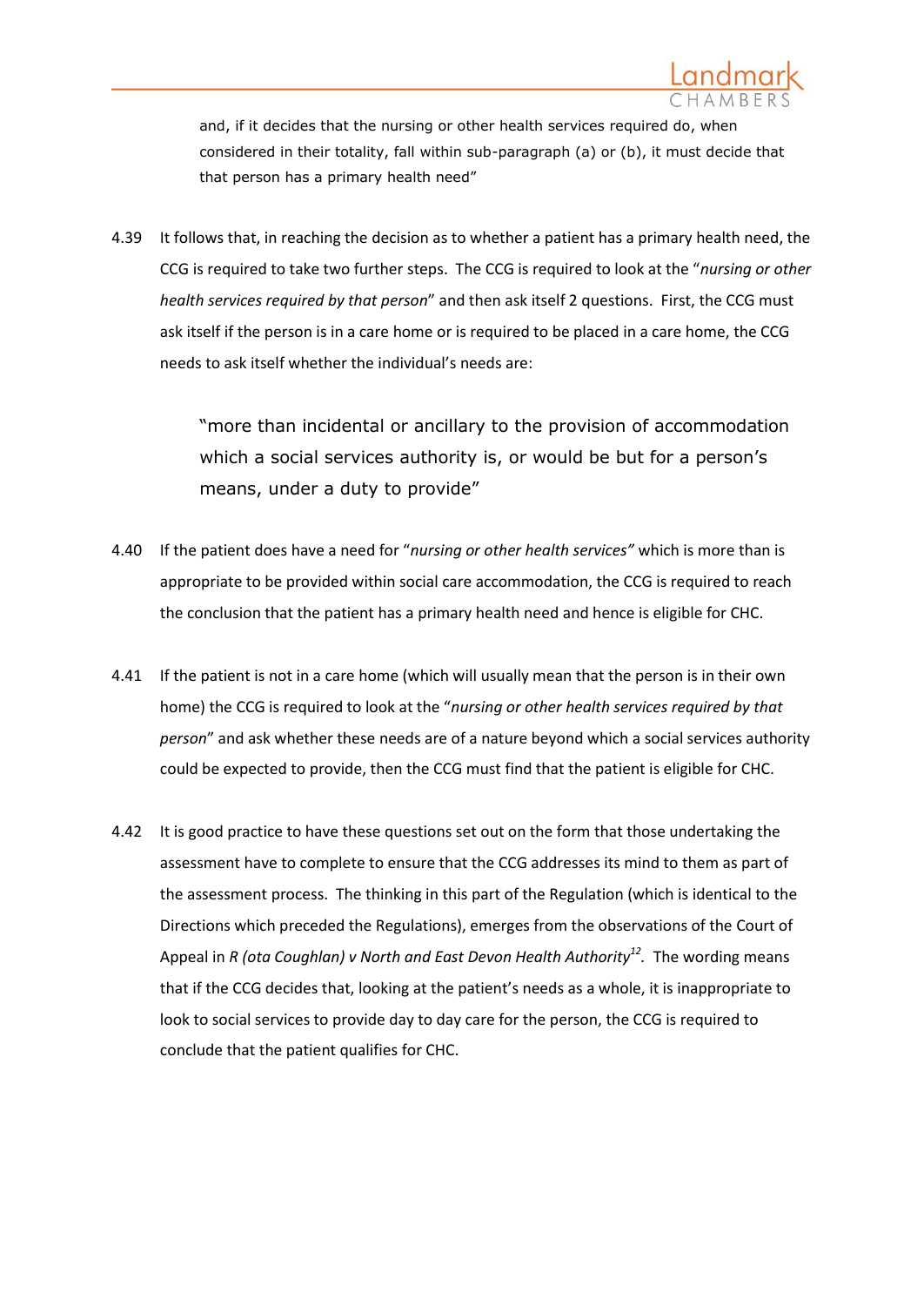> and, if it decides that the nursing or other health services required do, when considered in their totality, fall within sub-paragraph (a) or (b), it must decide that that person has a primary health need"

4.39 It follows that, in reaching the decision as to whether a patient has a primary health need, the CCG is required to take two further steps. The CCG is required to look at the "*nursing or other health services required by that person*" and then ask itself 2 questions. First, the CCG must ask itself if the person is in a care home or is required to be placed in a care home, the CCG needs to ask itself whether the individual's needs are:

> "more than incidental or ancillary to the provision of accommodation which a social services authority is, or would be but for a person's means, under a duty to provide"

4.40 If the patient does have a need for "*nursing or other health services"* which is more than is appropriate to be provided within social care accommodation, the CCG is required to reach the conclusion that the patient has a primary health need and hence is eligible for CHC.

4.41 If the patient is not in a care home (which will usually mean that the person is in their own home) the CCG is required to look at the "*nursing or other health services required by that person*" and ask whether these needs are of a nature beyond which a social services authority could be expected to provide, then the CCG must find that the patient is eligible for CHC.

4.42 It is good practice to have these questions set out on the form that those undertaking the assessment have to complete to ensure that the CCG addresses its mind to them as part of the assessment process. The thinking in this part of the Regulation (which is identical to the Directions which preceded the Regulations), emerges from the observations of the Court of Appeal in *R (ota Coughlan) v North and East Devon Health Authority*[12]. The wording means that if the CCG decides that, looking at the patient's needs as a whole, it is inappropriate to look to social services to provide day to day care for the person, the CCG is required to conclude that the patient qualifies for CHC.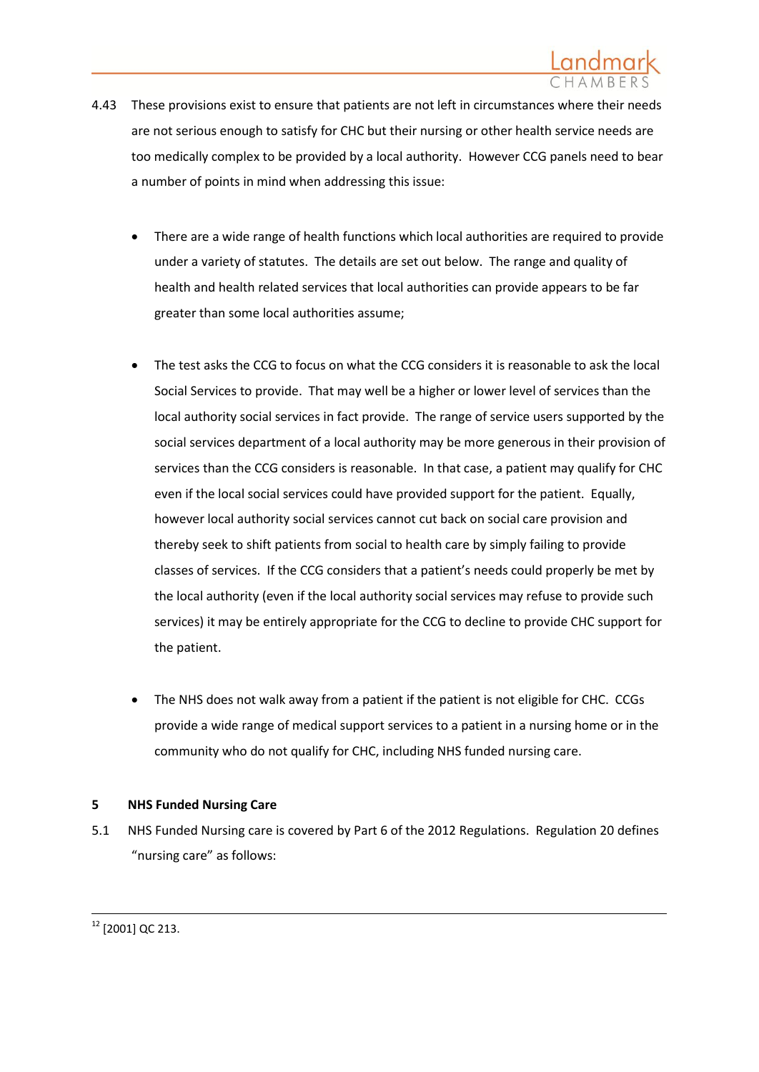4.43 These provisions exist to ensure that patients are not left in circumstances where their needs are not serious enough to satisfy for CHC but their nursing or other health service needs are too medically complex to be provided by a local authority. However CCG panels need to bear a number of points in mind when addressing this issue:

- There are a wide range of health functions which local authorities are required to provide under a variety of statutes. The details are set out below. The range and quality of health and health related services that local authorities can provide appears to be far greater than some local authorities assume;

- The test asks the CCG to focus on what the CCG considers it is reasonable to ask the local Social Services to provide. That may well be a higher or lower level of services than the local authority social services in fact provide. The range of service users supported by the social services department of a local authority may be more generous in their provision of services than the CCG considers is reasonable. In that case, a patient may qualify for CHC even if the local social services could have provided support for the patient. Equally, however local authority social services cannot cut back on social care provision and thereby seek to shift patients from social to health care by simply failing to provide classes of services. If the CCG considers that a patient's needs could properly be met by the local authority (even if the local authority social services may refuse to provide such services) it may be entirely appropriate for the CCG to decline to provide CHC support for the patient.

- The NHS does not walk away from a patient if the patient is not eligible for CHC. CCGs provide a wide range of medical support services to a patient in a nursing home or in the community who do not qualify for CHC, including NHS funded nursing care.

## 5 NHS Funded Nursing Care

5.1 NHS Funded Nursing care is covered by Part 6 of the 2012 Regulations. Regulation 20 defines "nursing care" as follows:

---

[12] [2001] QC 213.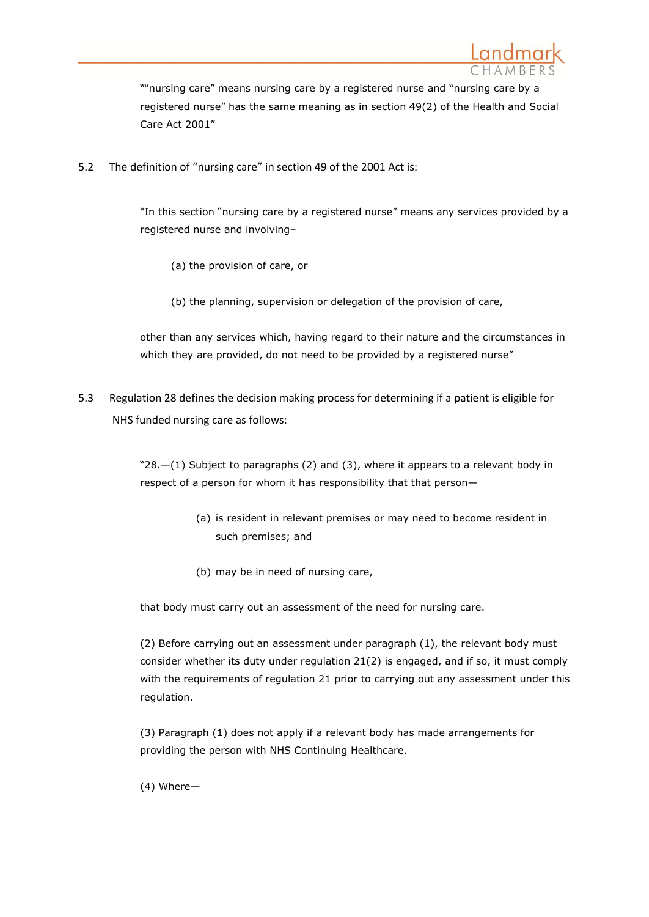""nursing care" means nursing care by a registered nurse and "nursing care by a registered nurse" has the same meaning as in section 49(2) of the Health and Social Care Act 2001"

5.2 The definition of "nursing care" in section 49 of the 2001 Act is:

> "In this section "nursing care by a registered nurse" means any services provided by a registered nurse and involving–
>
> (a) the provision of care, or
>
> (b) the planning, supervision or delegation of the provision of care,
>
> other than any services which, having regard to their nature and the circumstances in which they are provided, do not need to be provided by a registered nurse"

5.3 Regulation 28 defines the decision making process for determining if a patient is eligible for NHS funded nursing care as follows:

> "28.—(1) Subject to paragraphs (2) and (3), where it appears to a relevant body in respect of a person for whom it has responsibility that that person—
>
> (a) is resident in relevant premises or may need to become resident in such premises; and
>
> (b) may be in need of nursing care,
>
> that body must carry out an assessment of the need for nursing care.
>
> (2) Before carrying out an assessment under paragraph (1), the relevant body must consider whether its duty under regulation 21(2) is engaged, and if so, it must comply with the requirements of regulation 21 prior to carrying out any assessment under this regulation.
>
> (3) Paragraph (1) does not apply if a relevant body has made arrangements for providing the person with NHS Continuing Healthcare.
>
> (4) Where—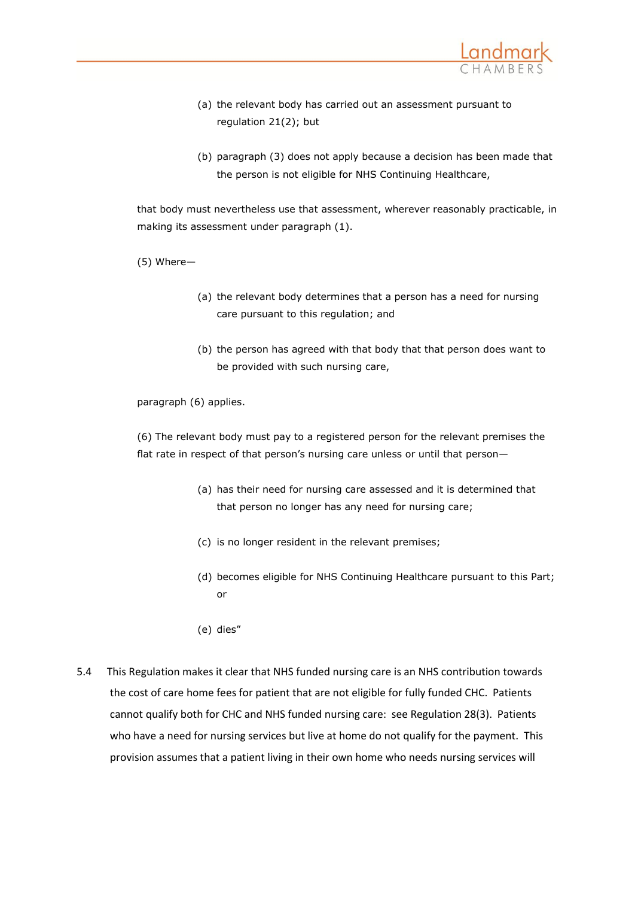(a) the relevant body has carried out an assessment pursuant to regulation 21(2); but

(b) paragraph (3) does not apply because a decision has been made that the person is not eligible for NHS Continuing Healthcare,

that body must nevertheless use that assessment, wherever reasonably practicable, in making its assessment under paragraph (1).

(5) Where—

(a) the relevant body determines that a person has a need for nursing care pursuant to this regulation; and

(b) the person has agreed with that body that that person does want to be provided with such nursing care,

paragraph (6) applies.

(6) The relevant body must pay to a registered person for the relevant premises the flat rate in respect of that person's nursing care unless or until that person—

(a) has their need for nursing care assessed and it is determined that that person no longer has any need for nursing care;

(c) is no longer resident in the relevant premises;

(d) becomes eligible for NHS Continuing Healthcare pursuant to this Part; or

(e) dies"

5.4 This Regulation makes it clear that NHS funded nursing care is an NHS contribution towards the cost of care home fees for patient that are not eligible for fully funded CHC. Patients cannot qualify both for CHC and NHS funded nursing care: see Regulation 28(3). Patients who have a need for nursing services but live at home do not qualify for the payment. This provision assumes that a patient living in their own home who needs nursing services will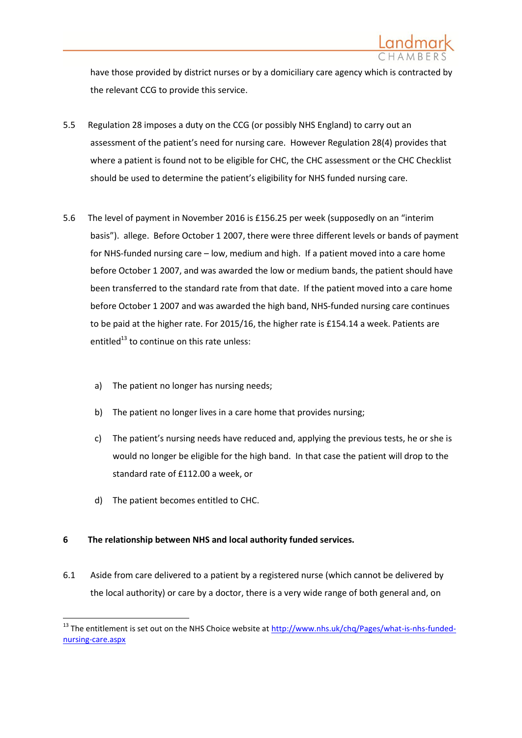have those provided by district nurses or by a domiciliary care agency which is contracted by the relevant CCG to provide this service.

5.5 Regulation 28 imposes a duty on the CCG (or possibly NHS England) to carry out an assessment of the patient's need for nursing care. However Regulation 28(4) provides that where a patient is found not to be eligible for CHC, the CHC assessment or the CHC Checklist should be used to determine the patient's eligibility for NHS funded nursing care.

5.6 The level of payment in November 2016 is £156.25 per week (supposedly on an "interim basis"). allege. Before October 1 2007, there were three different levels or bands of payment for NHS-funded nursing care – low, medium and high. If a patient moved into a care home before October 1 2007, and was awarded the low or medium bands, the patient should have been transferred to the standard rate from that date. If the patient moved into a care home before October 1 2007 and was awarded the high band, NHS-funded nursing care continues to be paid at the higher rate. For 2015/16, the higher rate is £154.14 a week. Patients are entitled[13] to continue on this rate unless:

a) The patient no longer has nursing needs;

b) The patient no longer lives in a care home that provides nursing;

c) The patient's nursing needs have reduced and, applying the previous tests, he or she is would no longer be eligible for the high band. In that case the patient will drop to the standard rate of £112.00 a week, or

d) The patient becomes entitled to CHC.

## 6 The relationship between NHS and local authority funded services.

6.1 Aside from care delivered to a patient by a registered nurse (which cannot be delivered by the local authority) or care by a doctor, there is a very wide range of both general and, on

---

[13] The entitlement is set out on the NHS Choice website at http://www.nhs.uk/chq/Pages/what-is-nhs-funded-nursing-care.aspx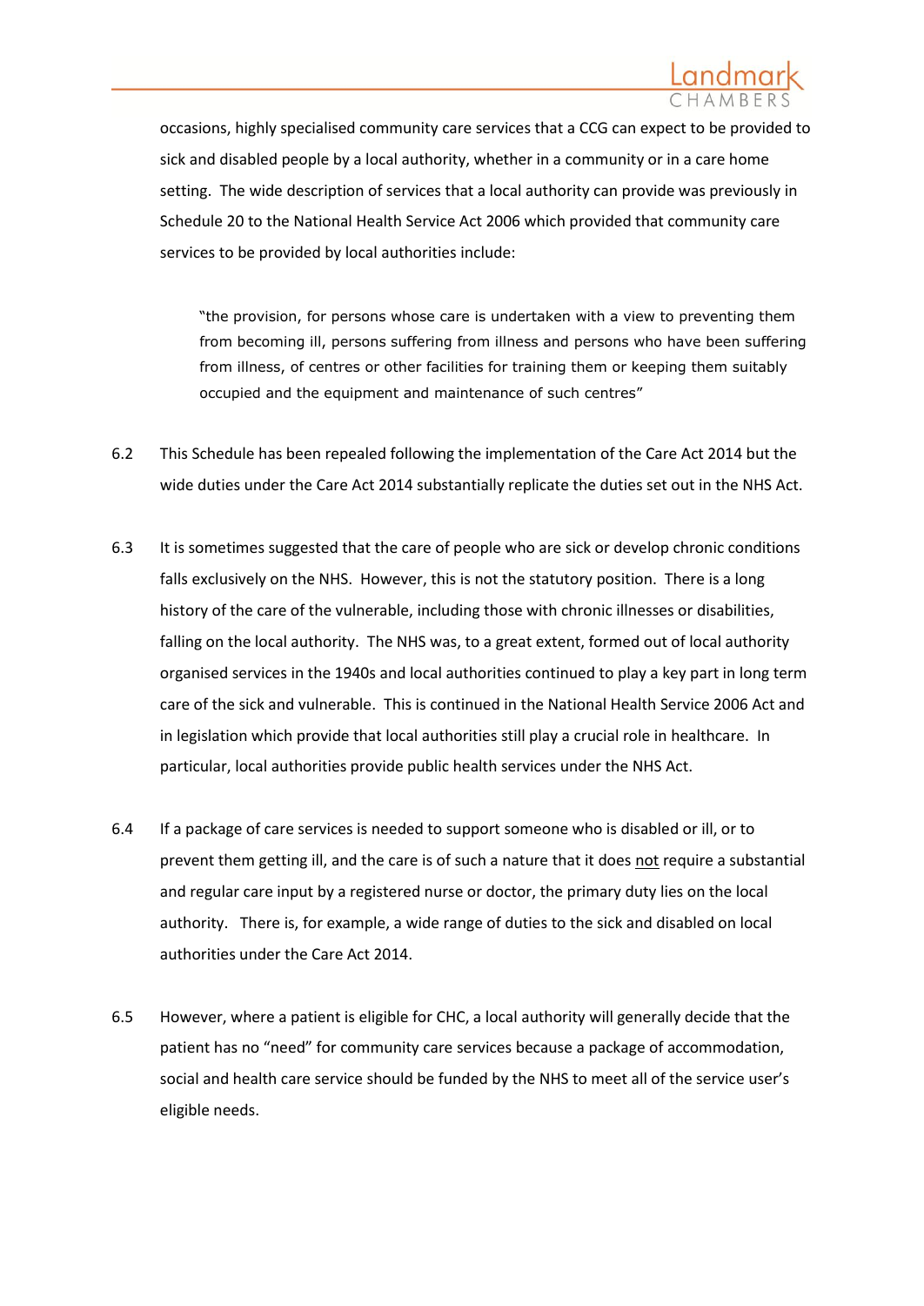occasions, highly specialised community care services that a CCG can expect to be provided to sick and disabled people by a local authority, whether in a community or in a care home setting. The wide description of services that a local authority can provide was previously in Schedule 20 to the National Health Service Act 2006 which provided that community care services to be provided by local authorities include:

> "the provision, for persons whose care is undertaken with a view to preventing them from becoming ill, persons suffering from illness and persons who have been suffering from illness, of centres or other facilities for training them or keeping them suitably occupied and the equipment and maintenance of such centres"

6.2 This Schedule has been repealed following the implementation of the Care Act 2014 but the wide duties under the Care Act 2014 substantially replicate the duties set out in the NHS Act.

6.3 It is sometimes suggested that the care of people who are sick or develop chronic conditions falls exclusively on the NHS. However, this is not the statutory position. There is a long history of the care of the vulnerable, including those with chronic illnesses or disabilities, falling on the local authority. The NHS was, to a great extent, formed out of local authority organised services in the 1940s and local authorities continued to play a key part in long term care of the sick and vulnerable. This is continued in the National Health Service 2006 Act and in legislation which provide that local authorities still play a crucial role in healthcare. In particular, local authorities provide public health services under the NHS Act.

6.4 If a package of care services is needed to support someone who is disabled or ill, or to prevent them getting ill, and the care is of such a nature that it does <u>not</u> require a substantial and regular care input by a registered nurse or doctor, the primary duty lies on the local authority. There is, for example, a wide range of duties to the sick and disabled on local authorities under the Care Act 2014.

6.5 However, where a patient is eligible for CHC, a local authority will generally decide that the patient has no "need" for community care services because a package of accommodation, social and health care service should be funded by the NHS to meet all of the service user's eligible needs.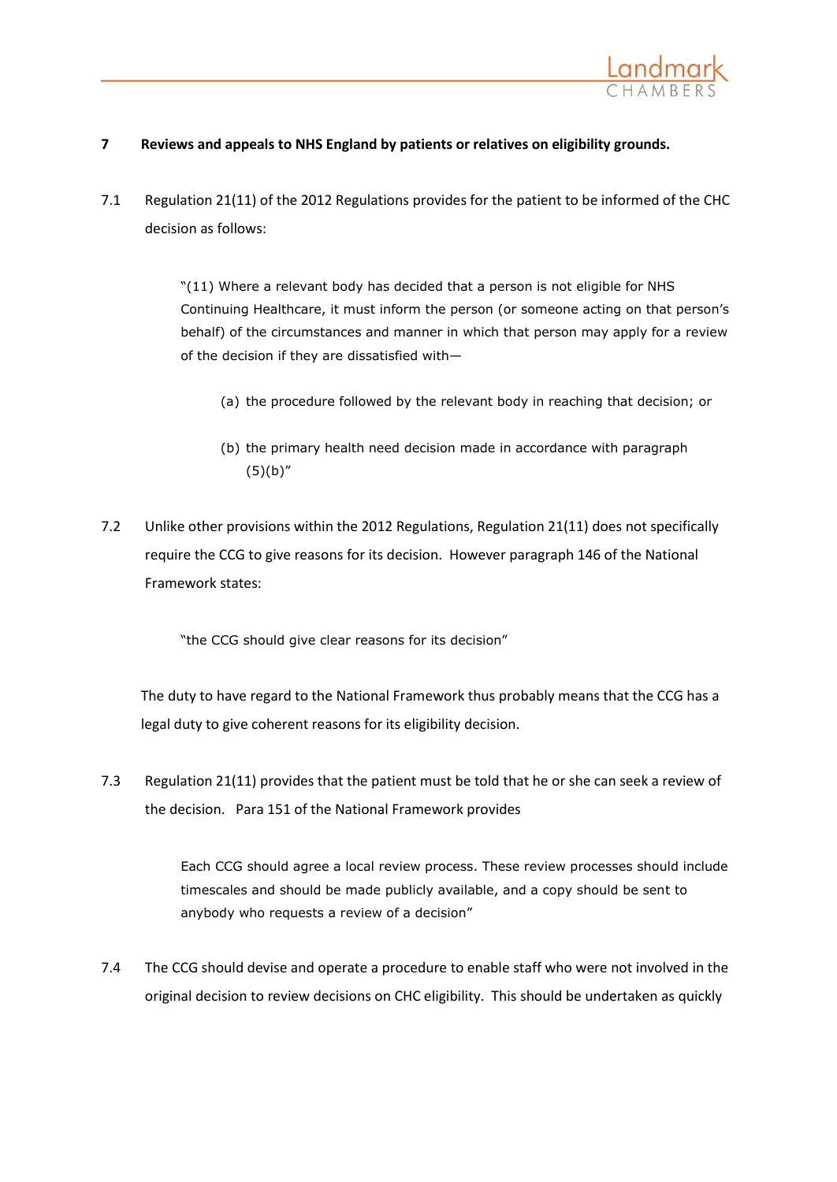## 7 Reviews and appeals to NHS England by patients or relatives on eligibility grounds.

7.1 Regulation 21(11) of the 2012 Regulations provides for the patient to be informed of the CHC decision as follows:

> "(11) Where a relevant body has decided that a person is not eligible for NHS Continuing Healthcare, it must inform the person (or someone acting on that person's behalf) of the circumstances and manner in which that person may apply for a review of the decision if they are dissatisfied with—
>
> (a) the procedure followed by the relevant body in reaching that decision; or
>
> (b) the primary health need decision made in accordance with paragraph (5)(b)"

7.2 Unlike other provisions within the 2012 Regulations, Regulation 21(11) does not specifically require the CCG to give reasons for its decision. However paragraph 146 of the National Framework states:

> "the CCG should give clear reasons for its decision"

The duty to have regard to the National Framework thus probably means that the CCG has a legal duty to give coherent reasons for its eligibility decision.

7.3 Regulation 21(11) provides that the patient must be told that he or she can seek a review of the decision. Para 151 of the National Framework provides

> Each CCG should agree a local review process. These review processes should include timescales and should be made publicly available, and a copy should be sent to anybody who requests a review of a decision"

7.4 The CCG should devise and operate a procedure to enable staff who were not involved in the original decision to review decisions on CHC eligibility. This should be undertaken as quickly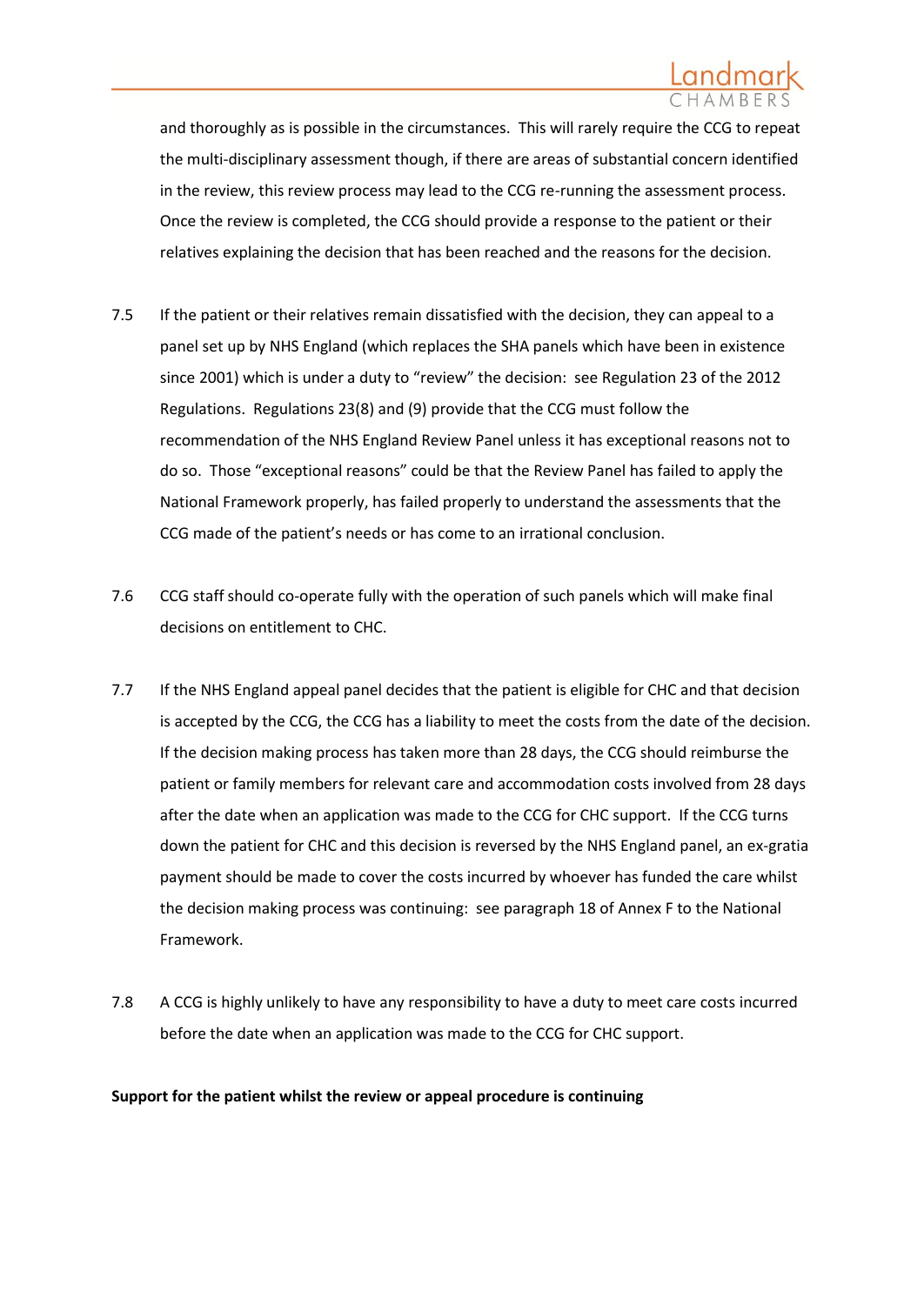and thoroughly as is possible in the circumstances. This will rarely require the CCG to repeat the multi-disciplinary assessment though, if there are areas of substantial concern identified in the review, this review process may lead to the CCG re-running the assessment process. Once the review is completed, the CCG should provide a response to the patient or their relatives explaining the decision that has been reached and the reasons for the decision.

7.5 If the patient or their relatives remain dissatisfied with the decision, they can appeal to a panel set up by NHS England (which replaces the SHA panels which have been in existence since 2001) which is under a duty to "review" the decision: see Regulation 23 of the 2012 Regulations. Regulations 23(8) and (9) provide that the CCG must follow the recommendation of the NHS England Review Panel unless it has exceptional reasons not to do so. Those "exceptional reasons" could be that the Review Panel has failed to apply the National Framework properly, has failed properly to understand the assessments that the CCG made of the patient's needs or has come to an irrational conclusion.

7.6 CCG staff should co-operate fully with the operation of such panels which will make final decisions on entitlement to CHC.

7.7 If the NHS England appeal panel decides that the patient is eligible for CHC and that decision is accepted by the CCG, the CCG has a liability to meet the costs from the date of the decision. If the decision making process has taken more than 28 days, the CCG should reimburse the patient or family members for relevant care and accommodation costs involved from 28 days after the date when an application was made to the CCG for CHC support. If the CCG turns down the patient for CHC and this decision is reversed by the NHS England panel, an ex-gratia payment should be made to cover the costs incurred by whoever has funded the care whilst the decision making process was continuing: see paragraph 18 of Annex F to the National Framework.

7.8 A CCG is highly unlikely to have any responsibility to have a duty to meet care costs incurred before the date when an application was made to the CCG for CHC support.

**Support for the patient whilst the review or appeal procedure is continuing**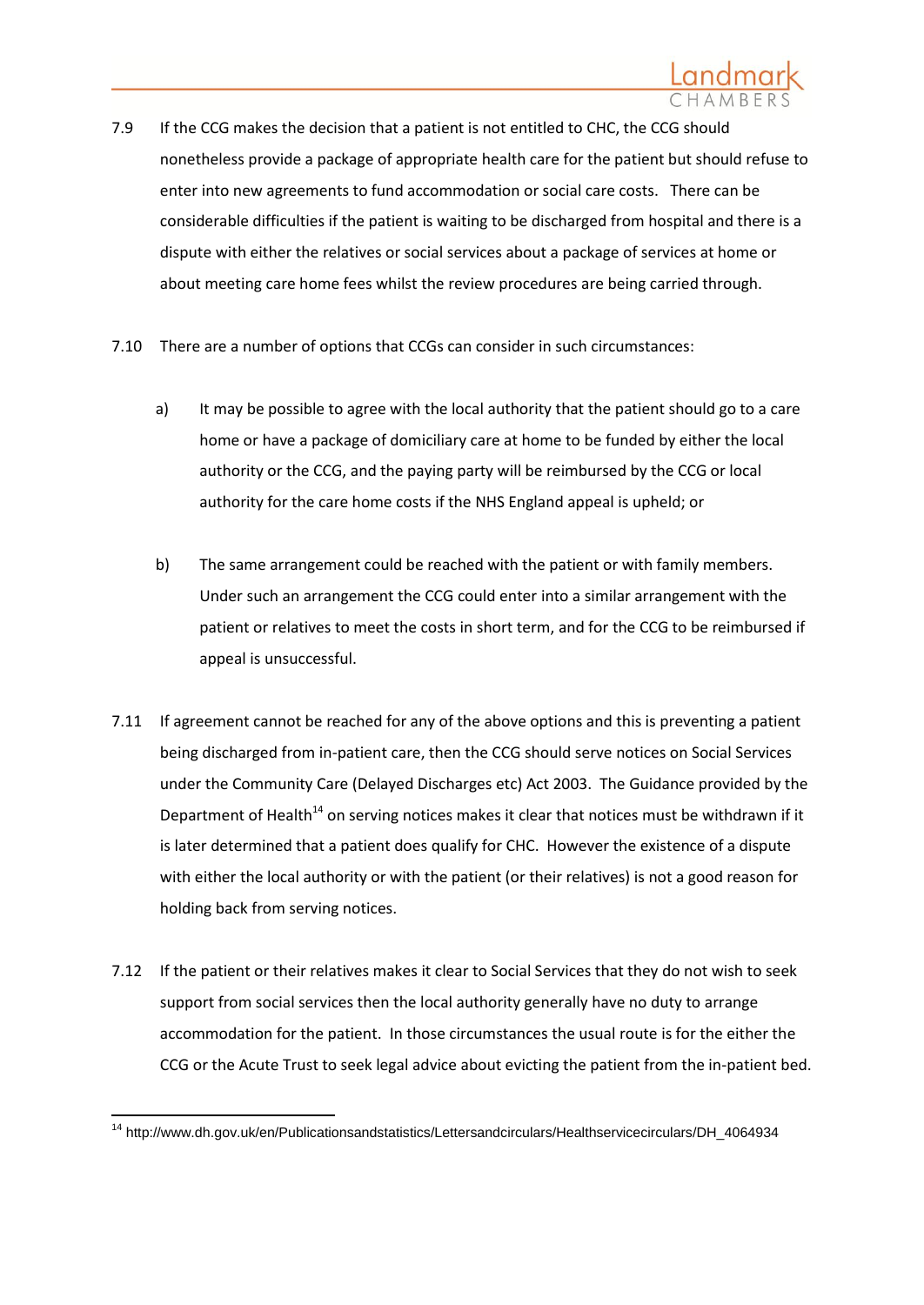7.9 If the CCG makes the decision that a patient is not entitled to CHC, the CCG should nonetheless provide a package of appropriate health care for the patient but should refuse to enter into new agreements to fund accommodation or social care costs. There can be considerable difficulties if the patient is waiting to be discharged from hospital and there is a dispute with either the relatives or social services about a package of services at home or about meeting care home fees whilst the review procedures are being carried through.

7.10 There are a number of options that CCGs can consider in such circumstances:

a) It may be possible to agree with the local authority that the patient should go to a care home or have a package of domiciliary care at home to be funded by either the local authority or the CCG, and the paying party will be reimbursed by the CCG or local authority for the care home costs if the NHS England appeal is upheld; or

b) The same arrangement could be reached with the patient or with family members. Under such an arrangement the CCG could enter into a similar arrangement with the patient or relatives to meet the costs in short term, and for the CCG to be reimbursed if appeal is unsuccessful.

7.11 If agreement cannot be reached for any of the above options and this is preventing a patient being discharged from in-patient care, then the CCG should serve notices on Social Services under the Community Care (Delayed Discharges etc) Act 2003. The Guidance provided by the Department of Health[14] on serving notices makes it clear that notices must be withdrawn if it is later determined that a patient does qualify for CHC. However the existence of a dispute with either the local authority or with the patient (or their relatives) is not a good reason for holding back from serving notices.

7.12 If the patient or their relatives makes it clear to Social Services that they do not wish to seek support from social services then the local authority generally have no duty to arrange accommodation for the patient. In those circumstances the usual route is for the either the CCG or the Acute Trust to seek legal advice about evicting the patient from the in-patient bed.

---

[14] http://www.dh.gov.uk/en/Publicationsandstatistics/Lettersandcirculars/Healthservicecirculars/DH_4064934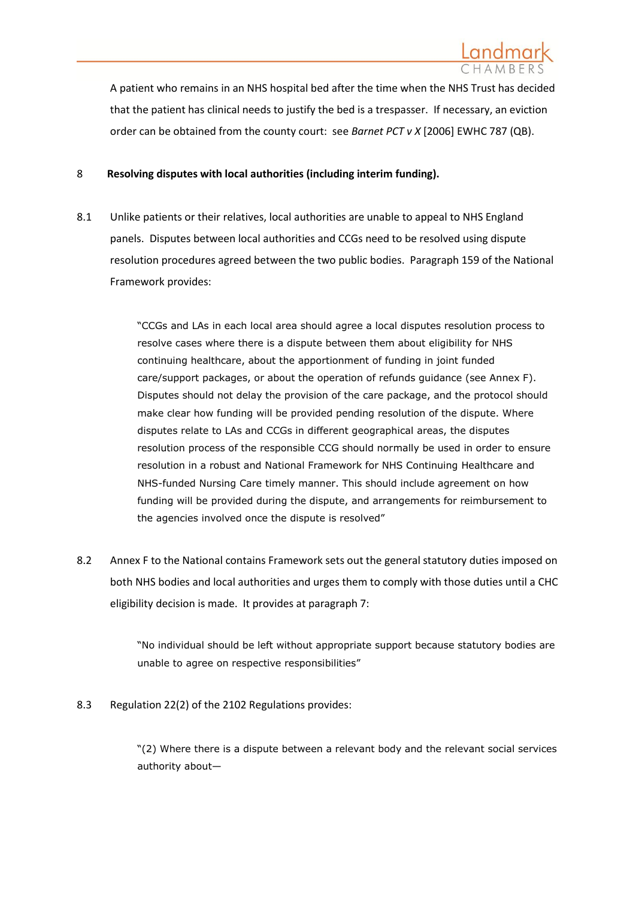A patient who remains in an NHS hospital bed after the time when the NHS Trust has decided that the patient has clinical needs to justify the bed is a trespasser. If necessary, an eviction order can be obtained from the county court: see *Barnet PCT v X* [2006] EWHC 787 (QB).

## 8 Resolving disputes with local authorities (including interim funding).

8.1 Unlike patients or their relatives, local authorities are unable to appeal to NHS England panels. Disputes between local authorities and CCGs need to be resolved using dispute resolution procedures agreed between the two public bodies. Paragraph 159 of the National Framework provides:

> "CCGs and LAs in each local area should agree a local disputes resolution process to resolve cases where there is a dispute between them about eligibility for NHS continuing healthcare, about the apportionment of funding in joint funded care/support packages, or about the operation of refunds guidance (see Annex F). Disputes should not delay the provision of the care package, and the protocol should make clear how funding will be provided pending resolution of the dispute. Where disputes relate to LAs and CCGs in different geographical areas, the disputes resolution process of the responsible CCG should normally be used in order to ensure resolution in a robust and National Framework for NHS Continuing Healthcare and NHS-funded Nursing Care timely manner. This should include agreement on how funding will be provided during the dispute, and arrangements for reimbursement to the agencies involved once the dispute is resolved"

8.2 Annex F to the National contains Framework sets out the general statutory duties imposed on both NHS bodies and local authorities and urges them to comply with those duties until a CHC eligibility decision is made. It provides at paragraph 7:

> "No individual should be left without appropriate support because statutory bodies are unable to agree on respective responsibilities"

8.3 Regulation 22(2) of the 2102 Regulations provides:

> "(2) Where there is a dispute between a relevant body and the relevant social services authority about—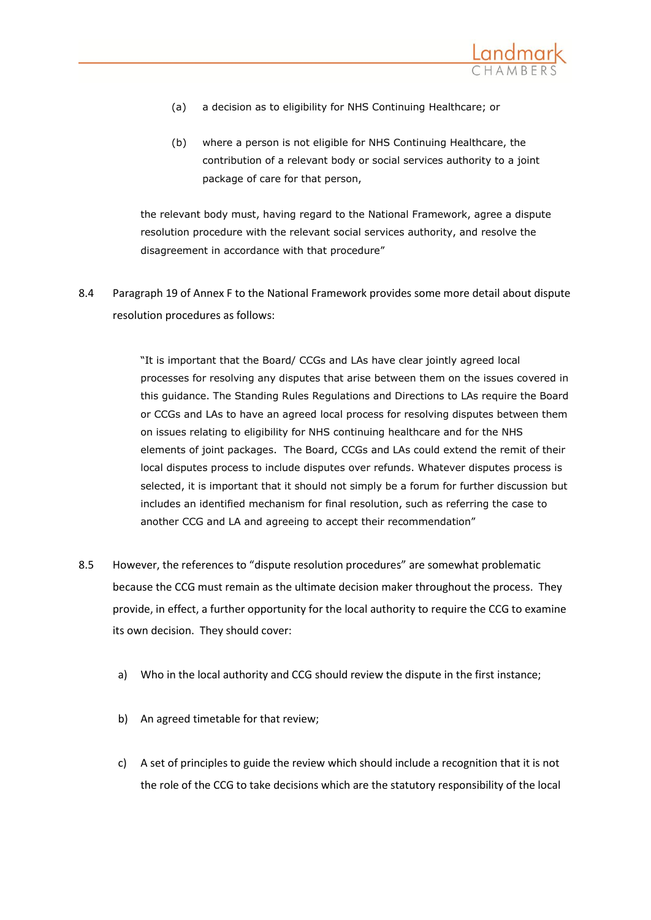> (a) a decision as to eligibility for NHS Continuing Healthcare; or
>
> (b) where a person is not eligible for NHS Continuing Healthcare, the contribution of a relevant body or social services authority to a joint package of care for that person,
>
> the relevant body must, having regard to the National Framework, agree a dispute resolution procedure with the relevant social services authority, and resolve the disagreement in accordance with that procedure"

8.4 Paragraph 19 of Annex F to the National Framework provides some more detail about dispute resolution procedures as follows:

> "It is important that the Board/ CCGs and LAs have clear jointly agreed local processes for resolving any disputes that arise between them on the issues covered in this guidance. The Standing Rules Regulations and Directions to LAs require the Board or CCGs and LAs to have an agreed local process for resolving disputes between them on issues relating to eligibility for NHS continuing healthcare and for the NHS elements of joint packages. The Board, CCGs and LAs could extend the remit of their local disputes process to include disputes over refunds. Whatever disputes process is selected, it is important that it should not simply be a forum for further discussion but includes an identified mechanism for final resolution, such as referring the case to another CCG and LA and agreeing to accept their recommendation"

8.5 However, the references to "dispute resolution procedures" are somewhat problematic because the CCG must remain as the ultimate decision maker throughout the process. They provide, in effect, a further opportunity for the local authority to require the CCG to examine its own decision. They should cover:

a) Who in the local authority and CCG should review the dispute in the first instance;

b) An agreed timetable for that review;

c) A set of principles to guide the review which should include a recognition that it is not the role of the CCG to take decisions which are the statutory responsibility of the local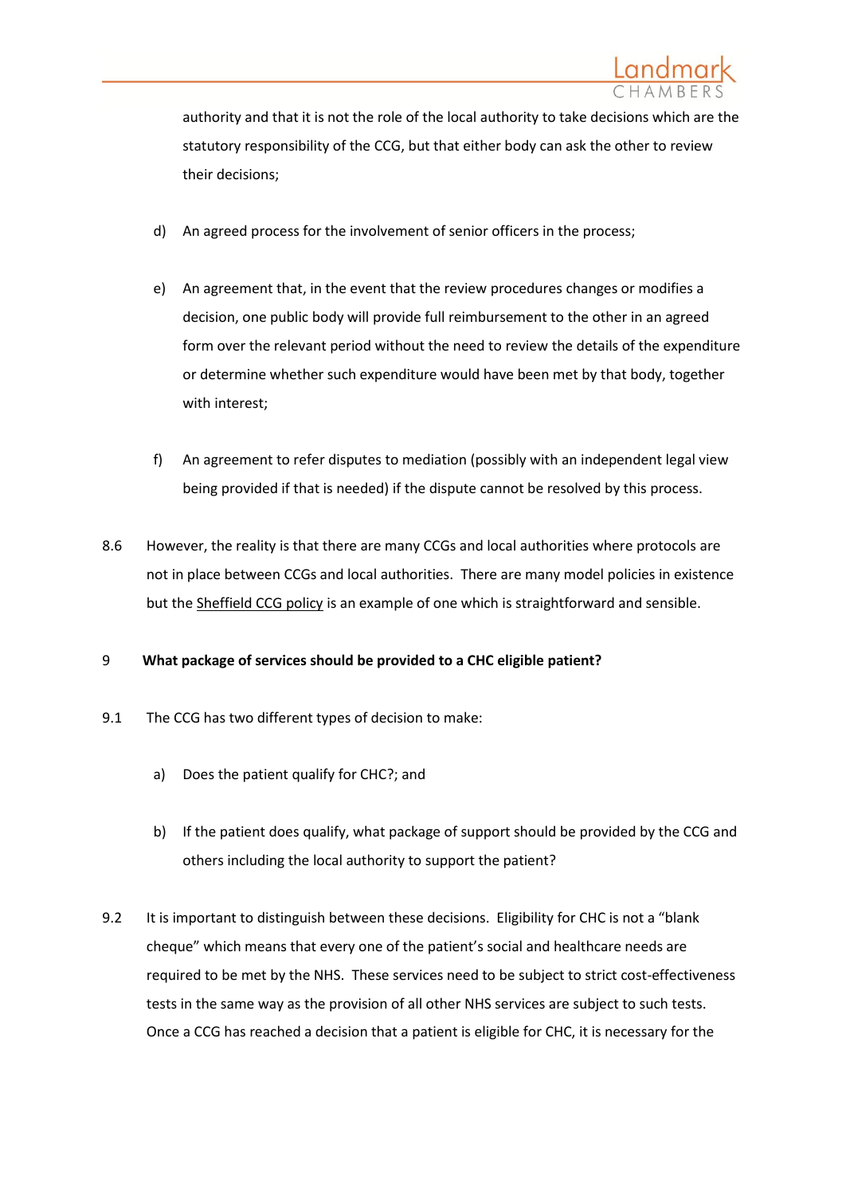authority and that it is not the role of the local authority to take decisions which are the statutory responsibility of the CCG, but that either body can ask the other to review their decisions;

d) An agreed process for the involvement of senior officers in the process;

e) An agreement that, in the event that the review procedures changes or modifies a decision, one public body will provide full reimbursement to the other in an agreed form over the relevant period without the need to review the details of the expenditure or determine whether such expenditure would have been met by that body, together with interest;

f) An agreement to refer disputes to mediation (possibly with an independent legal view being provided if that is needed) if the dispute cannot be resolved by this process.

8.6 However, the reality is that there are many CCGs and local authorities where protocols are not in place between CCGs and local authorities. There are many model policies in existence but the Sheffield CCG policy is an example of one which is straightforward and sensible.

## 9 What package of services should be provided to a CHC eligible patient?

9.1 The CCG has two different types of decision to make:

a) Does the patient qualify for CHC?; and

b) If the patient does qualify, what package of support should be provided by the CCG and others including the local authority to support the patient?

9.2 It is important to distinguish between these decisions. Eligibility for CHC is not a "blank cheque" which means that every one of the patient's social and healthcare needs are required to be met by the NHS. These services need to be subject to strict cost-effectiveness tests in the same way as the provision of all other NHS services are subject to such tests. Once a CCG has reached a decision that a patient is eligible for CHC, it is necessary for the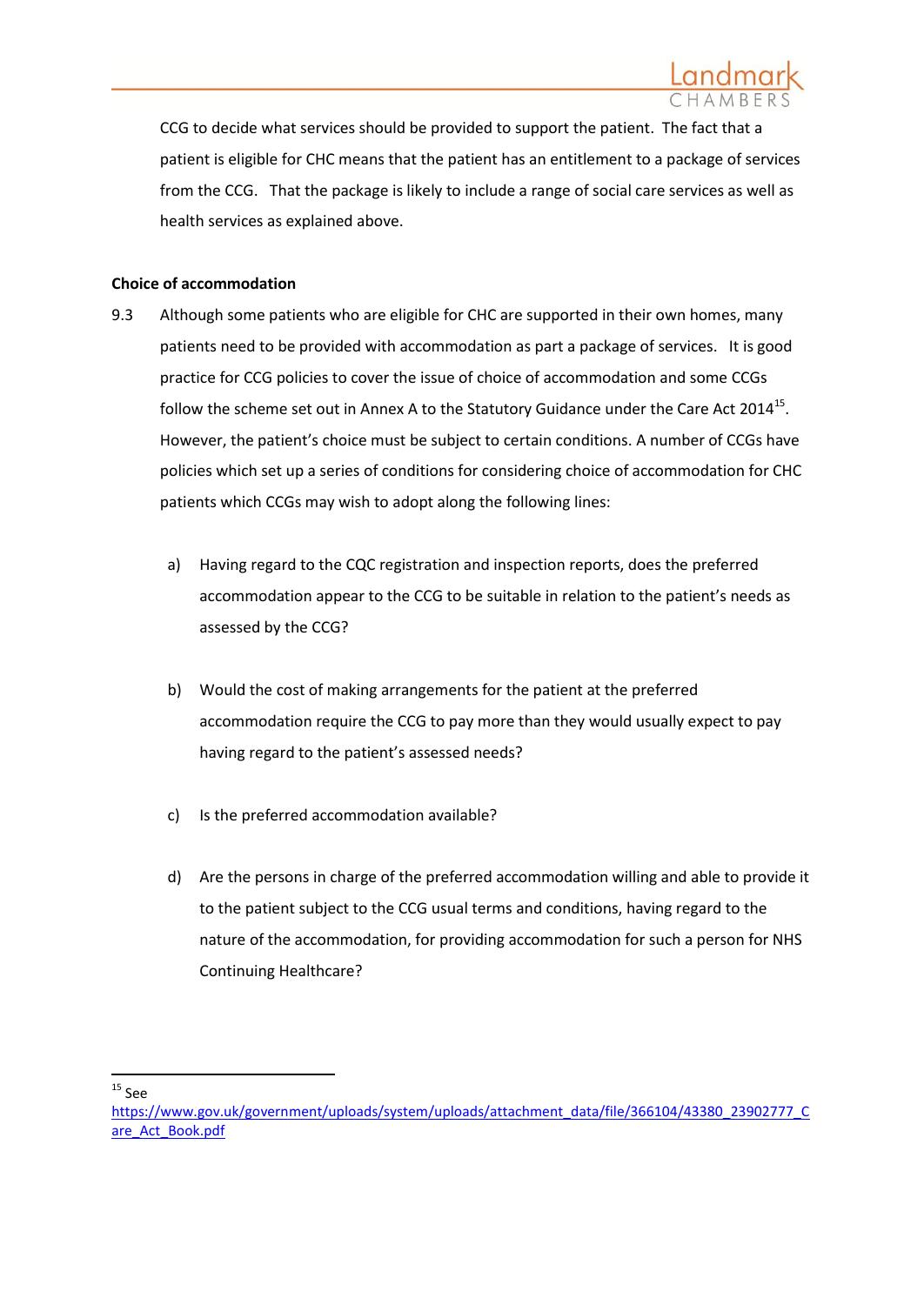CCG to decide what services should be provided to support the patient. The fact that a patient is eligible for CHC means that the patient has an entitlement to a package of services from the CCG. That the package is likely to include a range of social care services as well as health services as explained above.

**Choice of accommodation**

9.3 Although some patients who are eligible for CHC are supported in their own homes, many patients need to be provided with accommodation as part a package of services. It is good practice for CCG policies to cover the issue of choice of accommodation and some CCGs follow the scheme set out in Annex A to the Statutory Guidance under the Care Act 2014[15]. However, the patient's choice must be subject to certain conditions. A number of CCGs have policies which set up a series of conditions for considering choice of accommodation for CHC patients which CCGs may wish to adopt along the following lines:

a) Having regard to the CQC registration and inspection reports, does the preferred accommodation appear to the CCG to be suitable in relation to the patient's needs as assessed by the CCG?

b) Would the cost of making arrangements for the patient at the preferred accommodation require the CCG to pay more than they would usually expect to pay having regard to the patient's assessed needs?

c) Is the preferred accommodation available?

d) Are the persons in charge of the preferred accommodation willing and able to provide it to the patient subject to the CCG usual terms and conditions, having regard to the nature of the accommodation, for providing accommodation for such a person for NHS Continuing Healthcare?

---

[15] See https://www.gov.uk/government/uploads/system/uploads/attachment_data/file/366104/43380_23902777_Care_Act_Book.pdf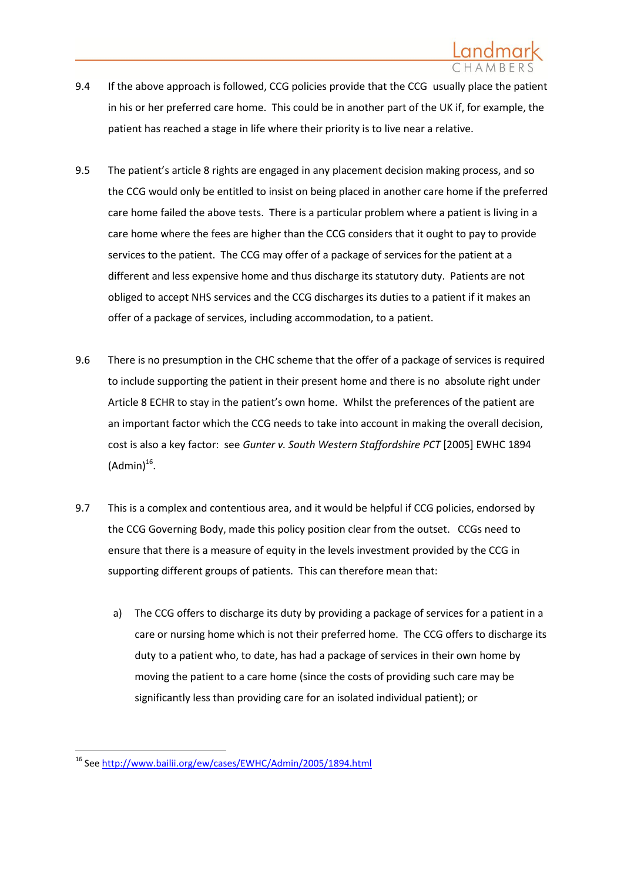9.4 If the above approach is followed, CCG policies provide that the CCG usually place the patient in his or her preferred care home. This could be in another part of the UK if, for example, the patient has reached a stage in life where their priority is to live near a relative.

9.5 The patient's article 8 rights are engaged in any placement decision making process, and so the CCG would only be entitled to insist on being placed in another care home if the preferred care home failed the above tests. There is a particular problem where a patient is living in a care home where the fees are higher than the CCG considers that it ought to pay to provide services to the patient. The CCG may offer of a package of services for the patient at a different and less expensive home and thus discharge its statutory duty. Patients are not obliged to accept NHS services and the CCG discharges its duties to a patient if it makes an offer of a package of services, including accommodation, to a patient.

9.6 There is no presumption in the CHC scheme that the offer of a package of services is required to include supporting the patient in their present home and there is no absolute right under Article 8 ECHR to stay in the patient's own home. Whilst the preferences of the patient are an important factor which the CCG needs to take into account in making the overall decision, cost is also a key factor: see *Gunter v. South Western Staffordshire PCT* [2005] EWHC 1894 (Admin)[16].

9.7 This is a complex and contentious area, and it would be helpful if CCG policies, endorsed by the CCG Governing Body, made this policy position clear from the outset. CCGs need to ensure that there is a measure of equity in the levels investment provided by the CCG in supporting different groups of patients. This can therefore mean that:

a) The CCG offers to discharge its duty by providing a package of services for a patient in a care or nursing home which is not their preferred home. The CCG offers to discharge its duty to a patient who, to date, has had a package of services in their own home by moving the patient to a care home (since the costs of providing such care may be significantly less than providing care for an isolated individual patient); or

---

[16] See http://www.bailii.org/ew/cases/EWHC/Admin/2005/1894.html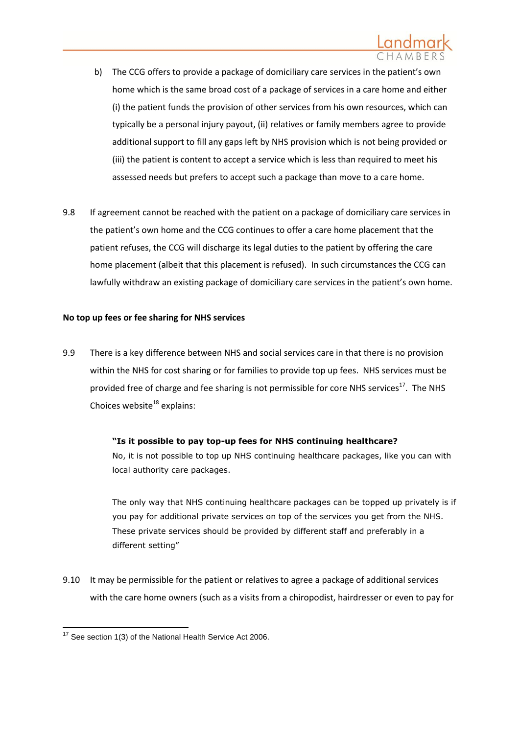b) The CCG offers to provide a package of domiciliary care services in the patient's own home which is the same broad cost of a package of services in a care home and either (i) the patient funds the provision of other services from his own resources, which can typically be a personal injury payout, (ii) relatives or family members agree to provide additional support to fill any gaps left by NHS provision which is not being provided or (iii) the patient is content to accept a service which is less than required to meet his assessed needs but prefers to accept such a package than move to a care home.

9.8 If agreement cannot be reached with the patient on a package of domiciliary care services in the patient's own home and the CCG continues to offer a care home placement that the patient refuses, the CCG will discharge its legal duties to the patient by offering the care home placement (albeit that this placement is refused). In such circumstances the CCG can lawfully withdraw an existing package of domiciliary care services in the patient's own home.

**No top up fees or fee sharing for NHS services**

9.9 There is a key difference between NHS and social services care in that there is no provision within the NHS for cost sharing or for families to provide top up fees. NHS services must be provided free of charge and fee sharing is not permissible for core NHS services[17]. The NHS Choices website[18] explains:

> **"Is it possible to pay top-up fees for NHS continuing healthcare?**
> No, it is not possible to top up NHS continuing healthcare packages, like you can with local authority care packages.
>
> The only way that NHS continuing healthcare packages can be topped up privately is if you pay for additional private services on top of the services you get from the NHS. These private services should be provided by different staff and preferably in a different setting"

9.10 It may be permissible for the patient or relatives to agree a package of additional services with the care home owners (such as a visits from a chiropodist, hairdresser or even to pay for

---

[17] See section 1(3) of the National Health Service Act 2006.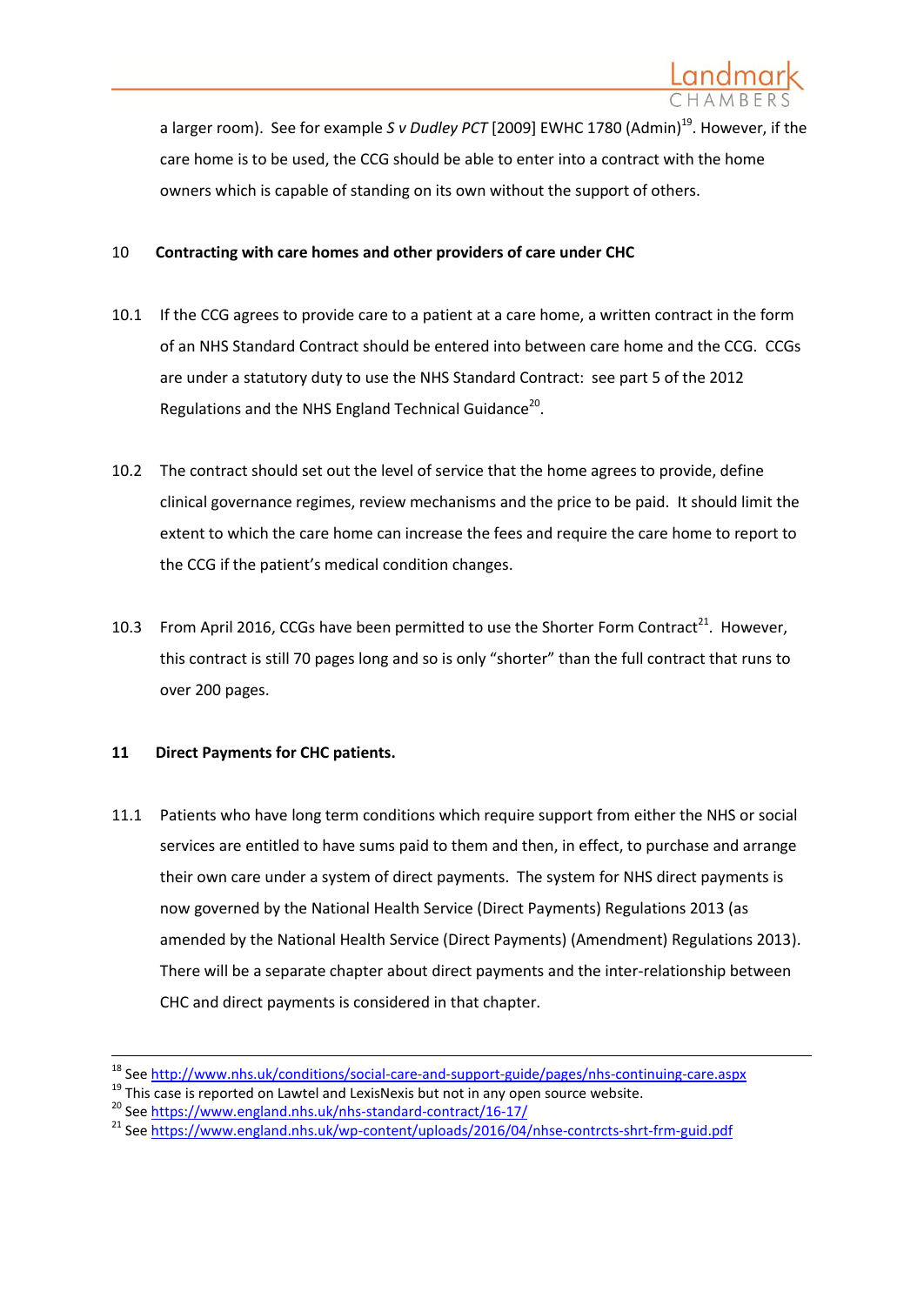a larger room). See for example *S v Dudley PCT* [2009] EWHC 1780 (Admin)[19]. However, if the care home is to be used, the CCG should be able to enter into a contract with the home owners which is capable of standing on its own without the support of others.

## 10 Contracting with care homes and other providers of care under CHC

10.1 If the CCG agrees to provide care to a patient at a care home, a written contract in the form of an NHS Standard Contract should be entered into between care home and the CCG. CCGs are under a statutory duty to use the NHS Standard Contract: see part 5 of the 2012 Regulations and the NHS England Technical Guidance[20].

10.2 The contract should set out the level of service that the home agrees to provide, define clinical governance regimes, review mechanisms and the price to be paid. It should limit the extent to which the care home can increase the fees and require the care home to report to the CCG if the patient's medical condition changes.

10.3 From April 2016, CCGs have been permitted to use the Shorter Form Contract[21]. However, this contract is still 70 pages long and so is only "shorter" than the full contract that runs to over 200 pages.

## 11 Direct Payments for CHC patients.

11.1 Patients who have long term conditions which require support from either the NHS or social services are entitled to have sums paid to them and then, in effect, to purchase and arrange their own care under a system of direct payments. The system for NHS direct payments is now governed by the National Health Service (Direct Payments) Regulations 2013 (as amended by the National Health Service (Direct Payments) (Amendment) Regulations 2013). There will be a separate chapter about direct payments and the inter-relationship between CHC and direct payments is considered in that chapter.

---

[18] See http://www.nhs.uk/conditions/social-care-and-support-guide/pages/nhs-continuing-care.aspx

[19] This case is reported on Lawtel and LexisNexis but not in any open source website.

[20] See https://www.england.nhs.uk/nhs-standard-contract/16-17/

[21] See https://www.england.nhs.uk/wp-content/uploads/2016/04/nhse-contrcts-shrt-frm-guid.pdf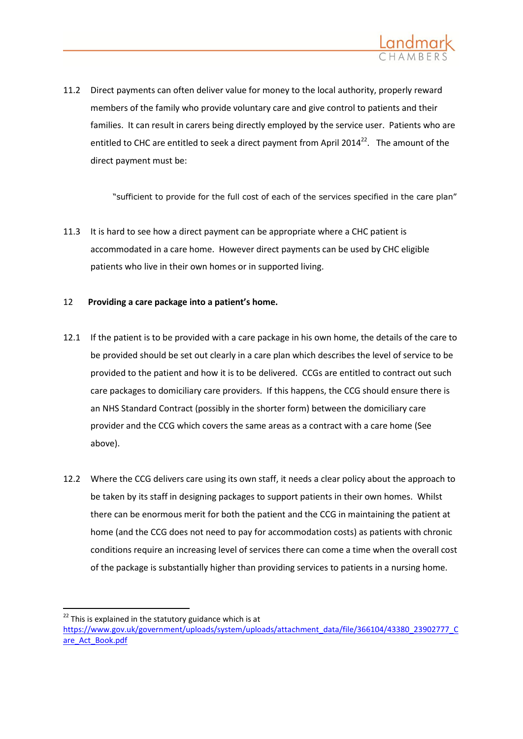11.2 Direct payments can often deliver value for money to the local authority, properly reward members of the family who provide voluntary care and give control to patients and their families. It can result in carers being directly employed by the service user. Patients who are entitled to CHC are entitled to seek a direct payment from April 2014[22]. The amount of the direct payment must be:

> "sufficient to provide for the full cost of each of the services specified in the care plan"

11.3 It is hard to see how a direct payment can be appropriate where a CHC patient is accommodated in a care home. However direct payments can be used by CHC eligible patients who live in their own homes or in supported living.

## 12 Providing a care package into a patient's home.

12.1 If the patient is to be provided with a care package in his own home, the details of the care to be provided should be set out clearly in a care plan which describes the level of service to be provided to the patient and how it is to be delivered. CCGs are entitled to contract out such care packages to domiciliary care providers. If this happens, the CCG should ensure there is an NHS Standard Contract (possibly in the shorter form) between the domiciliary care provider and the CCG which covers the same areas as a contract with a care home (See above).

12.2 Where the CCG delivers care using its own staff, it needs a clear policy about the approach to be taken by its staff in designing packages to support patients in their own homes. Whilst there can be enormous merit for both the patient and the CCG in maintaining the patient at home (and the CCG does not need to pay for accommodation costs) as patients with chronic conditions require an increasing level of services there can come a time when the overall cost of the package is substantially higher than providing services to patients in a nursing home.

---

[22] This is explained in the statutory guidance which is at https://www.gov.uk/government/uploads/system/uploads/attachment_data/file/366104/43380_23902777_Care_Act_Book.pdf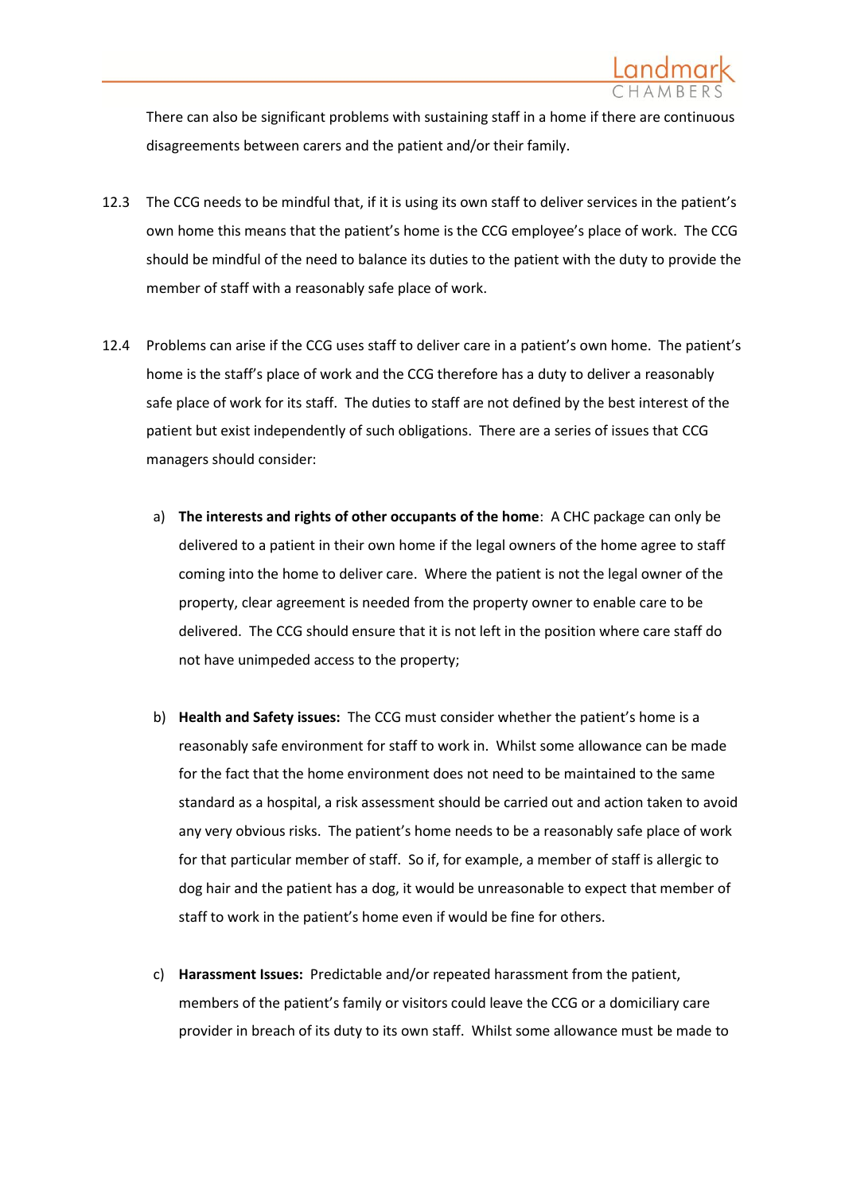There can also be significant problems with sustaining staff in a home if there are continuous disagreements between carers and the patient and/or their family.

12.3 The CCG needs to be mindful that, if it is using its own staff to deliver services in the patient's own home this means that the patient's home is the CCG employee's place of work. The CCG should be mindful of the need to balance its duties to the patient with the duty to provide the member of staff with a reasonably safe place of work.

12.4 Problems can arise if the CCG uses staff to deliver care in a patient's own home. The patient's home is the staff's place of work and the CCG therefore has a duty to deliver a reasonably safe place of work for its staff. The duties to staff are not defined by the best interest of the patient but exist independently of such obligations. There are a series of issues that CCG managers should consider:

a) **The interests and rights of other occupants of the home**: A CHC package can only be delivered to a patient in their own home if the legal owners of the home agree to staff coming into the home to deliver care. Where the patient is not the legal owner of the property, clear agreement is needed from the property owner to enable care to be delivered. The CCG should ensure that it is not left in the position where care staff do not have unimpeded access to the property;

b) **Health and Safety issues:** The CCG must consider whether the patient's home is a reasonably safe environment for staff to work in. Whilst some allowance can be made for the fact that the home environment does not need to be maintained to the same standard as a hospital, a risk assessment should be carried out and action taken to avoid any very obvious risks. The patient's home needs to be a reasonably safe place of work for that particular member of staff. So if, for example, a member of staff is allergic to dog hair and the patient has a dog, it would be unreasonable to expect that member of staff to work in the patient's home even if would be fine for others.

c) **Harassment Issues:** Predictable and/or repeated harassment from the patient, members of the patient's family or visitors could leave the CCG or a domiciliary care provider in breach of its duty to its own staff. Whilst some allowance must be made to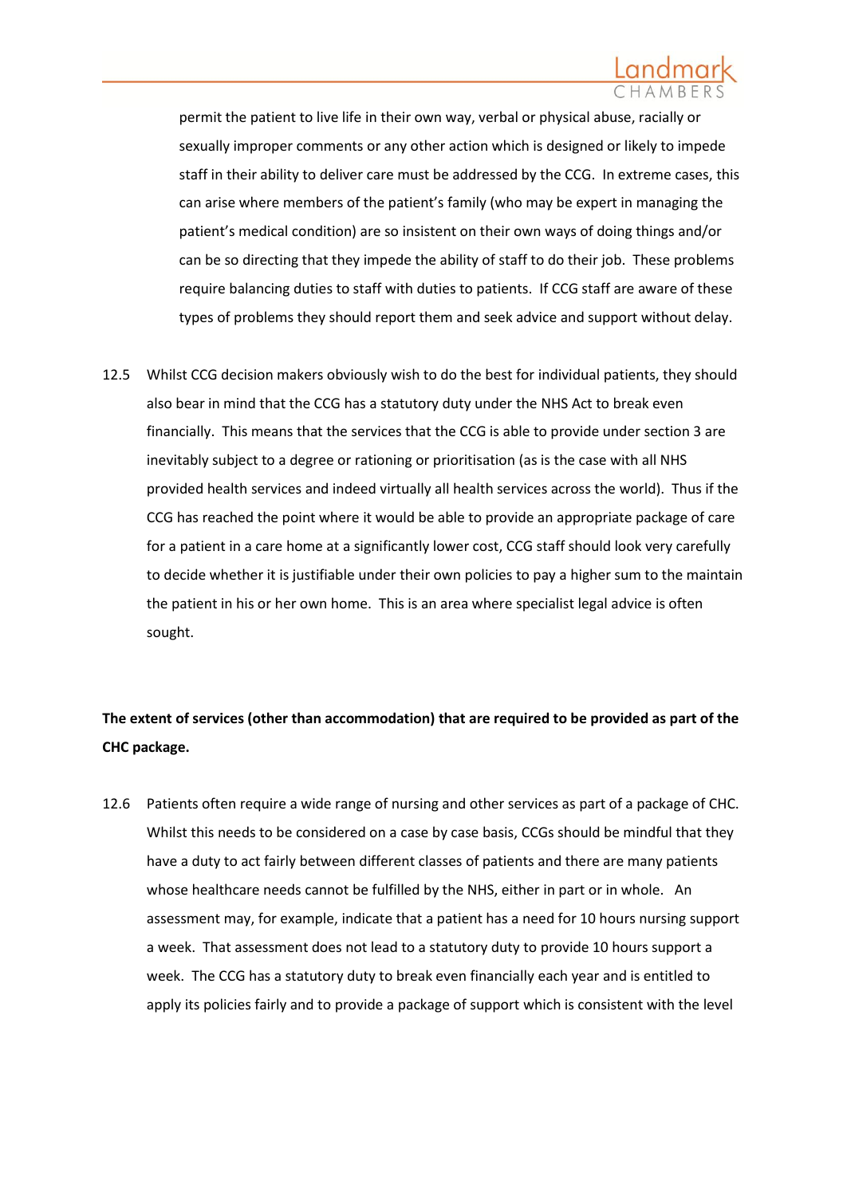permit the patient to live life in their own way, verbal or physical abuse, racially or sexually improper comments or any other action which is designed or likely to impede staff in their ability to deliver care must be addressed by the CCG. In extreme cases, this can arise where members of the patient's family (who may be expert in managing the patient's medical condition) are so insistent on their own ways of doing things and/or can be so directing that they impede the ability of staff to do their job. These problems require balancing duties to staff with duties to patients. If CCG staff are aware of these types of problems they should report them and seek advice and support without delay.

12.5 Whilst CCG decision makers obviously wish to do the best for individual patients, they should also bear in mind that the CCG has a statutory duty under the NHS Act to break even financially. This means that the services that the CCG is able to provide under section 3 are inevitably subject to a degree or rationing or prioritisation (as is the case with all NHS provided health services and indeed virtually all health services across the world). Thus if the CCG has reached the point where it would be able to provide an appropriate package of care for a patient in a care home at a significantly lower cost, CCG staff should look very carefully to decide whether it is justifiable under their own policies to pay a higher sum to the maintain the patient in his or her own home. This is an area where specialist legal advice is often sought.

**The extent of services (other than accommodation) that are required to be provided as part of the CHC package.**

12.6 Patients often require a wide range of nursing and other services as part of a package of CHC. Whilst this needs to be considered on a case by case basis, CCGs should be mindful that they have a duty to act fairly between different classes of patients and there are many patients whose healthcare needs cannot be fulfilled by the NHS, either in part or in whole. An assessment may, for example, indicate that a patient has a need for 10 hours nursing support a week. That assessment does not lead to a statutory duty to provide 10 hours support a week. The CCG has a statutory duty to break even financially each year and is entitled to apply its policies fairly and to provide a package of support which is consistent with the level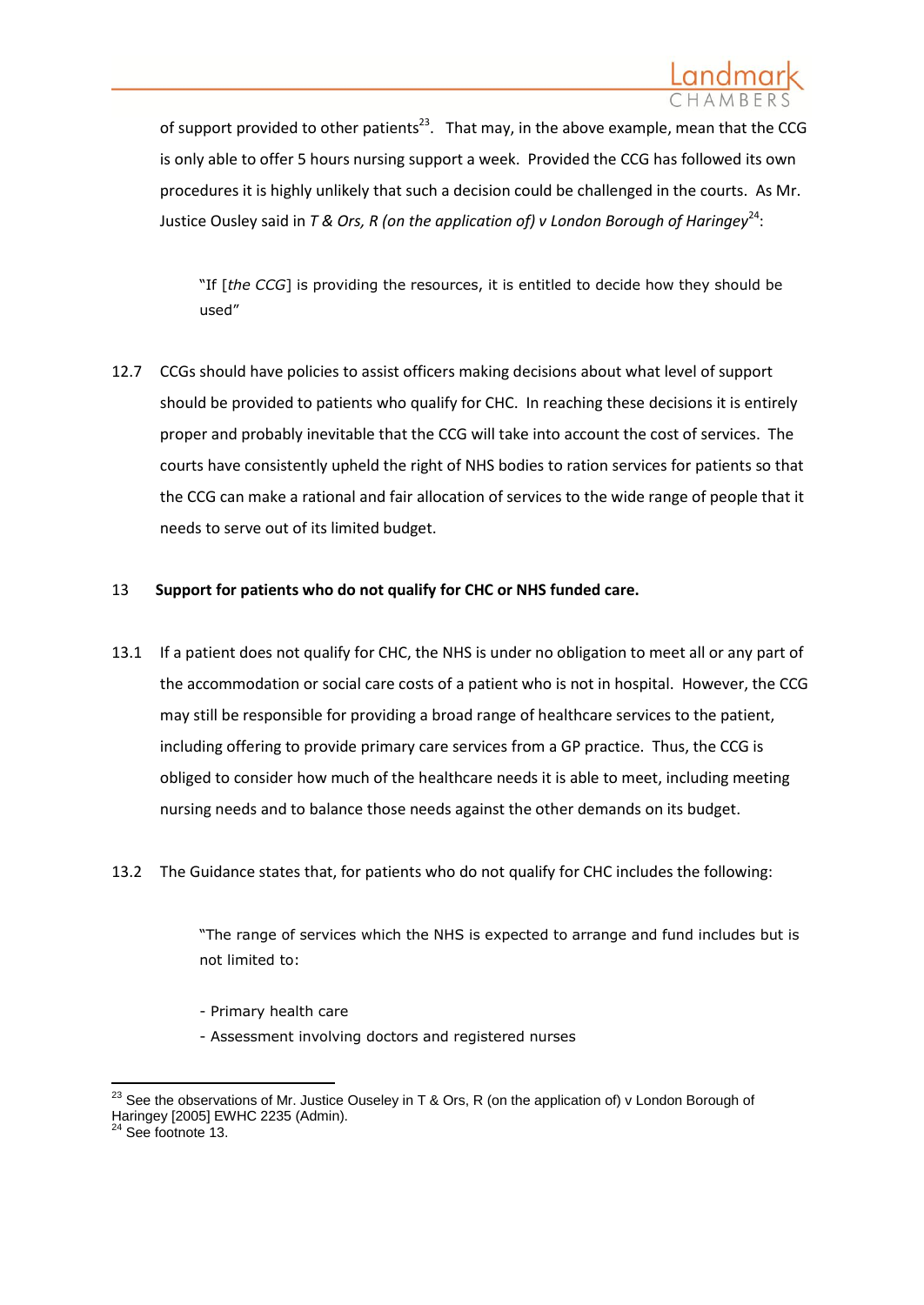of support provided to other patients[23]. That may, in the above example, mean that the CCG is only able to offer 5 hours nursing support a week. Provided the CCG has followed its own procedures it is highly unlikely that such a decision could be challenged in the courts. As Mr. Justice Ousley said in *T & Ors, R (on the application of) v London Borough of Haringey*[24]:

> "If [*the CCG*] is providing the resources, it is entitled to decide how they should be used"

12.7 CCGs should have policies to assist officers making decisions about what level of support should be provided to patients who qualify for CHC. In reaching these decisions it is entirely proper and probably inevitable that the CCG will take into account the cost of services. The courts have consistently upheld the right of NHS bodies to ration services for patients so that the CCG can make a rational and fair allocation of services to the wide range of people that it needs to serve out of its limited budget.

## 13 Support for patients who do not qualify for CHC or NHS funded care.

13.1 If a patient does not qualify for CHC, the NHS is under no obligation to meet all or any part of the accommodation or social care costs of a patient who is not in hospital. However, the CCG may still be responsible for providing a broad range of healthcare services to the patient, including offering to provide primary care services from a GP practice. Thus, the CCG is obliged to consider how much of the healthcare needs it is able to meet, including meeting nursing needs and to balance those needs against the other demands on its budget.

13.2 The Guidance states that, for patients who do not qualify for CHC includes the following:

> "The range of services which the NHS is expected to arrange and fund includes but is not limited to:
>
> - Primary health care
> - Assessment involving doctors and registered nurses

---

[23] See the observations of Mr. Justice Ouseley in T & Ors, R (on the application of) v London Borough of Haringey [2005] EWHC 2235 (Admin).

[24] See footnote 13.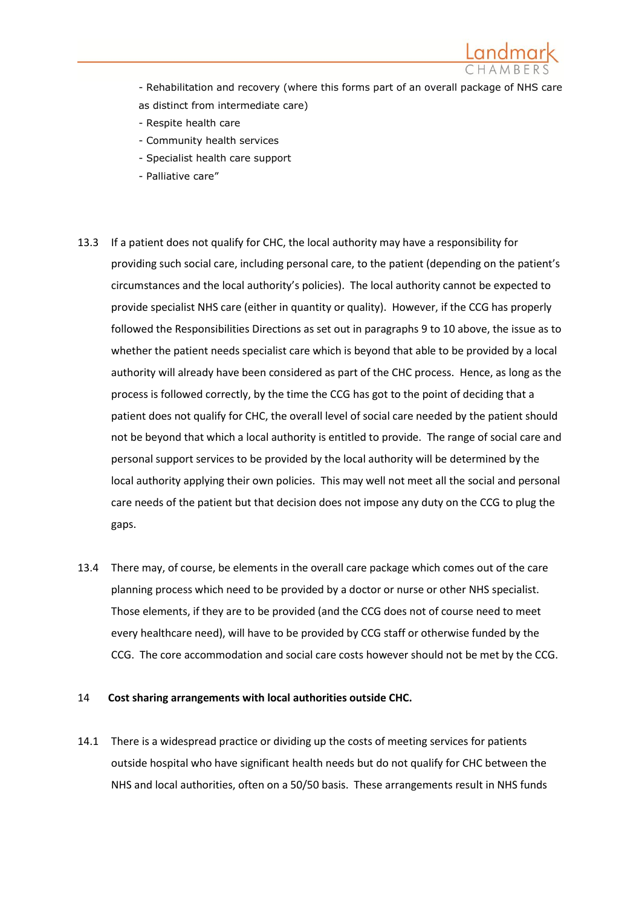- Rehabilitation and recovery (where this forms part of an overall package of NHS care as distinct from intermediate care)
- Respite health care
- Community health services
- Specialist health care support
- Palliative care"

13.3 If a patient does not qualify for CHC, the local authority may have a responsibility for providing such social care, including personal care, to the patient (depending on the patient's circumstances and the local authority's policies). The local authority cannot be expected to provide specialist NHS care (either in quantity or quality). However, if the CCG has properly followed the Responsibilities Directions as set out in paragraphs 9 to 10 above, the issue as to whether the patient needs specialist care which is beyond that able to be provided by a local authority will already have been considered as part of the CHC process. Hence, as long as the process is followed correctly, by the time the CCG has got to the point of deciding that a patient does not qualify for CHC, the overall level of social care needed by the patient should not be beyond that which a local authority is entitled to provide. The range of social care and personal support services to be provided by the local authority will be determined by the local authority applying their own policies. This may well not meet all the social and personal care needs of the patient but that decision does not impose any duty on the CCG to plug the gaps.

13.4 There may, of course, be elements in the overall care package which comes out of the care planning process which need to be provided by a doctor or nurse or other NHS specialist. Those elements, if they are to be provided (and the CCG does not of course need to meet every healthcare need), will have to be provided by CCG staff or otherwise funded by the CCG. The core accommodation and social care costs however should not be met by the CCG.

## 14 Cost sharing arrangements with local authorities outside CHC.

14.1 There is a widespread practice or dividing up the costs of meeting services for patients outside hospital who have significant health needs but do not qualify for CHC between the NHS and local authorities, often on a 50/50 basis. These arrangements result in NHS funds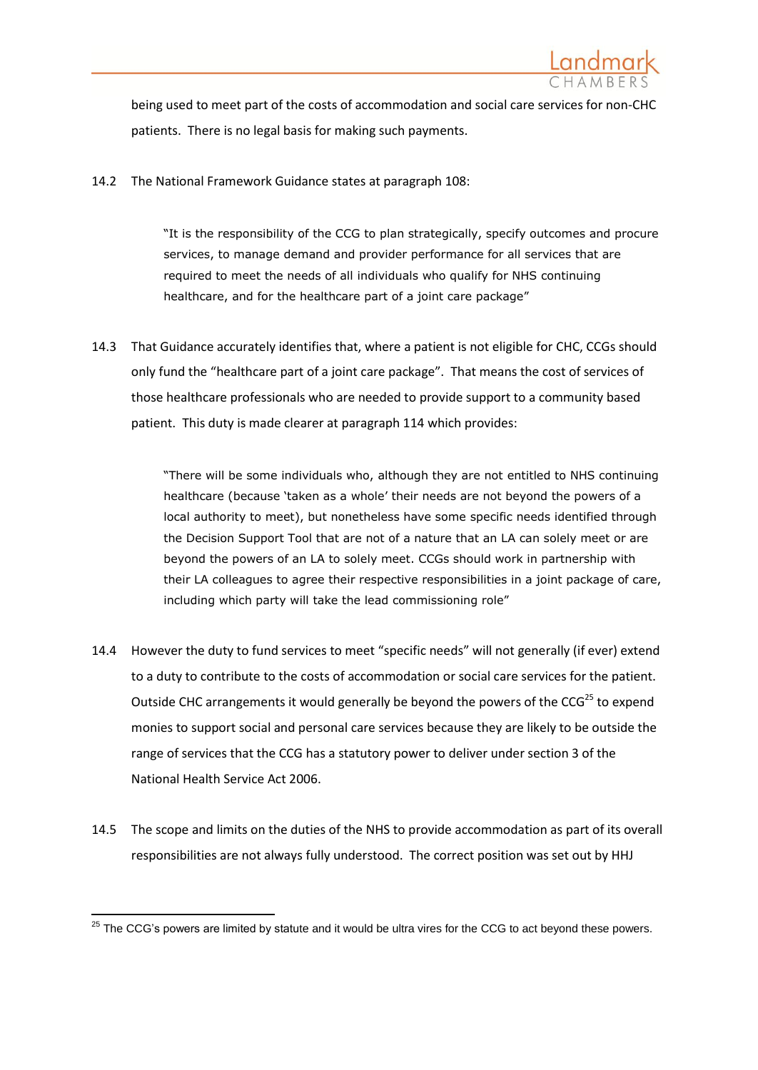being used to meet part of the costs of accommodation and social care services for non-CHC patients. There is no legal basis for making such payments.

14.2 The National Framework Guidance states at paragraph 108:

> "It is the responsibility of the CCG to plan strategically, specify outcomes and procure services, to manage demand and provider performance for all services that are required to meet the needs of all individuals who qualify for NHS continuing healthcare, and for the healthcare part of a joint care package"

14.3 That Guidance accurately identifies that, where a patient is not eligible for CHC, CCGs should only fund the "healthcare part of a joint care package". That means the cost of services of those healthcare professionals who are needed to provide support to a community based patient. This duty is made clearer at paragraph 114 which provides:

> "There will be some individuals who, although they are not entitled to NHS continuing healthcare (because 'taken as a whole' their needs are not beyond the powers of a local authority to meet), but nonetheless have some specific needs identified through the Decision Support Tool that are not of a nature that an LA can solely meet or are beyond the powers of an LA to solely meet. CCGs should work in partnership with their LA colleagues to agree their respective responsibilities in a joint package of care, including which party will take the lead commissioning role"

14.4 However the duty to fund services to meet "specific needs" will not generally (if ever) extend to a duty to contribute to the costs of accommodation or social care services for the patient. Outside CHC arrangements it would generally be beyond the powers of the CCG[25] to expend monies to support social and personal care services because they are likely to be outside the range of services that the CCG has a statutory power to deliver under section 3 of the National Health Service Act 2006.

14.5 The scope and limits on the duties of the NHS to provide accommodation as part of its overall responsibilities are not always fully understood. The correct position was set out by HHJ

---

[25] The CCG's powers are limited by statute and it would be ultra vires for the CCG to act beyond these powers.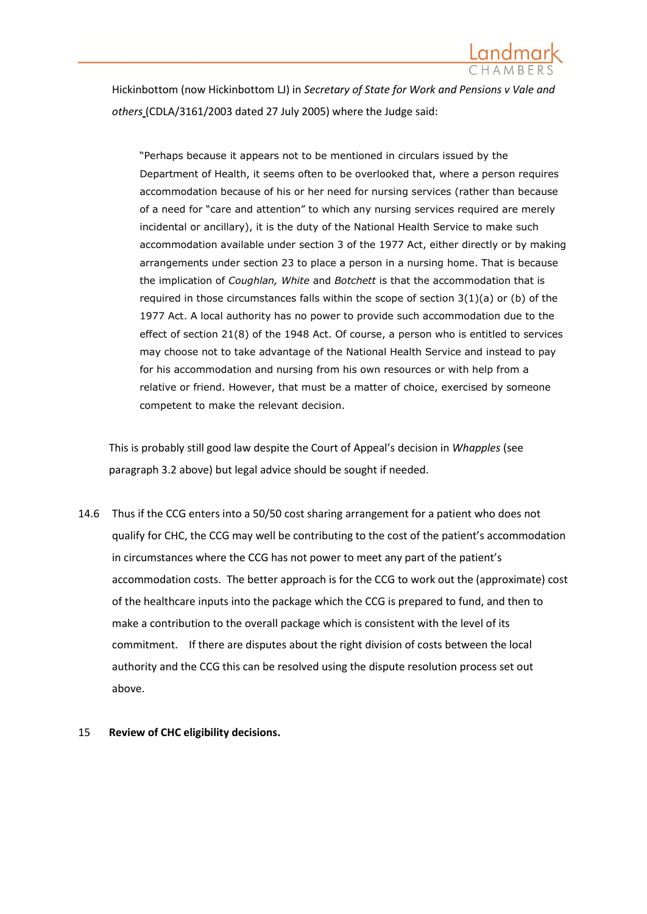Hickinbottom (now Hickinbottom LJ) in *Secretary of State for Work and Pensions v Vale and others* (CDLA/3161/2003 dated 27 July 2005) where the Judge said:

> "Perhaps because it appears not to be mentioned in circulars issued by the Department of Health, it seems often to be overlooked that, where a person requires accommodation because of his or her need for nursing services (rather than because of a need for "care and attention" to which any nursing services required are merely incidental or ancillary), it is the duty of the National Health Service to make such accommodation available under section 3 of the 1977 Act, either directly or by making arrangements under section 23 to place a person in a nursing home. That is because the implication of *Coughlan, White* and *Botchett* is that the accommodation that is required in those circumstances falls within the scope of section 3(1)(a) or (b) of the 1977 Act. A local authority has no power to provide such accommodation due to the effect of section 21(8) of the 1948 Act. Of course, a person who is entitled to services may choose not to take advantage of the National Health Service and instead to pay for his accommodation and nursing from his own resources or with help from a relative or friend. However, that must be a matter of choice, exercised by someone competent to make the relevant decision.

This is probably still good law despite the Court of Appeal's decision in *Whapples* (see paragraph 3.2 above) but legal advice should be sought if needed.

14.6 Thus if the CCG enters into a 50/50 cost sharing arrangement for a patient who does not qualify for CHC, the CCG may well be contributing to the cost of the patient's accommodation in circumstances where the CCG has not power to meet any part of the patient's accommodation costs. The better approach is for the CCG to work out the (approximate) cost of the healthcare inputs into the package which the CCG is prepared to fund, and then to make a contribution to the overall package which is consistent with the level of its commitment. If there are disputes about the right division of costs between the local authority and the CCG this can be resolved using the dispute resolution process set out above.

## 15 Review of CHC eligibility decisions.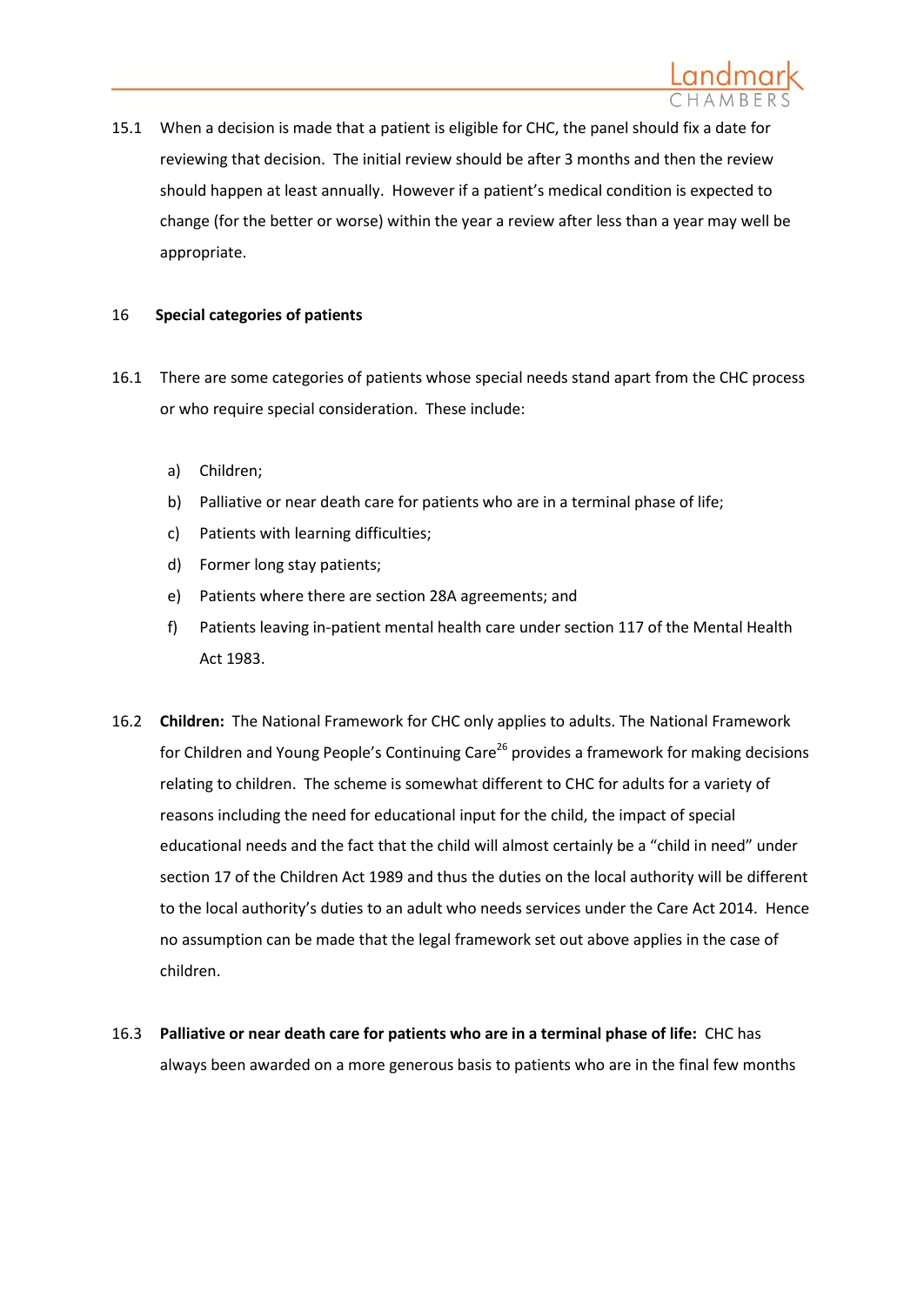15.1 When a decision is made that a patient is eligible for CHC, the panel should fix a date for reviewing that decision. The initial review should be after 3 months and then the review should happen at least annually. However if a patient's medical condition is expected to change (for the better or worse) within the year a review after less than a year may well be appropriate.

## 16 Special categories of patients

16.1 There are some categories of patients whose special needs stand apart from the CHC process or who require special consideration. These include:

a) Children;

b) Palliative or near death care for patients who are in a terminal phase of life;

c) Patients with learning difficulties;

d) Former long stay patients;

e) Patients where there are section 28A agreements; and

f) Patients leaving in-patient mental health care under section 117 of the Mental Health Act 1983.

16.2 **Children:** The National Framework for CHC only applies to adults. The National Framework for Children and Young People's Continuing Care[26] provides a framework for making decisions relating to children. The scheme is somewhat different to CHC for adults for a variety of reasons including the need for educational input for the child, the impact of special educational needs and the fact that the child will almost certainly be a "child in need" under section 17 of the Children Act 1989 and thus the duties on the local authority will be different to the local authority's duties to an adult who needs services under the Care Act 2014. Hence no assumption can be made that the legal framework set out above applies in the case of children.

16.3 **Palliative or near death care for patients who are in a terminal phase of life:** CHC has always been awarded on a more generous basis to patients who are in the final few months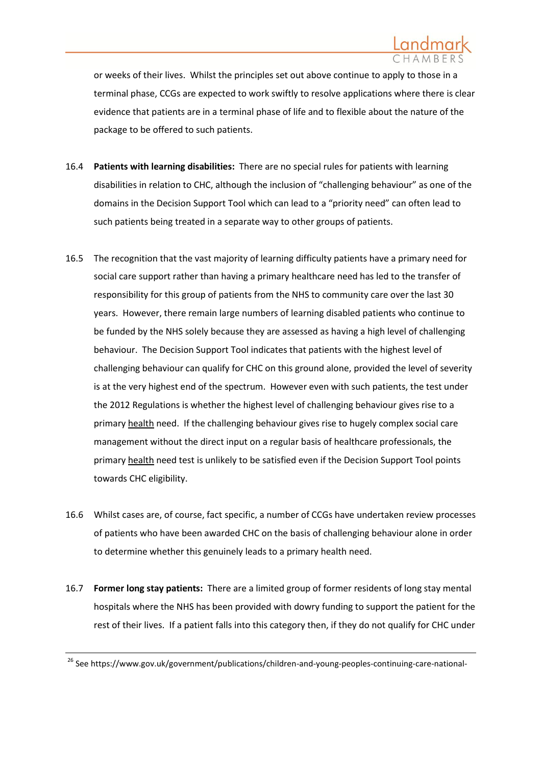or weeks of their lives. Whilst the principles set out above continue to apply to those in a terminal phase, CCGs are expected to work swiftly to resolve applications where there is clear evidence that patients are in a terminal phase of life and to flexible about the nature of the package to be offered to such patients.

16.4 **Patients with learning disabilities:** There are no special rules for patients with learning disabilities in relation to CHC, although the inclusion of "challenging behaviour" as one of the domains in the Decision Support Tool which can lead to a "priority need" can often lead to such patients being treated in a separate way to other groups of patients.

16.5 The recognition that the vast majority of learning difficulty patients have a primary need for social care support rather than having a primary healthcare need has led to the transfer of responsibility for this group of patients from the NHS to community care over the last 30 years. However, there remain large numbers of learning disabled patients who continue to be funded by the NHS solely because they are assessed as having a high level of challenging behaviour. The Decision Support Tool indicates that patients with the highest level of challenging behaviour can qualify for CHC on this ground alone, provided the level of severity is at the very highest end of the spectrum. However even with such patients, the test under the 2012 Regulations is whether the highest level of challenging behaviour gives rise to a primary <u>health</u> need. If the challenging behaviour gives rise to hugely complex social care management without the direct input on a regular basis of healthcare professionals, the primary <u>health</u> need test is unlikely to be satisfied even if the Decision Support Tool points towards CHC eligibility.

16.6 Whilst cases are, of course, fact specific, a number of CCGs have undertaken review processes of patients who have been awarded CHC on the basis of challenging behaviour alone in order to determine whether this genuinely leads to a primary health need.

16.7 **Former long stay patients:** There are a limited group of former residents of long stay mental hospitals where the NHS has been provided with dowry funding to support the patient for the rest of their lives. If a patient falls into this category then, if they do not qualify for CHC under

[26] See https://www.gov.uk/government/publications/children-and-young-peoples-continuing-care-national-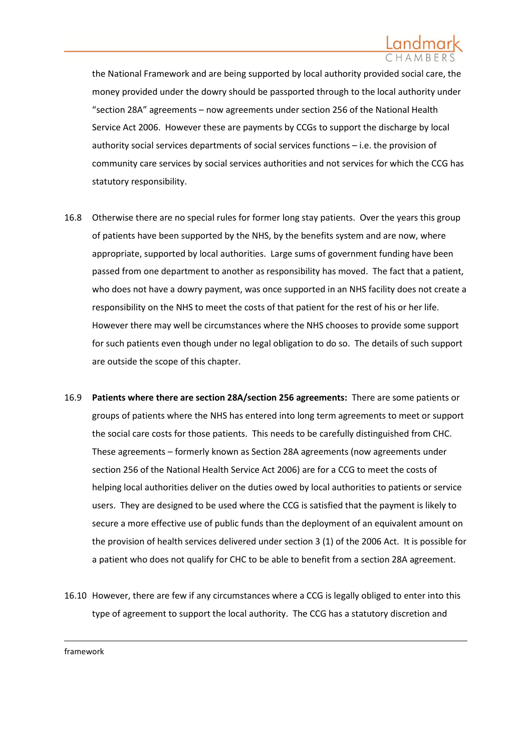the National Framework and are being supported by local authority provided social care, the money provided under the dowry should be passported through to the local authority under "section 28A" agreements – now agreements under section 256 of the National Health Service Act 2006. However these are payments by CCGs to support the discharge by local authority social services departments of social services functions – i.e. the provision of community care services by social services authorities and not services for which the CCG has statutory responsibility.

16.8 Otherwise there are no special rules for former long stay patients. Over the years this group of patients have been supported by the NHS, by the benefits system and are now, where appropriate, supported by local authorities. Large sums of government funding have been passed from one department to another as responsibility has moved. The fact that a patient, who does not have a dowry payment, was once supported in an NHS facility does not create a responsibility on the NHS to meet the costs of that patient for the rest of his or her life. However there may well be circumstances where the NHS chooses to provide some support for such patients even though under no legal obligation to do so. The details of such support are outside the scope of this chapter.

16.9 **Patients where there are section 28A/section 256 agreements:** There are some patients or groups of patients where the NHS has entered into long term agreements to meet or support the social care costs for those patients. This needs to be carefully distinguished from CHC. These agreements – formerly known as Section 28A agreements (now agreements under section 256 of the National Health Service Act 2006) are for a CCG to meet the costs of helping local authorities deliver on the duties owed by local authorities to patients or service users. They are designed to be used where the CCG is satisfied that the payment is likely to secure a more effective use of public funds than the deployment of an equivalent amount on the provision of health services delivered under section 3 (1) of the 2006 Act. It is possible for a patient who does not qualify for CHC to be able to benefit from a section 28A agreement.

16.10 However, there are few if any circumstances where a CCG is legally obliged to enter into this type of agreement to support the local authority. The CCG has a statutory discretion and

framework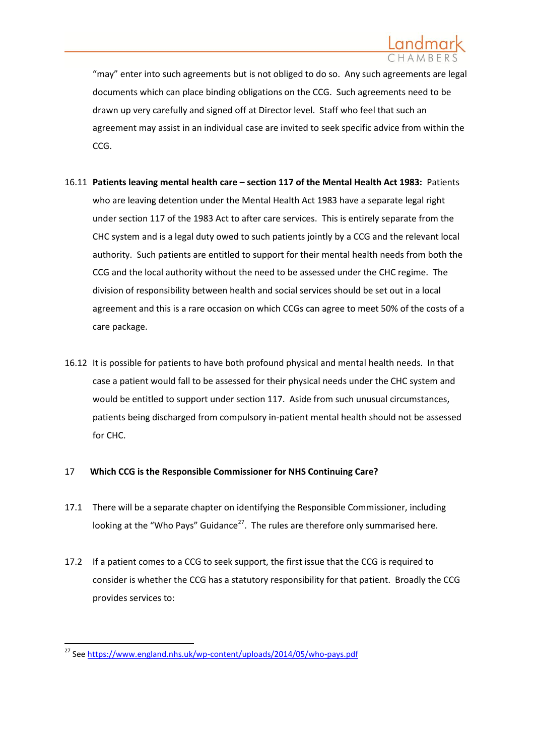"may" enter into such agreements but is not obliged to do so. Any such agreements are legal documents which can place binding obligations on the CCG. Such agreements need to be drawn up very carefully and signed off at Director level. Staff who feel that such an agreement may assist in an individual case are invited to seek specific advice from within the CCG.

16.11 **Patients leaving mental health care – section 117 of the Mental Health Act 1983:** Patients who are leaving detention under the Mental Health Act 1983 have a separate legal right under section 117 of the 1983 Act to after care services. This is entirely separate from the CHC system and is a legal duty owed to such patients jointly by a CCG and the relevant local authority. Such patients are entitled to support for their mental health needs from both the CCG and the local authority without the need to be assessed under the CHC regime. The division of responsibility between health and social services should be set out in a local agreement and this is a rare occasion on which CCGs can agree to meet 50% of the costs of a care package.

16.12 It is possible for patients to have both profound physical and mental health needs. In that case a patient would fall to be assessed for their physical needs under the CHC system and would be entitled to support under section 117. Aside from such unusual circumstances, patients being discharged from compulsory in-patient mental health should not be assessed for CHC.

## 17 Which CCG is the Responsible Commissioner for NHS Continuing Care?

17.1 There will be a separate chapter on identifying the Responsible Commissioner, including looking at the "Who Pays" Guidance[27]. The rules are therefore only summarised here.

17.2 If a patient comes to a CCG to seek support, the first issue that the CCG is required to consider is whether the CCG has a statutory responsibility for that patient. Broadly the CCG provides services to:

---

[27] See https://www.england.nhs.uk/wp-content/uploads/2014/05/who-pays.pdf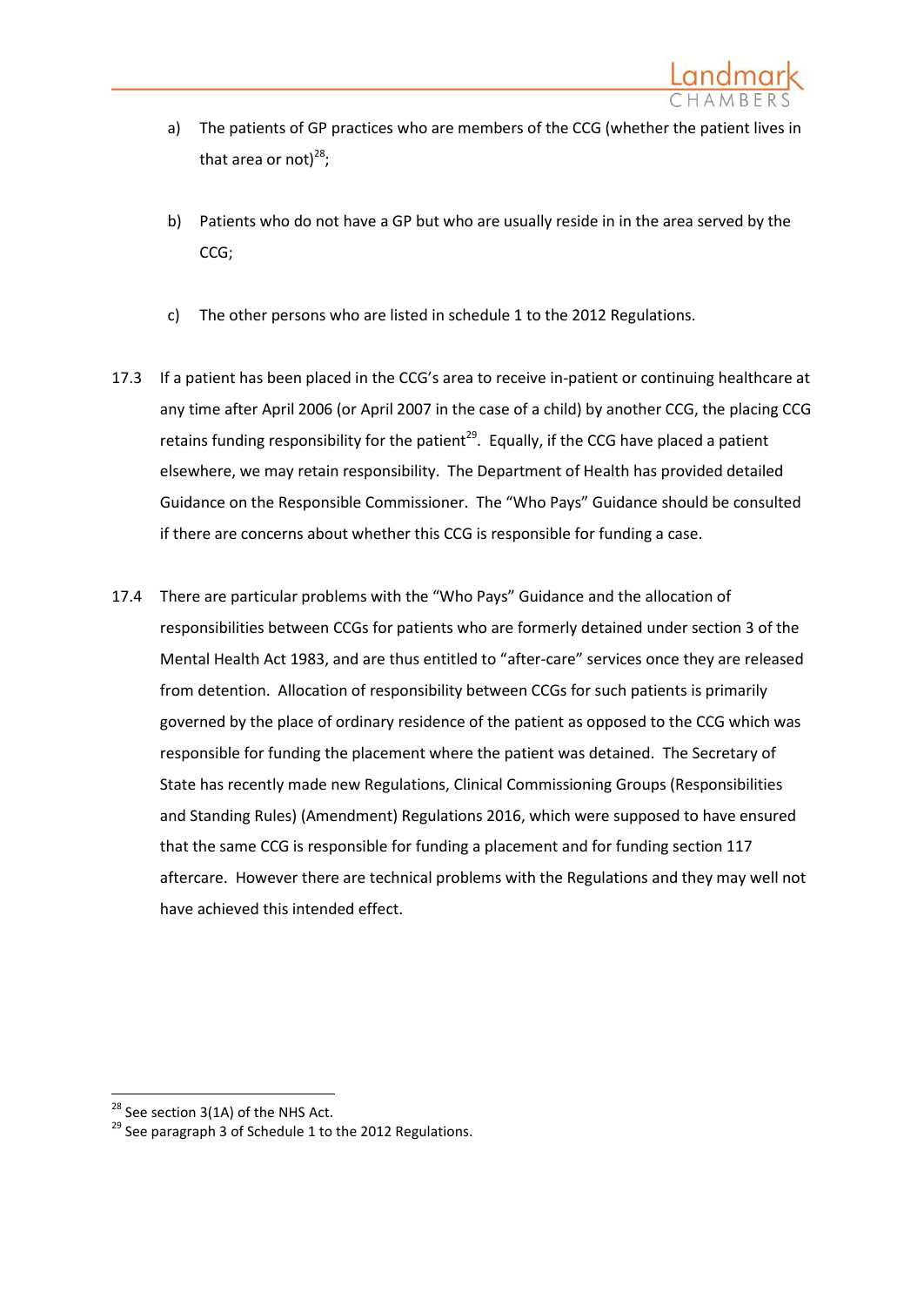a) The patients of GP practices who are members of the CCG (whether the patient lives in that area or not)[28];

b) Patients who do not have a GP but who are usually reside in in the area served by the CCG;

c) The other persons who are listed in schedule 1 to the 2012 Regulations.

17.3 If a patient has been placed in the CCG's area to receive in-patient or continuing healthcare at any time after April 2006 (or April 2007 in the case of a child) by another CCG, the placing CCG retains funding responsibility for the patient[29]. Equally, if the CCG have placed a patient elsewhere, we may retain responsibility. The Department of Health has provided detailed Guidance on the Responsible Commissioner. The "Who Pays" Guidance should be consulted if there are concerns about whether this CCG is responsible for funding a case.

17.4 There are particular problems with the "Who Pays" Guidance and the allocation of responsibilities between CCGs for patients who are formerly detained under section 3 of the Mental Health Act 1983, and are thus entitled to "after-care" services once they are released from detention. Allocation of responsibility between CCGs for such patients is primarily governed by the place of ordinary residence of the patient as opposed to the CCG which was responsible for funding the placement where the patient was detained. The Secretary of State has recently made new Regulations, Clinical Commissioning Groups (Responsibilities and Standing Rules) (Amendment) Regulations 2016, which were supposed to have ensured that the same CCG is responsible for funding a placement and for funding section 117 aftercare. However there are technical problems with the Regulations and they may well not have achieved this intended effect.

---

[28] See section 3(1A) of the NHS Act.

[29] See paragraph 3 of Schedule 1 to the 2012 Regulations.